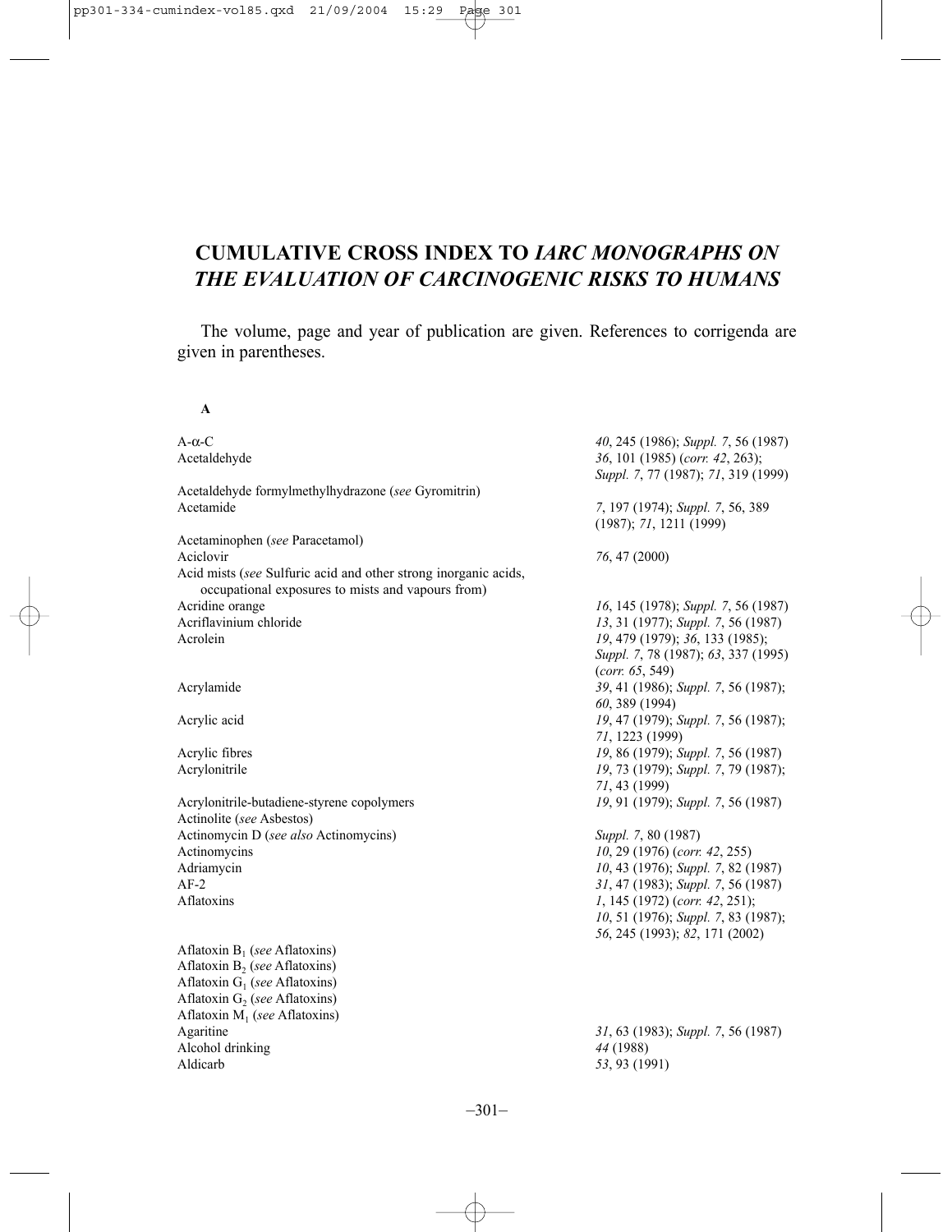# CUMULATIVE CROSS INDEX TO *IARC MONOGRAPHS ON THE EVALUATION OF CARCINOGENIC RISKS TO HUMANS*

The volume, page and year of publication are given. References to corrigenda are given in parentheses.

## A

| | |
|---|---|
| A-α-C | *40*, 245 (1986); *Suppl. 7*, 56 (1987) |
| Acetaldehyde | *36*, 101 (1985) (*corr. 42*, 263); *Suppl. 7*, 77 (1987); *71*, 319 (1999) |
| Acetaldehyde formylmethylhydrazone (*see* Gyromitrin) | |
| Acetamide | *7*, 197 (1974); *Suppl. 7*, 56, 389 (1987); *71*, 1211 (1999) |
| Acetaminophen (*see* Paracetamol) | |
| Aciclovir | *76*, 47 (2000) |
| Acid mists (*see* Sulfuric acid and other strong inorganic acids, occupational exposures to mists and vapours from) | |
| Acridine orange | *16*, 145 (1978); *Suppl. 7*, 56 (1987) |
| Acriflavinium chloride | *13*, 31 (1977); *Suppl. 7*, 56 (1987) |
| Acrolein | *19*, 479 (1979); *36*, 133 (1985); *Suppl. 7*, 78 (1987); *63*, 337 (1995) (*corr. 65*, 549) |
| Acrylamide | *39*, 41 (1986); *Suppl. 7*, 56 (1987); *60*, 389 (1994) |
| Acrylic acid | *19*, 47 (1979); *Suppl. 7*, 56 (1987); *71*, 1223 (1999) |
| Acrylic fibres | *19*, 86 (1979); *Suppl. 7*, 56 (1987) |
| Acrylonitrile | *19*, 73 (1979); *Suppl. 7*, 79 (1987); *71*, 43 (1999) |
| Acrylonitrile-butadiene-styrene copolymers | *19*, 91 (1979); *Suppl. 7*, 56 (1987) |
| Actinolite (*see* Asbestos) | |
| Actinomycin D (*see also* Actinomycins) | *Suppl. 7*, 80 (1987) |
| Actinomycins | *10*, 29 (1976) (*corr. 42*, 255) |
| Adriamycin | *10*, 43 (1976); *Suppl. 7*, 82 (1987) |
| AF-2 | *31*, 47 (1983); *Suppl. 7*, 56 (1987) |
| Aflatoxins | *1*, 145 (1972) (*corr. 42*, 251); *10*, 51 (1976); *Suppl. 7*, 83 (1987); *56*, 245 (1993); *82*, 171 (2002) |
| Aflatoxin $B_1$ (*see* Aflatoxins) | |
| Aflatoxin $B_2$ (*see* Aflatoxins) | |
| Aflatoxin $G_1$ (*see* Aflatoxins) | |
| Aflatoxin $G_2$ (*see* Aflatoxins) | |
| Aflatoxin $M_1$ (*see* Aflatoxins) | |
| Agaritine | *31*, 63 (1983); *Suppl. 7*, 56 (1987) |
| Alcohol drinking | *44* (1988) |
| Aldicarb | *53*, 93 (1991) |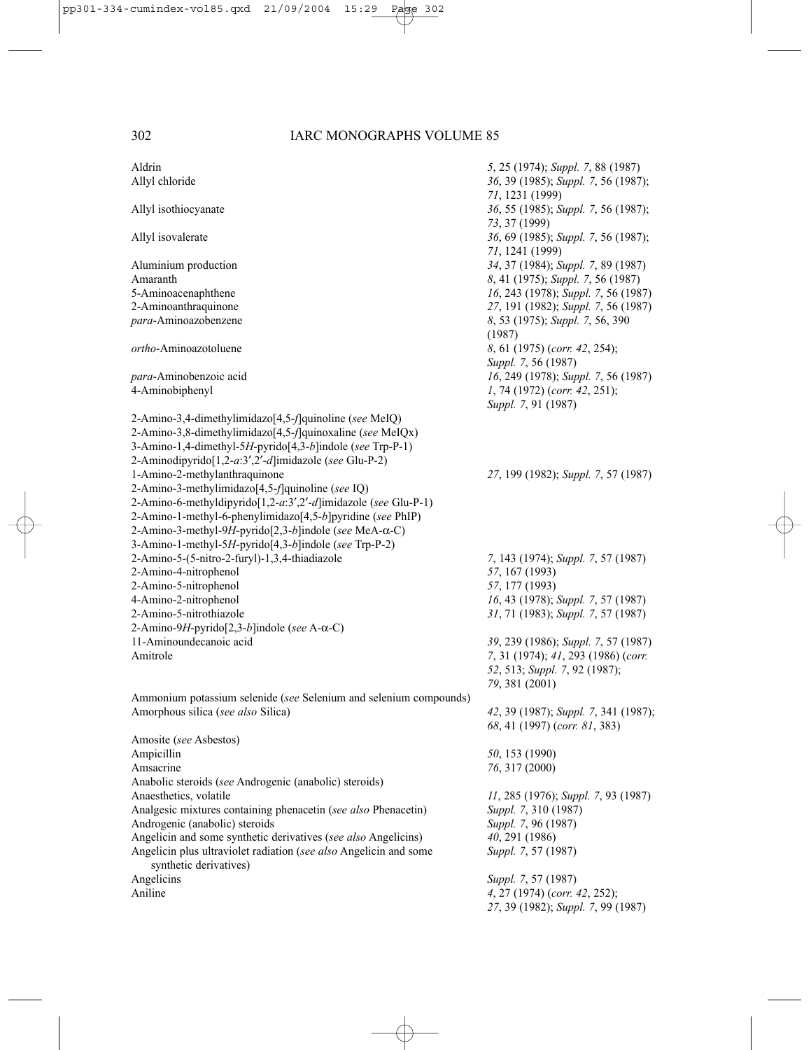| | |
|---|---|
| Aldrin | *5*, 25 (1974); *Suppl. 7*, 88 (1987) |
| Allyl chloride | *36*, 39 (1985); *Suppl. 7*, 56 (1987); *71*, 1231 (1999) |
| Allyl isothiocyanate | *36*, 55 (1985); *Suppl. 7*, 56 (1987); *73*, 37 (1999) |
| Allyl isovalerate | *36*, 69 (1985); *Suppl. 7*, 56 (1987); *71*, 1241 (1999) |
| Aluminium production | *34*, 37 (1984); *Suppl. 7*, 89 (1987) |
| Amaranth | *8*, 41 (1975); *Suppl. 7*, 56 (1987) |
| 5-Aminoacenaphthene | *16*, 243 (1978); *Suppl. 7*, 56 (1987) |
| 2-Aminoanthraquinone | *27*, 191 (1982); *Suppl. 7*, 56 (1987) |
| *para*-Aminoazobenzene | *8*, 53 (1975); *Suppl. 7*, 56, 390 (1987) |
| *ortho*-Aminoazotoluene | *8*, 61 (1975) (*corr. 42*, 254); *Suppl. 7*, 56 (1987) |
| *para*-Aminobenzoic acid | *16*, 249 (1978); *Suppl. 7*, 56 (1987) |
| 4-Aminobiphenyl | *1*, 74 (1972) (*corr. 42*, 251); *Suppl. 7*, 91 (1987) |
| 2-Amino-3,4-dimethylimidazo[4,5-*f*]quinoline (*see* MeIQ) | |
| 2-Amino-3,8-dimethylimidazo[4,5-*f*]quinoxaline (*see* MeIQx) | |
| 3-Amino-1,4-dimethyl-5*H*-pyrido[4,3-*b*]indole (*see* Trp-P-1) | |
| 2-Aminodipyrido[1,2-*a*:3′,2′-*d*]imidazole (*see* Glu-P-2) | |
| 1-Amino-2-methylanthraquinone | *27*, 199 (1982); *Suppl. 7*, 57 (1987) |
| 2-Amino-3-methylimidazo[4,5-*f*]quinoline (*see* IQ) | |
| 2-Amino-6-methyldipyrido[1,2-*a*:3′,2′-*d*]imidazole (*see* Glu-P-1) | |
| 2-Amino-1-methyl-6-phenylimidazo[4,5-*b*]pyridine (*see* PhIP) | |
| 2-Amino-3-methyl-9*H*-pyrido[2,3-*b*]indole (*see* MeA-α-C) | |
| 3-Amino-1-methyl-5*H*-pyrido[4,3-*b*]indole (*see* Trp-P-2) | |
| 2-Amino-5-(5-nitro-2-furyl)-1,3,4-thiadiazole | *7*, 143 (1974); *Suppl. 7*, 57 (1987) |
| 2-Amino-4-nitrophenol | *57*, 167 (1993) |
| 2-Amino-5-nitrophenol | *57*, 177 (1993) |
| 4-Amino-2-nitrophenol | *16*, 43 (1978); *Suppl. 7*, 57 (1987) |
| 2-Amino-5-nitrothiazole | *31*, 71 (1983); *Suppl. 7*, 57 (1987) |
| 2-Amino-9*H*-pyrido[2,3-*b*]indole (*see* A-α-C) | |
| 11-Aminoundecanoic acid | *39*, 239 (1986); *Suppl. 7*, 57 (1987) |
| Amitrole | *7*, 31 (1974); *41*, 293 (1986) (*corr. 52*, 513; *Suppl. 7*, 92 (1987); *79*, 381 (2001) |
| Ammonium potassium selenide (*see* Selenium and selenium compounds) | |
| Amorphous silica (*see also* Silica) | *42*, 39 (1987); *Suppl. 7*, 341 (1987); *68*, 41 (1997) (*corr. 81*, 383) |
| Amosite (*see* Asbestos) | |
| Ampicillin | *50*, 153 (1990) |
| Amsacrine | *76*, 317 (2000) |
| Anabolic steroids (*see* Androgenic (anabolic) steroids) | |
| Anaesthetics, volatile | *11*, 285 (1976); *Suppl. 7*, 93 (1987) |
| Analgesic mixtures containing phenacetin (*see also* Phenacetin) | *Suppl. 7*, 310 (1987) |
| Androgenic (anabolic) steroids | *Suppl. 7*, 96 (1987) |
| Angelicin and some synthetic derivatives (*see also* Angelicins) | *40*, 291 (1986) |
| Angelicin plus ultraviolet radiation (*see also* Angelicin and some synthetic derivatives) | *Suppl. 7*, 57 (1987) |
| Angelicins | *Suppl. 7*, 57 (1987) |
| Aniline | *4*, 27 (1974) (*corr. 42*, 252); *27*, 39 (1982); *Suppl. 7*, 99 (1987) |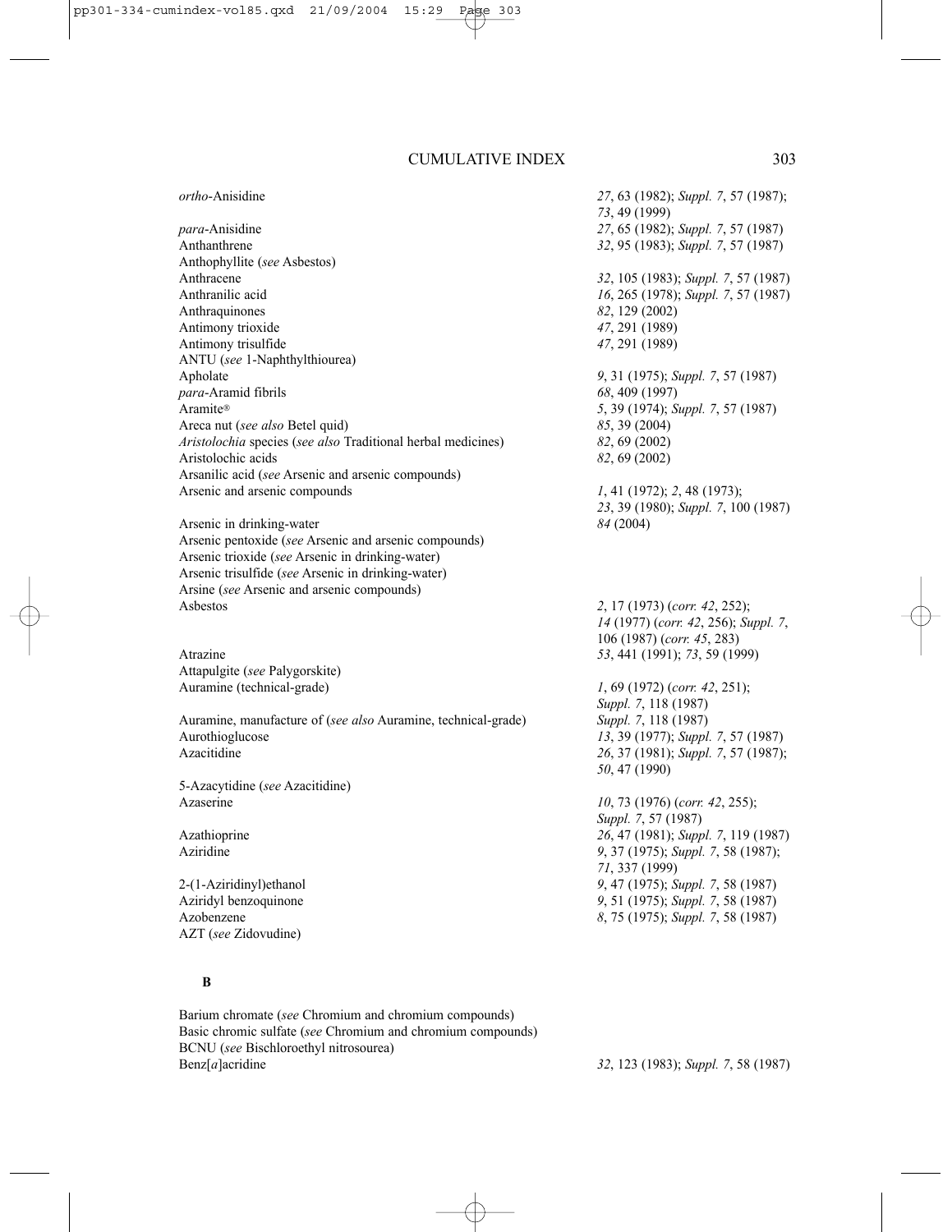| | |
|---|---|
| *ortho*-Anisidine | *27*, 63 (1982); *Suppl. 7*, 57 (1987); *73*, 49 (1999) |
| *para*-Anisidine | *27*, 65 (1982); *Suppl. 7*, 57 (1987) |
| Anthanthrene | *32*, 95 (1983); *Suppl. 7*, 57 (1987) |
| Anthophyllite (*see* Asbestos) | |
| Anthracene | *32*, 105 (1983); *Suppl. 7*, 57 (1987) |
| Anthranilic acid | *16*, 265 (1978); *Suppl. 7*, 57 (1987) |
| Anthraquinones | *82*, 129 (2002) |
| Antimony trioxide | *47*, 291 (1989) |
| Antimony trisulfide | *47*, 291 (1989) |
| ANTU (*see* 1-Naphthylthiourea) | |
| Apholate | *9*, 31 (1975); *Suppl. 7*, 57 (1987) |
| *para*-Aramid fibrils | *68*, 409 (1997) |
| Aramite® | *5*, 39 (1974); *Suppl. 7*, 57 (1987) |
| Areca nut (*see also* Betel quid) | *85*, 39 (2004) |
| *Aristolochia* species (*see also* Traditional herbal medicines) | *82*, 69 (2002) |
| Aristolochic acids | *82*, 69 (2002) |
| Arsanilic acid (*see* Arsenic and arsenic compounds) | |
| Arsenic and arsenic compounds | *1*, 41 (1972); *2*, 48 (1973); *23*, 39 (1980); *Suppl. 7*, 100 (1987) |
| Arsenic in drinking-water | *84* (2004) |
| Arsenic pentoxide (*see* Arsenic and arsenic compounds) | |
| Arsenic trioxide (*see* Arsenic in drinking-water) | |
| Arsenic trisulfide (*see* Arsenic in drinking-water) | |
| Arsine (*see* Arsenic and arsenic compounds) | |
| Asbestos | *2*, 17 (1973) (*corr. 42*, 252); *14* (1977) (*corr. 42*, 256); *Suppl. 7*, 106 (1987) (*corr. 45*, 283) |
| Atrazine | *53*, 441 (1991); *73*, 59 (1999) |
| Attapulgite (*see* Palygorskite) | |
| Auramine (technical-grade) | *1*, 69 (1972) (*corr. 42*, 251); *Suppl. 7*, 118 (1987) |
| Auramine, manufacture of (*see also* Auramine, technical-grade) | *Suppl. 7*, 118 (1987) |
| Aurothioglucose | *13*, 39 (1977); *Suppl. 7*, 57 (1987) |
| Azacitidine | *26*, 37 (1981); *Suppl. 7*, 57 (1987); *50*, 47 (1990) |
| 5-Azacytidine (*see* Azacitidine) | |
| Azaserine | *10*, 73 (1976) (*corr. 42*, 255); *Suppl. 7*, 57 (1987) |
| Azathioprine | *26*, 47 (1981); *Suppl. 7*, 119 (1987) |
| Aziridine | *9*, 37 (1975); *Suppl. 7*, 58 (1987); *71*, 337 (1999) |
| 2-(1-Aziridinyl)ethanol | *9*, 47 (1975); *Suppl. 7*, 58 (1987) |
| Aziridyl benzoquinone | *9*, 51 (1975); *Suppl. 7*, 58 (1987) |
| Azobenzene | *8*, 75 (1975); *Suppl. 7*, 58 (1987) |
| AZT (*see* Zidovudine) | |

## B

| | |
|---|---|
| Barium chromate (*see* Chromium and chromium compounds) | |
| Basic chromic sulfate (*see* Chromium and chromium compounds) | |
| BCNU (*see* Bischloroethyl nitrosourea) | |
| Benz[*a*]acridine | *32*, 123 (1983); *Suppl. 7*, 58 (1987) |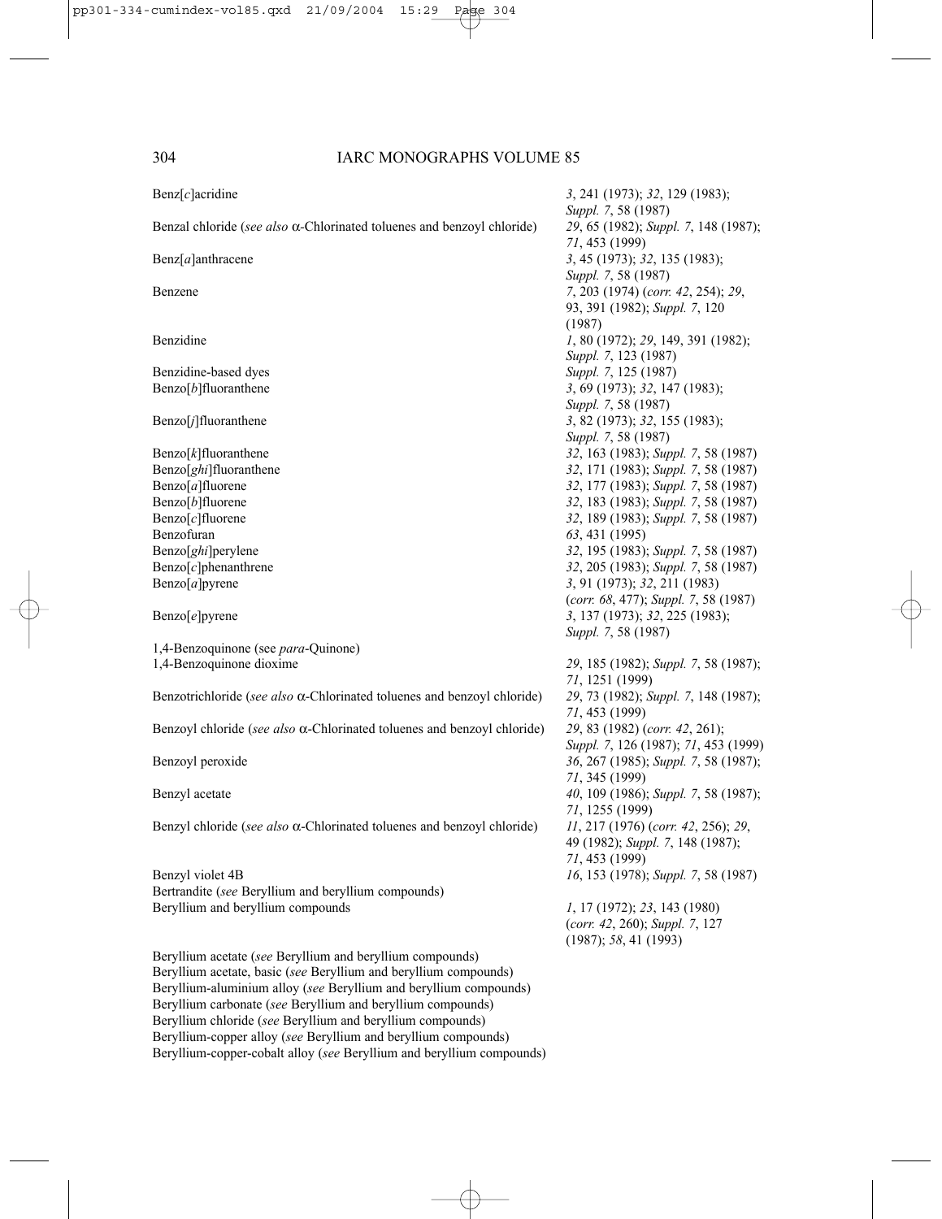| | |
|---|---|
| Benz[*c*]acridine | *3*, 241 (1973); *32*, 129 (1983); *Suppl. 7*, 58 (1987) |
| Benzal chloride (*see also* α-Chlorinated toluenes and benzoyl chloride) | *29*, 65 (1982); *Suppl. 7*, 148 (1987); *71*, 453 (1999) |
| Benz[*a*]anthracene | *3*, 45 (1973); *32*, 135 (1983); *Suppl. 7*, 58 (1987) |
| Benzene | *7*, 203 (1974) (*corr. 42*, 254); *29*, 93, 391 (1982); *Suppl. 7*, 120 (1987) |
| Benzidine | *1*, 80 (1972); *29*, 149, 391 (1982); *Suppl. 7*, 123 (1987) |
| Benzidine-based dyes | *Suppl. 7*, 125 (1987) |
| Benzo[*b*]fluoranthene | *3*, 69 (1973); *32*, 147 (1983); *Suppl. 7*, 58 (1987) |
| Benzo[*j*]fluoranthene | *3*, 82 (1973); *32*, 155 (1983); *Suppl. 7*, 58 (1987) |
| Benzo[*k*]fluoranthene | *32*, 163 (1983); *Suppl. 7*, 58 (1987) |
| Benzo[*ghi*]fluoranthene | *32*, 171 (1983); *Suppl. 7*, 58 (1987) |
| Benzo[*a*]fluorene | *32*, 177 (1983); *Suppl. 7*, 58 (1987) |
| Benzo[*b*]fluorene | *32*, 183 (1983); *Suppl. 7*, 58 (1987) |
| Benzo[*c*]fluorene | *32*, 189 (1983); *Suppl. 7*, 58 (1987) |
| Benzofuran | *63*, 431 (1995) |
| Benzo[*ghi*]perylene | *32*, 195 (1983); *Suppl. 7*, 58 (1987) |
| Benzo[*c*]phenanthrene | *32*, 205 (1983); *Suppl. 7*, 58 (1987) |
| Benzo[*a*]pyrene | *3*, 91 (1973); *32*, 211 (1983) (*corr. 68*, 477); *Suppl. 7*, 58 (1987) |
| Benzo[*e*]pyrene | *3*, 137 (1973); *32*, 225 (1983); *Suppl. 7*, 58 (1987) |
| 1,4-Benzoquinone (see *para*-Quinone) | |
| 1,4-Benzoquinone dioxime | *29*, 185 (1982); *Suppl. 7*, 58 (1987); *71*, 1251 (1999) |
| Benzotrichloride (*see also* α-Chlorinated toluenes and benzoyl chloride) | *29*, 73 (1982); *Suppl. 7*, 148 (1987); *71*, 453 (1999) |
| Benzoyl chloride (*see also* α-Chlorinated toluenes and benzoyl chloride) | *29*, 83 (1982) (*corr. 42*, 261); *Suppl. 7*, 126 (1987); *71*, 453 (1999) |
| Benzoyl peroxide | *36*, 267 (1985); *Suppl. 7*, 58 (1987); *71*, 345 (1999) |
| Benzyl acetate | *40*, 109 (1986); *Suppl. 7*, 58 (1987); *71*, 1255 (1999) |
| Benzyl chloride (*see also* α-Chlorinated toluenes and benzoyl chloride) | *11*, 217 (1976) (*corr. 42*, 256); *29*, 49 (1982); *Suppl. 7*, 148 (1987); *71*, 453 (1999) |
| Benzyl violet 4B | *16*, 153 (1978); *Suppl. 7*, 58 (1987) |
| Bertrandite (*see* Beryllium and beryllium compounds) | |
| Beryllium and beryllium compounds | *1*, 17 (1972); *23*, 143 (1980) (*corr. 42*, 260); *Suppl. 7*, 127 (1987); *58*, 41 (1993) |
| Beryllium acetate (*see* Beryllium and beryllium compounds) | |
| Beryllium acetate, basic (*see* Beryllium and beryllium compounds) | |
| Beryllium-aluminium alloy (*see* Beryllium and beryllium compounds) | |
| Beryllium carbonate (*see* Beryllium and beryllium compounds) | |
| Beryllium chloride (*see* Beryllium and beryllium compounds) | |
| Beryllium-copper alloy (*see* Beryllium and beryllium compounds) | |
| Beryllium-copper-cobalt alloy (*see* Beryllium and beryllium compounds) | |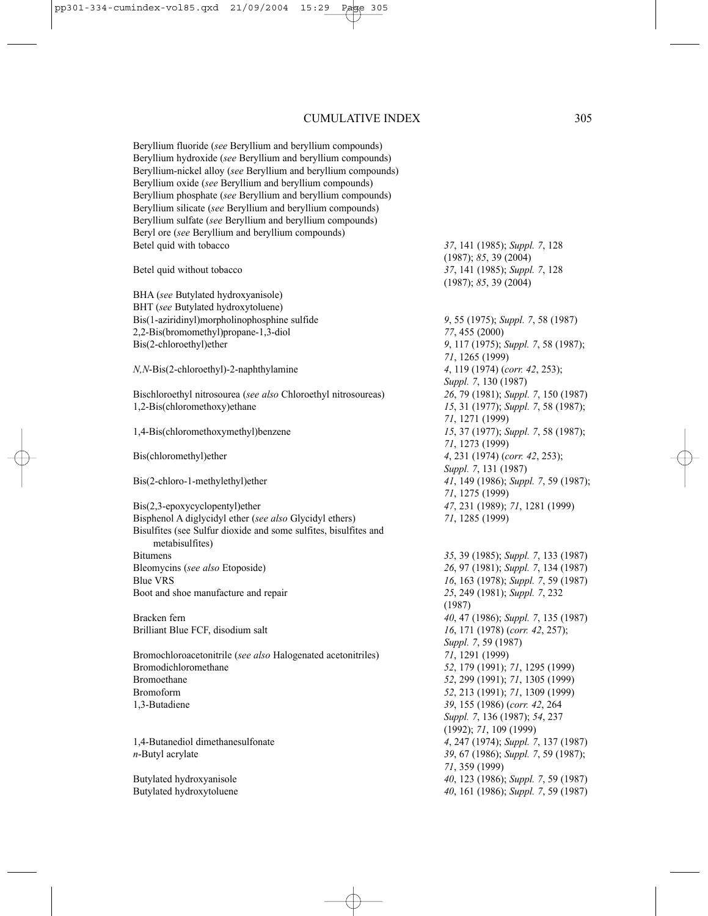| | |
|---|---|
| Beryllium fluoride (*see* Beryllium and beryllium compounds) | |
| Beryllium hydroxide (*see* Beryllium and beryllium compounds) | |
| Beryllium-nickel alloy (*see* Beryllium and beryllium compounds) | |
| Beryllium oxide (*see* Beryllium and beryllium compounds) | |
| Beryllium phosphate (*see* Beryllium and beryllium compounds) | |
| Beryllium silicate (*see* Beryllium and beryllium compounds) | |
| Beryllium sulfate (*see* Beryllium and beryllium compounds) | |
| Beryl ore (*see* Beryllium and beryllium compounds) | |
| Betel quid with tobacco | *37*, 141 (1985); *Suppl. 7*, 128 (1987); *85*, 39 (2004) |
| Betel quid without tobacco | *37*, 141 (1985); *Suppl. 7*, 128 (1987); *85*, 39 (2004) |
| BHA (*see* Butylated hydroxyanisole) | |
| BHT (*see* Butylated hydroxytoluene) | |
| Bis(1-aziridinyl)morpholinophosphine sulfide | *9*, 55 (1975); *Suppl. 7*, 58 (1987) |
| 2,2-Bis(bromomethyl)propane-1,3-diol | *77*, 455 (2000) |
| Bis(2-chloroethyl)ether | *9*, 117 (1975); *Suppl. 7*, 58 (1987); *71*, 1265 (1999) |
| *N,N*-Bis(2-chloroethyl)-2-naphthylamine | *4*, 119 (1974) (*corr. 42*, 253); *Suppl. 7*, 130 (1987) |
| Bischloroethyl nitrosourea (*see also* Chloroethyl nitrosoureas) | *26*, 79 (1981); *Suppl. 7*, 150 (1987) |
| 1,2-Bis(chloromethoxy)ethane | *15*, 31 (1977); *Suppl. 7*, 58 (1987); *71*, 1271 (1999) |
| 1,4-Bis(chloromethoxymethyl)benzene | *15*, 37 (1977); *Suppl. 7*, 58 (1987); *71*, 1273 (1999) |
| Bis(chloromethyl)ether | *4*, 231 (1974) (*corr. 42*, 253); *Suppl. 7*, 131 (1987) |
| Bis(2-chloro-1-methylethyl)ether | *41*, 149 (1986); *Suppl. 7*, 59 (1987); *71*, 1275 (1999) |
| Bis(2,3-epoxycyclopentyl)ether | *47*, 231 (1989); *71*, 1281 (1999) |
| Bisphenol A diglycidyl ether (*see also* Glycidyl ethers) | *71*, 1285 (1999) |
| Bisulfites (see Sulfur dioxide and some sulfites, bisulfites and metabisulfites) | |
| Bitumens | *35*, 39 (1985); *Suppl. 7*, 133 (1987) |
| Bleomycins (*see also* Etoposide) | *26*, 97 (1981); *Suppl. 7*, 134 (1987) |
| Blue VRS | *16*, 163 (1978); *Suppl. 7*, 59 (1987) |
| Boot and shoe manufacture and repair | *25*, 249 (1981); *Suppl. 7*, 232 (1987) |
| Bracken fern | *40*, 47 (1986); *Suppl. 7*, 135 (1987) |
| Brilliant Blue FCF, disodium salt | *16*, 171 (1978) (*corr. 42*, 257); *Suppl. 7*, 59 (1987) |
| Bromochloroacetonitrile (*see also* Halogenated acetonitriles) | *71*, 1291 (1999) |
| Bromodichloromethane | *52*, 179 (1991); *71*, 1295 (1999) |
| Bromoethane | *52*, 299 (1991); *71*, 1305 (1999) |
| Bromoform | *52*, 213 (1991); *71*, 1309 (1999) |
| 1,3-Butadiene | *39*, 155 (1986) (*corr. 42*, 264 *Suppl. 7*, 136 (1987); *54*, 237 (1992); *71*, 109 (1999) |
| 1,4-Butanediol dimethanesulfonate | *4*, 247 (1974); *Suppl. 7*, 137 (1987) |
| *n*-Butyl acrylate | *39*, 67 (1986); *Suppl. 7*, 59 (1987); *71*, 359 (1999) |
| Butylated hydroxyanisole | *40*, 123 (1986); *Suppl. 7*, 59 (1987) |
| Butylated hydroxytoluene | *40*, 161 (1986); *Suppl. 7*, 59 (1987) |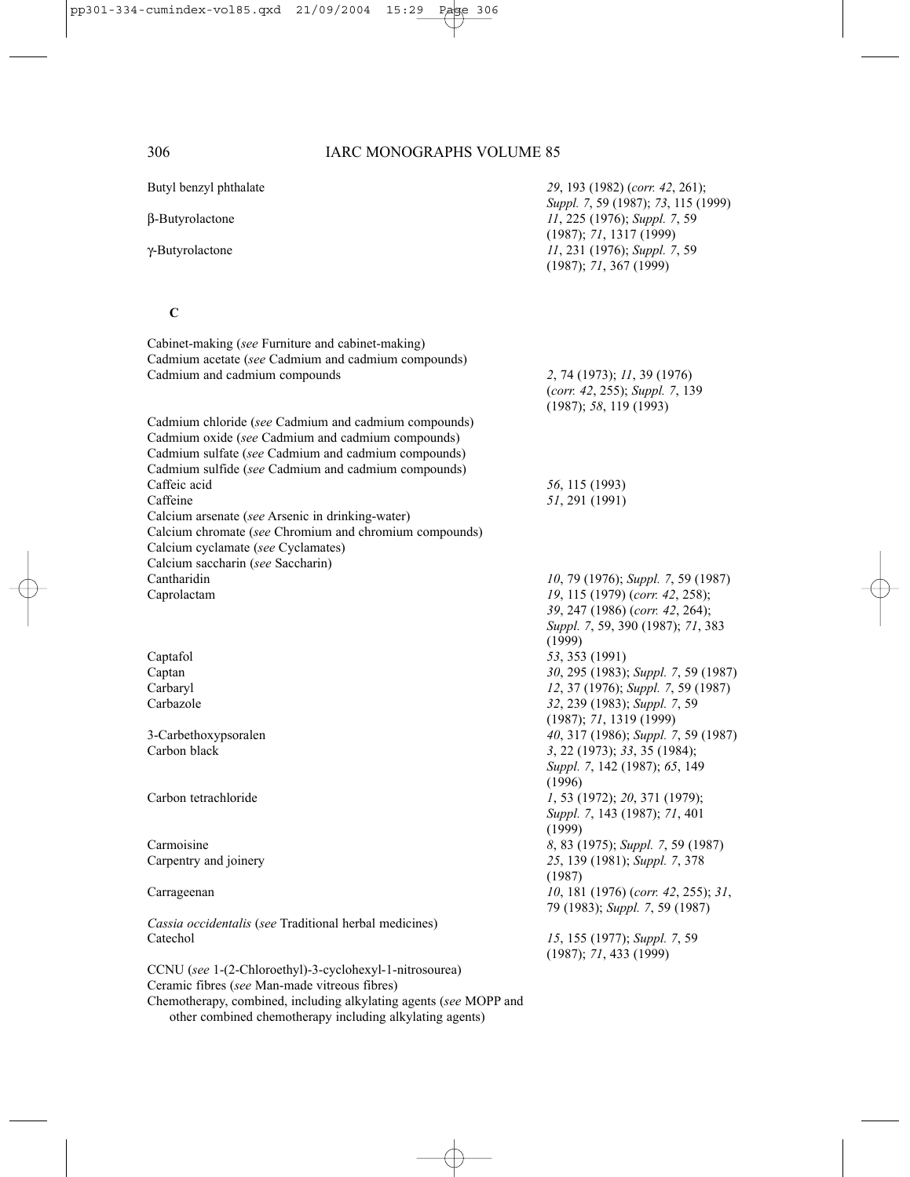| | |
|---|---|
| Butyl benzyl phthalate | *29*, 193 (1982) (*corr. 42*, 261); *Suppl. 7*, 59 (1987); *73*, 115 (1999) |
| β-Butyrolactone | *11*, 225 (1976); *Suppl. 7*, 59 (1987); *71*, 1317 (1999) |
| γ-Butyrolactone | *11*, 231 (1976); *Suppl. 7*, 59 (1987); *71*, 367 (1999) |

### C

| | |
|---|---|
| Cabinet-making (*see* Furniture and cabinet-making) | |
| Cadmium acetate (*see* Cadmium and cadmium compounds) | |
| Cadmium and cadmium compounds | *2*, 74 (1973); *11*, 39 (1976) (*corr. 42*, 255); *Suppl. 7*, 139 (1987); *58*, 119 (1993) |
| Cadmium chloride (*see* Cadmium and cadmium compounds) | |
| Cadmium oxide (*see* Cadmium and cadmium compounds) | |
| Cadmium sulfate (*see* Cadmium and cadmium compounds) | |
| Cadmium sulfide (*see* Cadmium and cadmium compounds) | |
| Caffeic acid | *56*, 115 (1993) |
| Caffeine | *51*, 291 (1991) |
| Calcium arsenate (*see* Arsenic in drinking-water) | |
| Calcium chromate (*see* Chromium and chromium compounds) | |
| Calcium cyclamate (*see* Cyclamates) | |
| Calcium saccharin (*see* Saccharin) | |
| Cantharidin | *10*, 79 (1976); *Suppl. 7*, 59 (1987) |
| Caprolactam | *19*, 115 (1979) (*corr. 42*, 258); *39*, 247 (1986) (*corr. 42*, 264); *Suppl. 7*, 59, 390 (1987); *71*, 383 (1999) |
| Captafol | *53*, 353 (1991) |
| Captan | *30*, 295 (1983); *Suppl. 7*, 59 (1987) |
| Carbaryl | *12*, 37 (1976); *Suppl. 7*, 59 (1987) |
| Carbazole | *32*, 239 (1983); *Suppl. 7*, 59 (1987); *71*, 1319 (1999) |
| 3-Carbethoxypsoralen | *40*, 317 (1986); *Suppl. 7*, 59 (1987) |
| Carbon black | *3*, 22 (1973); *33*, 35 (1984); *Suppl. 7*, 142 (1987); *65*, 149 (1996) |
| Carbon tetrachloride | *1*, 53 (1972); *20*, 371 (1979); *Suppl. 7*, 143 (1987); *71*, 401 (1999) |
| Carmoisine | *8*, 83 (1975); *Suppl. 7*, 59 (1987) |
| Carpentry and joinery | *25*, 139 (1981); *Suppl. 7*, 378 (1987) |
| Carrageenan | *10*, 181 (1976) (*corr. 42*, 255); *31*, 79 (1983); *Suppl. 7*, 59 (1987) |
| *Cassia occidentalis* (*see* Traditional herbal medicines) | |
| Catechol | *15*, 155 (1977); *Suppl. 7*, 59 (1987); *71*, 433 (1999) |
| CCNU (*see* 1-(2-Chloroethyl)-3-cyclohexyl-1-nitrosourea) | |
| Ceramic fibres (*see* Man-made vitreous fibres) | |
| Chemotherapy, combined, including alkylating agents (*see* MOPP and other combined chemotherapy including alkylating agents) | |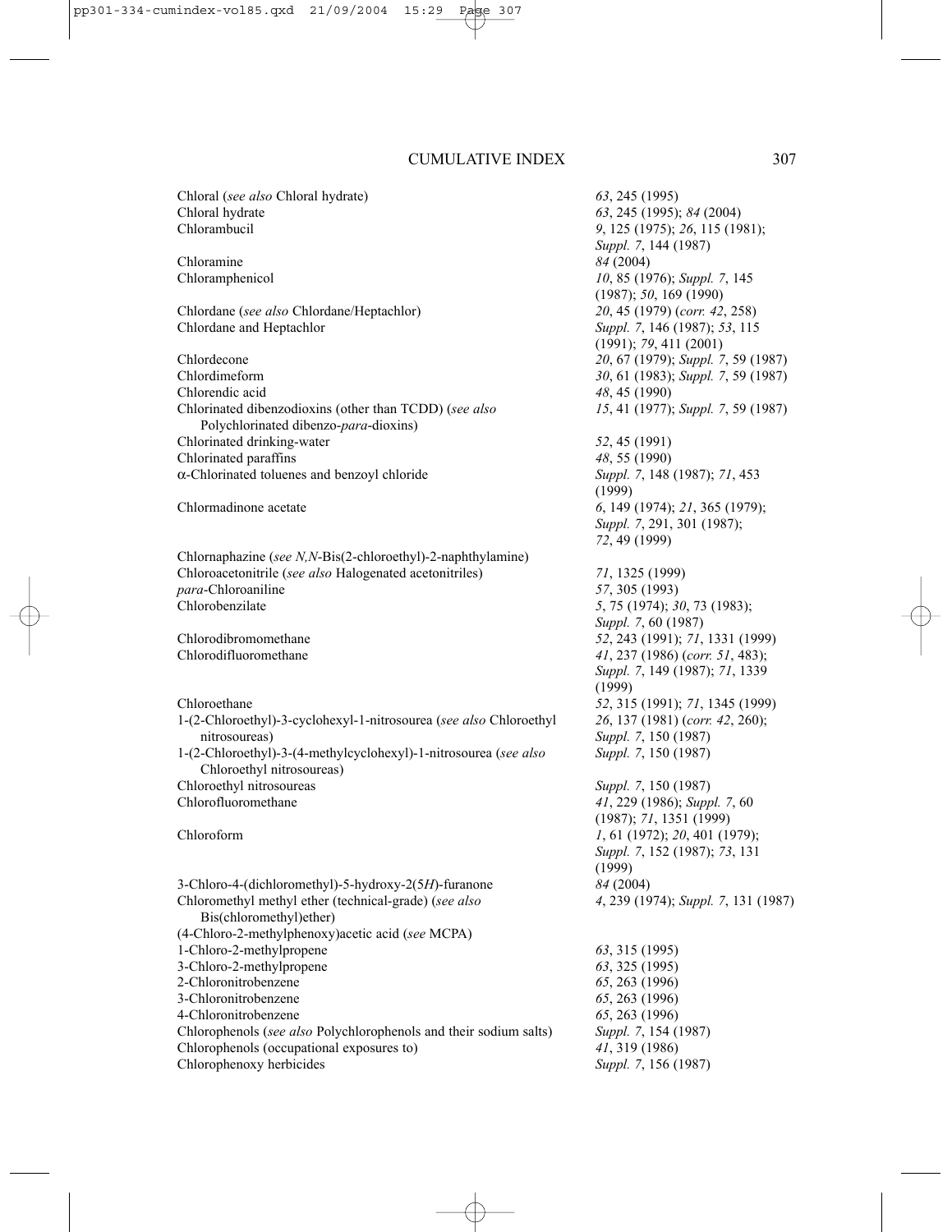| Entry | References |
|---|---|
| Chloral (*see also* Chloral hydrate) | *63*, 245 (1995) |
| Chloral hydrate | *63*, 245 (1995); *84* (2004) |
| Chlorambucil | *9*, 125 (1975); *26*, 115 (1981); *Suppl. 7*, 144 (1987) |
| Chloramine | *84* (2004) |
| Chloramphenicol | *10*, 85 (1976); *Suppl. 7*, 145 (1987); *50*, 169 (1990) |
| Chlordane (*see also* Chlordane/Heptachlor) | *20*, 45 (1979) (*corr. 42*, 258) |
| Chlordane and Heptachlor | *Suppl. 7*, 146 (1987); *53*, 115 (1991); *79*, 411 (2001) |
| Chlordecone | *20*, 67 (1979); *Suppl. 7*, 59 (1987) |
| Chlordimeform | *30*, 61 (1983); *Suppl. 7*, 59 (1987) |
| Chlorendic acid | *48*, 45 (1990) |
| Chlorinated dibenzodioxins (other than TCDD) (*see also* Polychlorinated dibenzo-*para*-dioxins) | *15*, 41 (1977); *Suppl. 7*, 59 (1987) |
| Chlorinated drinking-water | *52*, 45 (1991) |
| Chlorinated paraffins | *48*, 55 (1990) |
| α-Chlorinated toluenes and benzoyl chloride | *Suppl. 7*, 148 (1987); *71*, 453 (1999) |
| Chlormadinone acetate | *6*, 149 (1974); *21*, 365 (1979); *Suppl. 7*, 291, 301 (1987); *72*, 49 (1999) |
| Chlornaphazine (*see N,N*-Bis(2-chloroethyl)-2-naphthylamine) | |
| Chloroacetonitrile (*see also* Halogenated acetonitriles) | *71*, 1325 (1999) |
| *para*-Chloroaniline | *57*, 305 (1993) |
| Chlorobenzilate | *5*, 75 (1974); *30*, 73 (1983); *Suppl. 7*, 60 (1987) |
| Chlorodibromomethane | *52*, 243 (1991); *71*, 1331 (1999) |
| Chlorodifluoromethane | *41*, 237 (1986) (*corr. 51*, 483); *Suppl. 7*, 149 (1987); *71*, 1339 (1999) |
| Chloroethane | *52*, 315 (1991); *71*, 1345 (1999) |
| 1-(2-Chloroethyl)-3-cyclohexyl-1-nitrosourea (*see also* Chloroethyl nitrosoureas) | *26*, 137 (1981) (*corr. 42*, 260); *Suppl. 7*, 150 (1987) |
| 1-(2-Chloroethyl)-3-(4-methylcyclohexyl)-1-nitrosourea (*see also* Chloroethyl nitrosoureas) | *Suppl. 7*, 150 (1987) |
| Chloroethyl nitrosoureas | *Suppl. 7*, 150 (1987) |
| Chlorofluoromethane | *41*, 229 (1986); *Suppl. 7*, 60 (1987); *71*, 1351 (1999) |
| Chloroform | *1*, 61 (1972); *20*, 401 (1979); *Suppl. 7*, 152 (1987); *73*, 131 (1999) |
| 3-Chloro-4-(dichloromethyl)-5-hydroxy-2(5*H*)-furanone | *84* (2004) |
| Chloromethyl methyl ether (technical-grade) (*see also* Bis(chloromethyl)ether) | *4*, 239 (1974); *Suppl. 7*, 131 (1987) |
| (4-Chloro-2-methylphenoxy)acetic acid (*see* MCPA) | |
| 1-Chloro-2-methylpropene | *63*, 315 (1995) |
| 3-Chloro-2-methylpropene | *63*, 325 (1995) |
| 2-Chloronitrobenzene | *65*, 263 (1996) |
| 3-Chloronitrobenzene | *65*, 263 (1996) |
| 4-Chloronitrobenzene | *65*, 263 (1996) |
| Chlorophenols (*see also* Polychlorophenols and their sodium salts) | *Suppl. 7*, 154 (1987) |
| Chlorophenols (occupational exposures to) | *41*, 319 (1986) |
| Chlorophenoxy herbicides | *Suppl. 7*, 156 (1987) |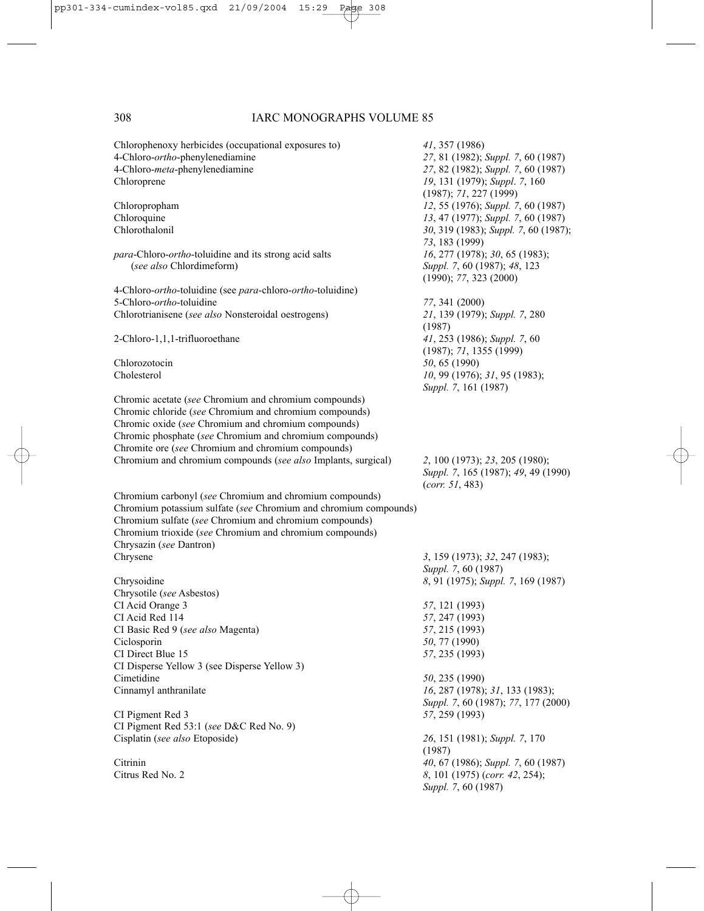| | |
|---|---|
| Chlorophenoxy herbicides (occupational exposures to) | *41*, 357 (1986) |
| 4-Chloro-*ortho*-phenylenediamine | *27*, 81 (1982); *Suppl. 7*, 60 (1987) |
| 4-Chloro-*meta*-phenylenediamine | *27*, 82 (1982); *Suppl. 7*, 60 (1987) |
| Chloroprene | *19*, 131 (1979); *Suppl. 7*, 160 (1987); *71*, 227 (1999) |
| Chloropropham | *12*, 55 (1976); *Suppl. 7*, 60 (1987) |
| Chloroquine | *13*, 47 (1977); *Suppl. 7*, 60 (1987) |
| Chlorothalonil | *30*, 319 (1983); *Suppl. 7*, 60 (1987); *73*, 183 (1999) |
| *para*-Chloro-*ortho*-toluidine and its strong acid salts (*see also* Chlordimeform) | *16*, 277 (1978); *30*, 65 (1983); *Suppl. 7*, 60 (1987); *48*, 123 (1990); *77*, 323 (2000) |
| 4-Chloro-*ortho*-toluidine (see *para*-chloro-*ortho*-toluidine) | |
| 5-Chloro-*ortho*-toluidine | *77*, 341 (2000) |
| Chlorotrianisene (*see also* Nonsteroidal oestrogens) | *21*, 139 (1979); *Suppl. 7*, 280 (1987) |
| 2-Chloro-1,1,1-trifluoroethane | *41*, 253 (1986); *Suppl. 7*, 60 (1987); *71*, 1355 (1999) |
| Chlorozotocin | *50*, 65 (1990) |
| Cholesterol | *10*, 99 (1976); *31*, 95 (1983); *Suppl. 7*, 161 (1987) |
| Chromic acetate (*see* Chromium and chromium compounds) | |
| Chromic chloride (*see* Chromium and chromium compounds) | |
| Chromic oxide (*see* Chromium and chromium compounds) | |
| Chromic phosphate (*see* Chromium and chromium compounds) | |
| Chromite ore (*see* Chromium and chromium compounds) | |
| Chromium and chromium compounds (*see also* Implants, surgical) | *2*, 100 (1973); *23*, 205 (1980); *Suppl. 7*, 165 (1987); *49*, 49 (1990) (*corr. 51*, 483) |
| Chromium carbonyl (*see* Chromium and chromium compounds) | |
| Chromium potassium sulfate (*see* Chromium and chromium compounds) | |
| Chromium sulfate (*see* Chromium and chromium compounds) | |
| Chromium trioxide (*see* Chromium and chromium compounds) | |
| Chrysazin (*see* Dantron) | |
| Chrysene | *3*, 159 (1973); *32*, 247 (1983); *Suppl. 7*, 60 (1987) |
| Chrysoidine | *8*, 91 (1975); *Suppl. 7*, 169 (1987) |
| Chrysotile (*see* Asbestos) | |
| CI Acid Orange 3 | *57*, 121 (1993) |
| CI Acid Red 114 | *57*, 247 (1993) |
| CI Basic Red 9 (*see also* Magenta) | *57*, 215 (1993) |
| Ciclosporin | *50*, 77 (1990) |
| CI Direct Blue 15 | *57*, 235 (1993) |
| CI Disperse Yellow 3 (see Disperse Yellow 3) | |
| Cimetidine | *50*, 235 (1990) |
| Cinnamyl anthranilate | *16*, 287 (1978); *31*, 133 (1983); *Suppl. 7*, 60 (1987); *77*, 177 (2000) |
| CI Pigment Red 3 | *57*, 259 (1993) |
| CI Pigment Red 53:1 (*see* D&C Red No. 9) | |
| Cisplatin (*see also* Etoposide) | *26*, 151 (1981); *Suppl. 7*, 170 (1987) |
| Citrinin | *40*, 67 (1986); *Suppl. 7*, 60 (1987) |
| Citrus Red No. 2 | *8*, 101 (1975) (*corr. 42*, 254); *Suppl. 7*, 60 (1987) |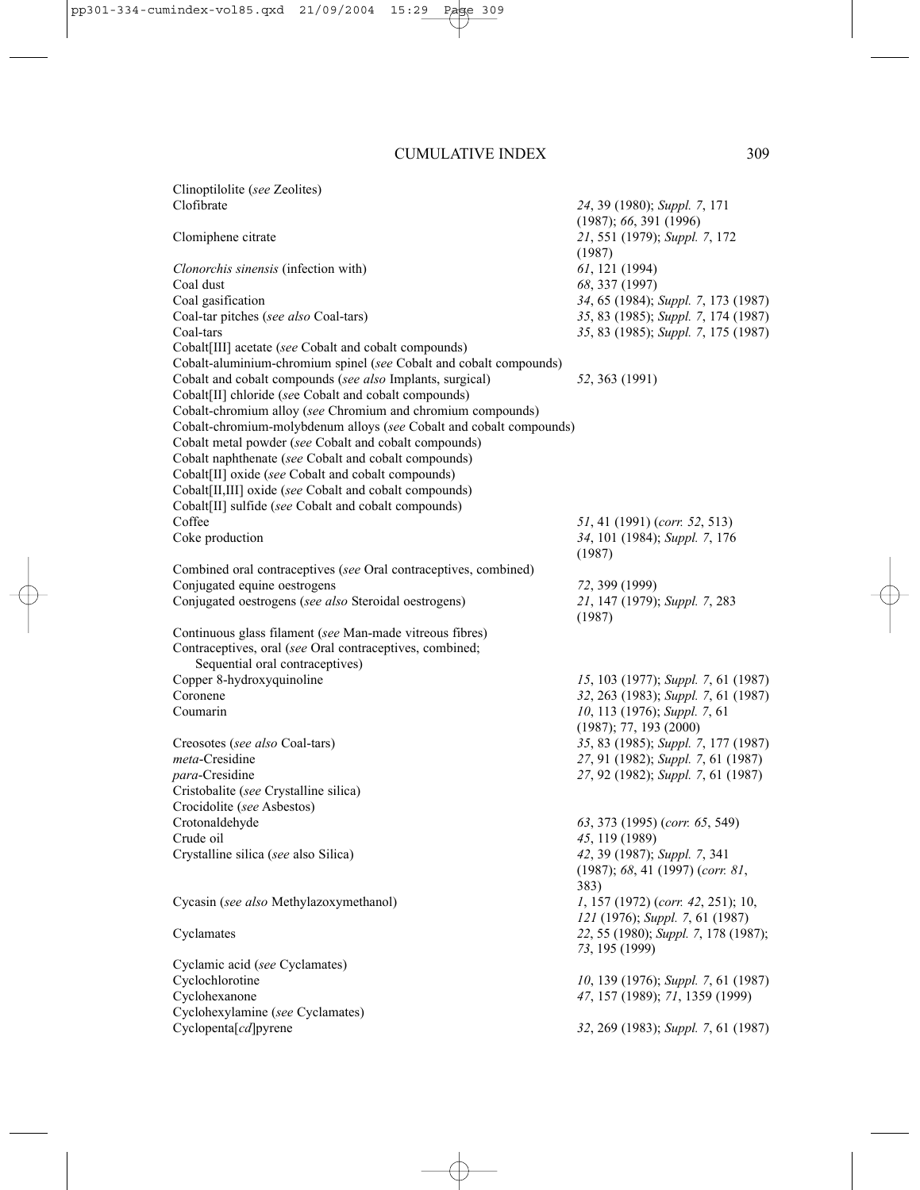| | |
|---|---|
| Clinoptilolite (*see* Zeolites) | |
| Clofibrate | *24*, 39 (1980); *Suppl. 7*, 171 (1987); *66*, 391 (1996) |
| Clomiphene citrate | *21*, 551 (1979); *Suppl. 7*, 172 (1987) |
| *Clonorchis sinensis* (infection with) | *61*, 121 (1994) |
| Coal dust | *68*, 337 (1997) |
| Coal gasification | *34*, 65 (1984); *Suppl. 7*, 173 (1987) |
| Coal-tar pitches (*see also* Coal-tars) | *35*, 83 (1985); *Suppl. 7*, 174 (1987) |
| Coal-tars | *35*, 83 (1985); *Suppl. 7*, 175 (1987) |
| Cobalt[III] acetate (*see* Cobalt and cobalt compounds) | |
| Cobalt-aluminium-chromium spinel (*see* Cobalt and cobalt compounds) | |
| Cobalt and cobalt compounds (*see also* Implants, surgical) | *52*, 363 (1991) |
| Cobalt[II] chloride (*see* Cobalt and cobalt compounds) | |
| Cobalt-chromium alloy (*see* Chromium and chromium compounds) | |
| Cobalt-chromium-molybdenum alloys (*see* Cobalt and cobalt compounds) | |
| Cobalt metal powder (*see* Cobalt and cobalt compounds) | |
| Cobalt naphthenate (*see* Cobalt and cobalt compounds) | |
| Cobalt[II] oxide (*see* Cobalt and cobalt compounds) | |
| Cobalt[II,III] oxide (*see* Cobalt and cobalt compounds) | |
| Cobalt[II] sulfide (*see* Cobalt and cobalt compounds) | |
| Coffee | *51*, 41 (1991) (*corr. 52*, 513) |
| Coke production | *34*, 101 (1984); *Suppl. 7*, 176 (1987) |
| Combined oral contraceptives (*see* Oral contraceptives, combined) | |
| Conjugated equine oestrogens | *72*, 399 (1999) |
| Conjugated oestrogens (*see also* Steroidal oestrogens) | *21*, 147 (1979); *Suppl. 7*, 283 (1987) |
| Continuous glass filament (*see* Man-made vitreous fibres) | |
| Contraceptives, oral (*see* Oral contraceptives, combined; Sequential oral contraceptives) | |
| Copper 8-hydroxyquinoline | *15*, 103 (1977); *Suppl. 7*, 61 (1987) |
| Coronene | *32*, 263 (1983); *Suppl. 7*, 61 (1987) |
| Coumarin | *10*, 113 (1976); *Suppl. 7*, 61 (1987); 77, 193 (2000) |
| Creosotes (*see also* Coal-tars) | *35*, 83 (1985); *Suppl. 7*, 177 (1987) |
| *meta*-Cresidine | *27*, 91 (1982); *Suppl. 7*, 61 (1987) |
| *para*-Cresidine | *27*, 92 (1982); *Suppl. 7*, 61 (1987) |
| Cristobalite (*see* Crystalline silica) | |
| Crocidolite (*see* Asbestos) | |
| Crotonaldehyde | *63*, 373 (1995) (*corr. 65*, 549) |
| Crude oil | *45*, 119 (1989) |
| Crystalline silica (*see* also Silica) | *42*, 39 (1987); *Suppl. 7*, 341 (1987); *68*, 41 (1997) (*corr. 81*, 383) |
| Cycasin (*see also* Methylazoxymethanol) | *1*, 157 (1972) (*corr. 42*, 251); 10, *121* (1976); *Suppl. 7*, 61 (1987) |
| Cyclamates | *22*, 55 (1980); *Suppl. 7*, 178 (1987); *73*, 195 (1999) |
| Cyclamic acid (*see* Cyclamates) | |
| Cyclochlorotine | *10*, 139 (1976); *Suppl. 7*, 61 (1987) |
| Cyclohexanone | *47*, 157 (1989); *71*, 1359 (1999) |
| Cyclohexylamine (*see* Cyclamates) | |
| Cyclopenta[*cd*]pyrene | *32*, 269 (1983); *Suppl. 7*, 61 (1987) |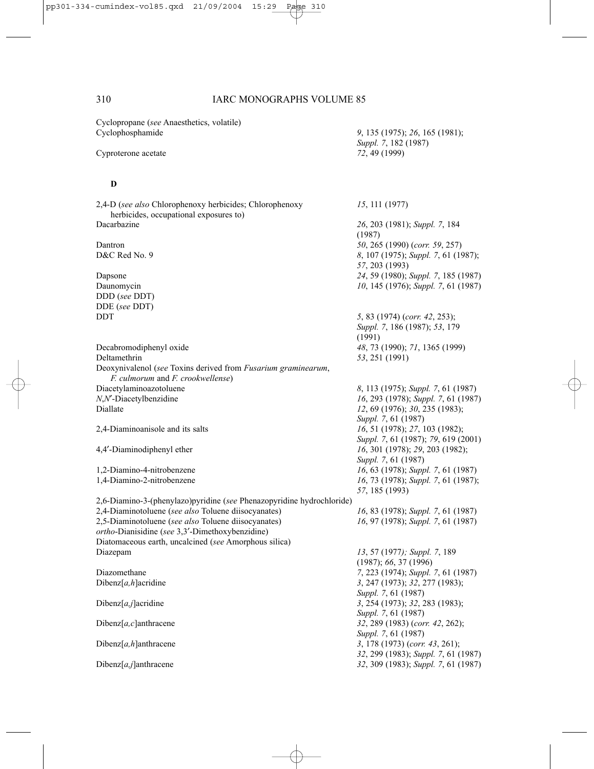Cyclopropane (*see* Anaesthetics, volatile)

| | |
|---|---|
| Cyclophosphamide | *9*, 135 (1975); *26*, 165 (1981); *Suppl. 7*, 182 (1987) |
| Cyproterone acetate | *72*, 49 (1999) |

## D

| | |
|---|---|
| 2,4-D (*see also* Chlorophenoxy herbicides; Chlorophenoxy herbicides, occupational exposures to) | *15*, 111 (1977) |
| Dacarbazine | *26*, 203 (1981); *Suppl. 7*, 184 (1987) |
| Dantron | *50*, 265 (1990) (*corr. 59*, 257) |
| D&C Red No. 9 | *8*, 107 (1975); *Suppl. 7*, 61 (1987); *57*, 203 (1993) |
| Dapsone | *24*, 59 (1980); *Suppl. 7*, 185 (1987) |
| Daunomycin | *10*, 145 (1976); *Suppl. 7*, 61 (1987) |
| DDD (*see* DDT) | |
| DDE (*see* DDT) | |
| DDT | *5*, 83 (1974) (*corr. 42*, 253); *Suppl. 7*, 186 (1987); *53*, 179 (1991) |
| Decabromodiphenyl oxide | *48*, 73 (1990); *71*, 1365 (1999) |
| Deltamethrin | *53*, 251 (1991) |
| Deoxynivalenol (*see* Toxins derived from *Fusarium graminearum*, *F. culmorum* and *F. crookwellense*) | |
| Diacetylaminoazotoluene | *8*, 113 (1975); *Suppl. 7*, 61 (1987) |
| *N,N′*-Diacetylbenzidine | *16*, 293 (1978); *Suppl. 7*, 61 (1987) |
| Diallate | *12*, 69 (1976); *30*, 235 (1983); *Suppl. 7*, 61 (1987) |
| 2,4-Diaminoanisole and its salts | *16*, 51 (1978); *27*, 103 (1982); *Suppl. 7*, 61 (1987); *79*, 619 (2001) |
| 4,4′-Diaminodiphenyl ether | *16*, 301 (1978); *29*, 203 (1982); *Suppl. 7*, 61 (1987) |
| 1,2-Diamino-4-nitrobenzene | *16*, 63 (1978); *Suppl. 7*, 61 (1987) |
| 1,4-Diamino-2-nitrobenzene | *16*, 73 (1978); *Suppl. 7*, 61 (1987); *57*, 185 (1993) |
| 2,6-Diamino-3-(phenylazo)pyridine (*see* Phenazopyridine hydrochloride) | |
| 2,4-Diaminotoluene (*see also* Toluene diisocyanates) | *16*, 83 (1978); *Suppl. 7*, 61 (1987) |
| 2,5-Diaminotoluene (*see also* Toluene diisocyanates) | *16*, 97 (1978); *Suppl. 7*, 61 (1987) |
| *ortho*-Dianisidine (*see* 3,3′-Dimethoxybenzidine) | |
| Diatomaceous earth, uncalcined (*see* Amorphous silica) | |
| Diazepam | *13*, 57 (1977); *Suppl. 7*, 189 (1987); *66*, 37 (1996) |
| Diazomethane | *7*, 223 (1974); *Suppl. 7*, 61 (1987) |
| Dibenz[*a,h*]acridine | *3*, 247 (1973); *32*, 277 (1983); *Suppl. 7*, 61 (1987) |
| Dibenz[*a,j*]acridine | *3*, 254 (1973); *32*, 283 (1983); *Suppl. 7*, 61 (1987) |
| Dibenz[*a,c*]anthracene | *32*, 289 (1983) (*corr. 42*, 262); *Suppl. 7*, 61 (1987) |
| Dibenz[*a,h*]anthracene | *3*, 178 (1973) (*corr. 43*, 261); *32*, 299 (1983); *Suppl. 7*, 61 (1987) |
| Dibenz[*a,j*]anthracene | *32*, 309 (1983); *Suppl. 7*, 61 (1987) |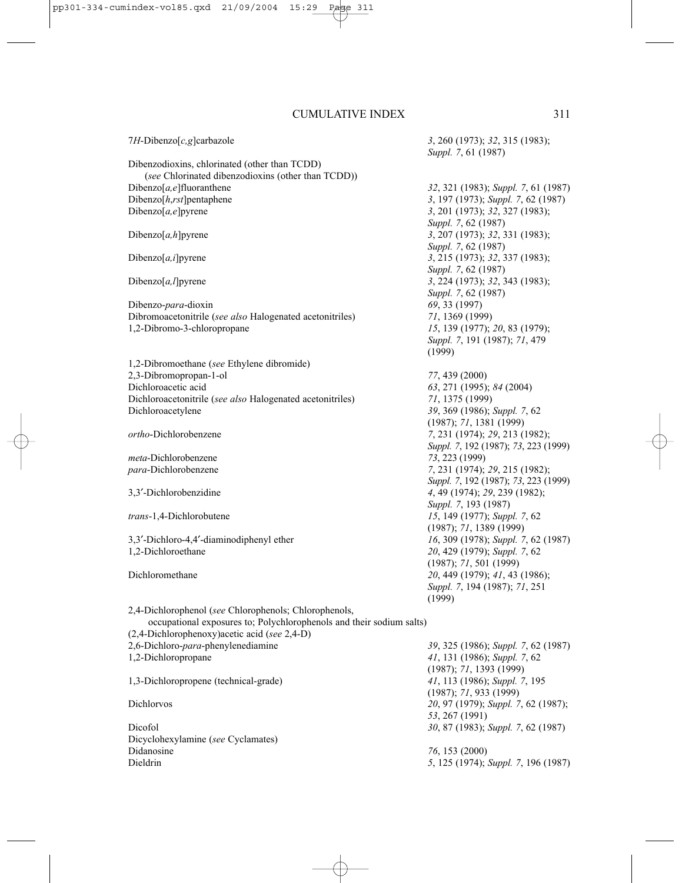| | |
|---|---|
| 7*H*-Dibenzo[*c,g*]carbazole | *3*, 260 (1973); *32*, 315 (1983); *Suppl. 7*, 61 (1987) |
| Dibenzodioxins, chlorinated (other than TCDD) (*see* Chlorinated dibenzodioxins (other than TCDD)) | |
| Dibenzo[*a,e*]fluoranthene | *32*, 321 (1983); *Suppl. 7*, 61 (1987) |
| Dibenzo[*h,rst*]pentaphene | *3*, 197 (1973); *Suppl. 7*, 62 (1987) |
| Dibenzo[*a,e*]pyrene | *3*, 201 (1973); *32*, 327 (1983); *Suppl. 7*, 62 (1987) |
| Dibenzo[*a,h*]pyrene | *3*, 207 (1973); *32*, 331 (1983); *Suppl. 7*, 62 (1987) |
| Dibenzo[*a,i*]pyrene | *3*, 215 (1973); *32*, 337 (1983); *Suppl. 7*, 62 (1987) |
| Dibenzo[*a,l*]pyrene | *3*, 224 (1973); *32*, 343 (1983); *Suppl. 7*, 62 (1987) |
| Dibenzo-*para*-dioxin | *69*, 33 (1997) |
| Dibromoacetonitrile (*see also* Halogenated acetonitriles) | *71*, 1369 (1999) |
| 1,2-Dibromo-3-chloropropane | *15*, 139 (1977); *20*, 83 (1979); *Suppl. 7*, 191 (1987); *71*, 479 (1999) |
| 1,2-Dibromoethane (*see* Ethylene dibromide) | |
| 2,3-Dibromopropan-1-ol | *77*, 439 (2000) |
| Dichloroacetic acid | *63*, 271 (1995); *84* (2004) |
| Dichloroacetonitrile (*see also* Halogenated acetonitriles) | *71*, 1375 (1999) |
| Dichloroacetylene | *39*, 369 (1986); *Suppl. 7*, 62 (1987); *71*, 1381 (1999) |
| *ortho*-Dichlorobenzene | *7*, 231 (1974); *29*, 213 (1982); *Suppl. 7*, 192 (1987); *73*, 223 (1999) |
| *meta*-Dichlorobenzene | *73*, 223 (1999) |
| *para*-Dichlorobenzene | *7*, 231 (1974); *29*, 215 (1982); *Suppl. 7*, 192 (1987); *73*, 223 (1999) |
| 3,3′-Dichlorobenzidine | *4*, 49 (1974); *29*, 239 (1982); *Suppl. 7*, 193 (1987) |
| *trans*-1,4-Dichlorobutene | *15*, 149 (1977); *Suppl. 7*, 62 (1987); *71*, 1389 (1999) |
| 3,3′-Dichloro-4,4′-diaminodiphenyl ether | *16*, 309 (1978); *Suppl. 7*, 62 (1987) |
| 1,2-Dichloroethane | *20*, 429 (1979); *Suppl. 7*, 62 (1987); *71*, 501 (1999) |
| Dichloromethane | *20*, 449 (1979); *41*, 43 (1986); *Suppl. 7*, 194 (1987); *71*, 251 (1999) |
| 2,4-Dichlorophenol (*see* Chlorophenols; Chlorophenols, occupational exposures to; Polychlorophenols and their sodium salts) | |
| (2,4-Dichlorophenoxy)acetic acid (*see* 2,4-D) | |
| 2,6-Dichloro-*para*-phenylenediamine | *39*, 325 (1986); *Suppl. 7*, 62 (1987) |
| 1,2-Dichloropropane | *41*, 131 (1986); *Suppl. 7*, 62 (1987); *71*, 1393 (1999) |
| 1,3-Dichloropropene (technical-grade) | *41*, 113 (1986); *Suppl. 7*, 195 (1987); *71*, 933 (1999) |
| Dichlorvos | *20*, 97 (1979); *Suppl. 7*, 62 (1987); *53*, 267 (1991) |
| Dicofol | *30*, 87 (1983); *Suppl. 7*, 62 (1987) |
| Dicyclohexylamine (*see* Cyclamates) | |
| Didanosine | *76*, 153 (2000) |
| Dieldrin | *5*, 125 (1974); *Suppl. 7*, 196 (1987) |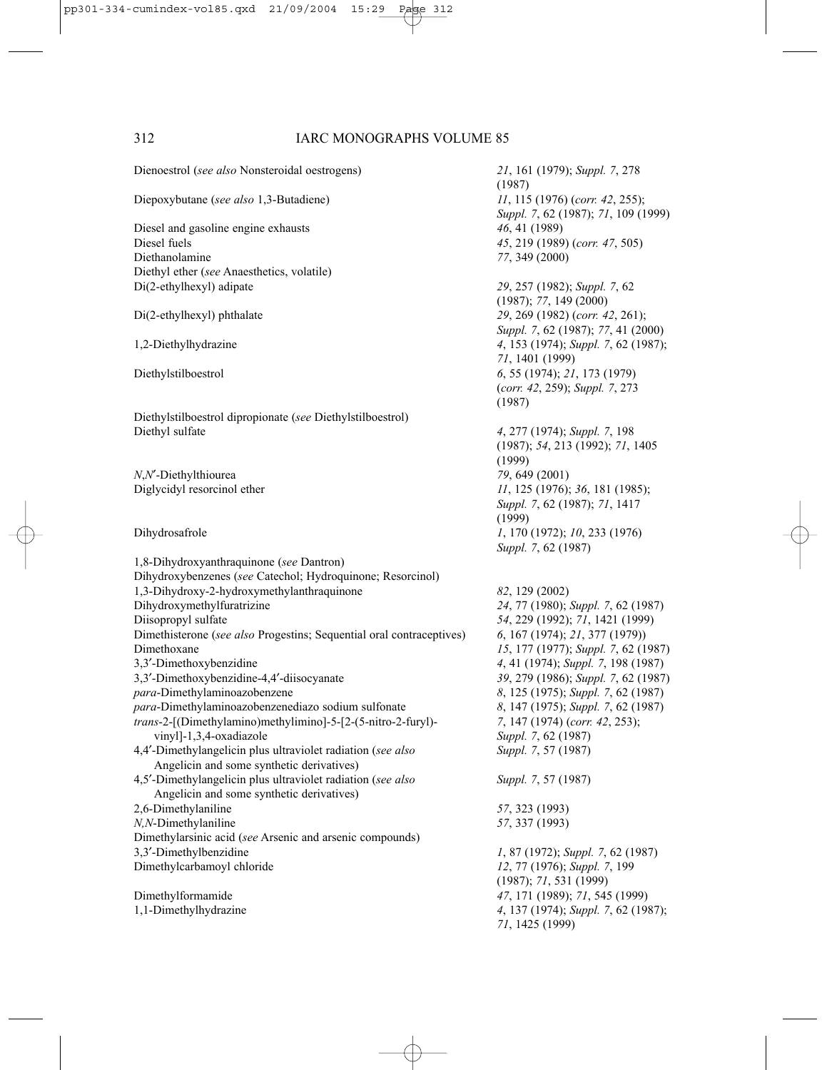| | |
|---|---|
| Dienoestrol (*see also* Nonsteroidal oestrogens) | *21*, 161 (1979); *Suppl. 7*, 278 (1987) |
| Diepoxybutane (*see also* 1,3-Butadiene) | *11*, 115 (1976) (*corr. 42*, 255); *Suppl. 7*, 62 (1987); *71*, 109 (1999) |
| Diesel and gasoline engine exhausts | *46*, 41 (1989) |
| Diesel fuels | *45*, 219 (1989) (*corr. 47*, 505) |
| Diethanolamine | *77*, 349 (2000) |
| Diethyl ether (*see* Anaesthetics, volatile) | |
| Di(2-ethylhexyl) adipate | *29*, 257 (1982); *Suppl. 7*, 62 (1987); *77*, 149 (2000) |
| Di(2-ethylhexyl) phthalate | *29*, 269 (1982) (*corr. 42*, 261); *Suppl. 7*, 62 (1987); *77*, 41 (2000) |
| 1,2-Diethylhydrazine | *4*, 153 (1974); *Suppl. 7*, 62 (1987); *71*, 1401 (1999) |
| Diethylstilboestrol | *6*, 55 (1974); *21*, 173 (1979) (*corr. 42*, 259); *Suppl. 7*, 273 (1987) |
| Diethylstilboestrol dipropionate (*see* Diethylstilboestrol) | |
| Diethyl sulfate | *4*, 277 (1974); *Suppl. 7*, 198 (1987); *54*, 213 (1992); *71*, 1405 (1999) |
| *N,N*′-Diethylthiourea | *79*, 649 (2001) |
| Diglycidyl resorcinol ether | *11*, 125 (1976); *36*, 181 (1985); *Suppl. 7*, 62 (1987); *71*, 1417 (1999) |
| Dihydrosafrole | *1*, 170 (1972); *10*, 233 (1976) *Suppl. 7*, 62 (1987) |
| 1,8-Dihydroxyanthraquinone (*see* Dantron) | |
| Dihydroxybenzenes (*see* Catechol; Hydroquinone; Resorcinol) | |
| 1,3-Dihydroxy-2-hydroxymethylanthraquinone | *82*, 129 (2002) |
| Dihydroxymethylfuratrizine | *24*, 77 (1980); *Suppl. 7*, 62 (1987) |
| Diisopropyl sulfate | *54*, 229 (1992); *71*, 1421 (1999) |
| Dimethisterone (*see also* Progestins; Sequential oral contraceptives) | *6*, 167 (1974); *21*, 377 (1979)) |
| Dimethoxane | *15*, 177 (1977); *Suppl. 7*, 62 (1987) |
| 3,3′-Dimethoxybenzidine | *4*, 41 (1974); *Suppl. 7*, 198 (1987) |
| 3,3′-Dimethoxybenzidine-4,4′-diisocyanate | *39*, 279 (1986); *Suppl. 7*, 62 (1987) |
| *para*-Dimethylaminoazobenzene | *8*, 125 (1975); *Suppl. 7*, 62 (1987) |
| *para*-Dimethylaminoazobenzenediazo sodium sulfonate | *8*, 147 (1975); *Suppl. 7*, 62 (1987) |
| *trans*-2-[(Dimethylamino)methylimino]-5-[2-(5-nitro-2-furyl)-vinyl]-1,3,4-oxadiazole | *7*, 147 (1974) (*corr. 42*, 253); *Suppl. 7*, 62 (1987) |
| 4,4′-Dimethylangelicin plus ultraviolet radiation (*see also* Angelicin and some synthetic derivatives) | *Suppl. 7*, 57 (1987) |
| 4,5′-Dimethylangelicin plus ultraviolet radiation (*see also* Angelicin and some synthetic derivatives) | *Suppl. 7*, 57 (1987) |
| 2,6-Dimethylaniline | *57*, 323 (1993) |
| *N,N*-Dimethylaniline | *57*, 337 (1993) |
| Dimethylarsinic acid (*see* Arsenic and arsenic compounds) | |
| 3,3′-Dimethylbenzidine | *1*, 87 (1972); *Suppl. 7*, 62 (1987) |
| Dimethylcarbamoyl chloride | *12*, 77 (1976); *Suppl. 7*, 199 (1987); *71*, 531 (1999) |
| Dimethylformamide | *47*, 171 (1989); *71*, 545 (1999) |
| 1,1-Dimethylhydrazine | *4*, 137 (1974); *Suppl. 7*, 62 (1987); *71*, 1425 (1999) |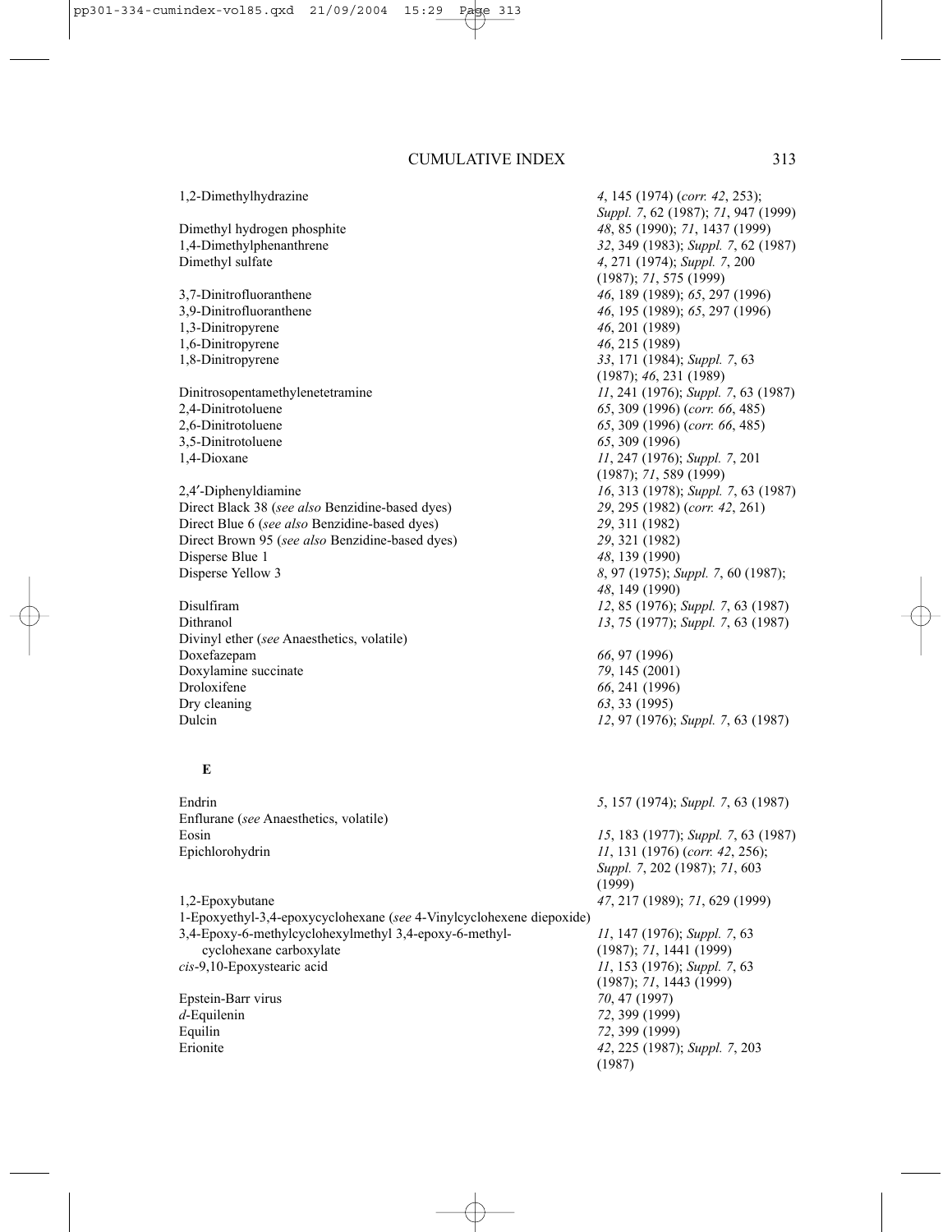| | |
|---|---|
| 1,2-Dimethylhydrazine | *4*, 145 (1974) (*corr. 42*, 253); *Suppl. 7*, 62 (1987); *71*, 947 (1999) |
| Dimethyl hydrogen phosphite | *48*, 85 (1990); *71*, 1437 (1999) |
| 1,4-Dimethylphenanthrene | *32*, 349 (1983); *Suppl. 7*, 62 (1987) |
| Dimethyl sulfate | *4*, 271 (1974); *Suppl. 7*, 200 (1987); *71*, 575 (1999) |
| 3,7-Dinitrofluoranthene | *46*, 189 (1989); *65*, 297 (1996) |
| 3,9-Dinitrofluoranthene | *46*, 195 (1989); *65*, 297 (1996) |
| 1,3-Dinitropyrene | *46*, 201 (1989) |
| 1,6-Dinitropyrene | *46*, 215 (1989) |
| 1,8-Dinitropyrene | *33*, 171 (1984); *Suppl. 7*, 63 (1987); *46*, 231 (1989) |
| Dinitrosopentamethylenetetramine | *11*, 241 (1976); *Suppl. 7*, 63 (1987) |
| 2,4-Dinitrotoluene | *65*, 309 (1996) (*corr. 66*, 485) |
| 2,6-Dinitrotoluene | *65*, 309 (1996) (*corr. 66*, 485) |
| 3,5-Dinitrotoluene | *65*, 309 (1996) |
| 1,4-Dioxane | *11*, 247 (1976); *Suppl. 7*, 201 (1987); *71*, 589 (1999) |
| 2,4′-Diphenyldiamine | *16*, 313 (1978); *Suppl. 7*, 63 (1987) |
| Direct Black 38 (*see also* Benzidine-based dyes) | *29*, 295 (1982) (*corr. 42*, 261) |
| Direct Blue 6 (*see also* Benzidine-based dyes) | *29*, 311 (1982) |
| Direct Brown 95 (*see also* Benzidine-based dyes) | *29*, 321 (1982) |
| Disperse Blue 1 | *48*, 139 (1990) |
| Disperse Yellow 3 | *8*, 97 (1975); *Suppl. 7*, 60 (1987); *48*, 149 (1990) |
| Disulfiram | *12*, 85 (1976); *Suppl. 7*, 63 (1987) |
| Dithranol | *13*, 75 (1977); *Suppl. 7*, 63 (1987) |
| Divinyl ether (*see* Anaesthetics, volatile) | |
| Doxefazepam | *66*, 97 (1996) |
| Doxylamine succinate | *79*, 145 (2001) |
| Droloxifene | *66*, 241 (1996) |
| Dry cleaning | *63*, 33 (1995) |
| Dulcin | *12*, 97 (1976); *Suppl. 7*, 63 (1987) |

**E**

| | |
|---|---|
| Endrin | *5*, 157 (1974); *Suppl. 7*, 63 (1987) |
| Enflurane (*see* Anaesthetics, volatile) | |
| Eosin | *15*, 183 (1977); *Suppl. 7*, 63 (1987) |
| Epichlorohydrin | *11*, 131 (1976) (*corr. 42*, 256); *Suppl. 7*, 202 (1987); *71*, 603 (1999) |
| 1,2-Epoxybutane | *47*, 217 (1989); *71*, 629 (1999) |
| 1-Epoxyethyl-3,4-epoxycyclohexane (*see* 4-Vinylcyclohexene diepoxide) | |
| 3,4-Epoxy-6-methylcyclohexylmethyl 3,4-epoxy-6-methyl-cyclohexane carboxylate | *11*, 147 (1976); *Suppl. 7*, 63 (1987); *71*, 1441 (1999) |
| *cis*-9,10-Epoxystearic acid | *11*, 153 (1976); *Suppl. 7*, 63 (1987); *71*, 1443 (1999) |
| Epstein-Barr virus | *70*, 47 (1997) |
| *d*-Equilenin | *72*, 399 (1999) |
| Equilin | *72*, 399 (1999) |
| Erionite | *42*, 225 (1987); *Suppl. 7*, 203 (1987) |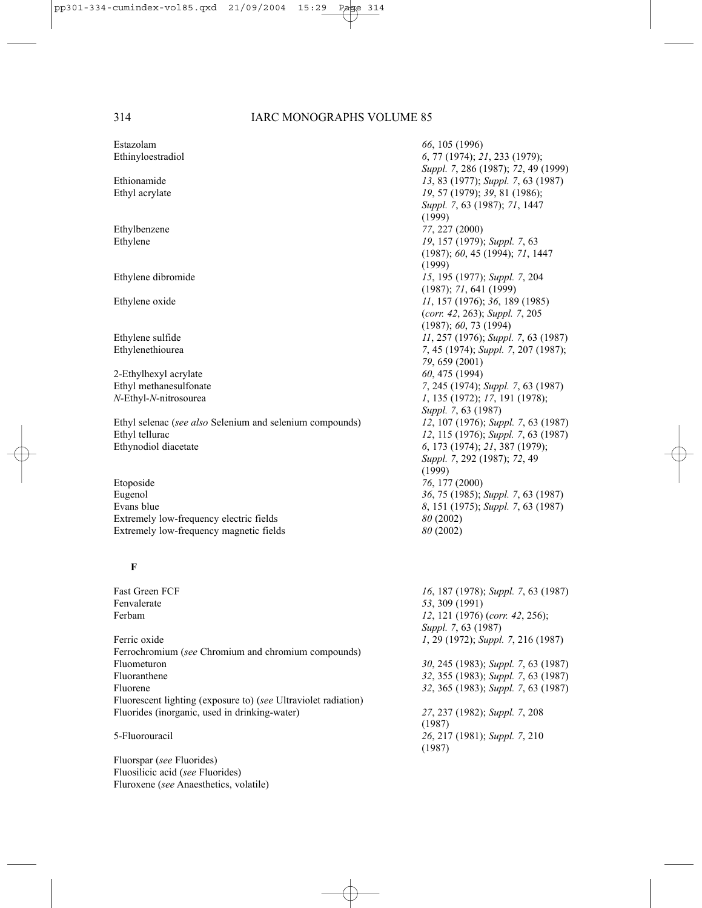| | |
|---|---|
| Estazolam | *66*, 105 (1996) |
| Ethinyloestradiol | *6*, 77 (1974); *21*, 233 (1979); *Suppl. 7*, 286 (1987); *72*, 49 (1999) |
| Ethionamide | *13*, 83 (1977); *Suppl. 7*, 63 (1987) |
| Ethyl acrylate | *19*, 57 (1979); *39*, 81 (1986); *Suppl. 7*, 63 (1987); *71*, 1447 (1999) |
| Ethylbenzene | *77*, 227 (2000) |
| Ethylene | *19*, 157 (1979); *Suppl. 7*, 63 (1987); *60*, 45 (1994); *71*, 1447 (1999) |
| Ethylene dibromide | *15*, 195 (1977); *Suppl. 7*, 204 (1987); *71*, 641 (1999) |
| Ethylene oxide | *11*, 157 (1976); *36*, 189 (1985) (*corr. 42*, 263); *Suppl. 7*, 205 (1987); *60*, 73 (1994) |
| Ethylene sulfide | *11*, 257 (1976); *Suppl. 7*, 63 (1987) |
| Ethylenethiourea | *7*, 45 (1974); *Suppl. 7*, 207 (1987); *79*, 659 (2001) |
| 2-Ethylhexyl acrylate | *60*, 475 (1994) |
| Ethyl methanesulfonate | *7*, 245 (1974); *Suppl. 7*, 63 (1987) |
| *N*-Ethyl-*N*-nitrosourea | *1*, 135 (1972); *17*, 191 (1978); *Suppl. 7*, 63 (1987) |
| Ethyl selenac (*see also* Selenium and selenium compounds) | *12*, 107 (1976); *Suppl. 7*, 63 (1987) |
| Ethyl tellurac | *12*, 115 (1976); *Suppl. 7*, 63 (1987) |
| Ethynodiol diacetate | *6*, 173 (1974); *21*, 387 (1979); *Suppl. 7*, 292 (1987); *72*, 49 (1999) |
| Etoposide | *76*, 177 (2000) |
| Eugenol | *36*, 75 (1985); *Suppl. 7*, 63 (1987) |
| Evans blue | *8*, 151 (1975); *Suppl. 7*, 63 (1987) |
| Extremely low-frequency electric fields | *80* (2002) |
| Extremely low-frequency magnetic fields | *80* (2002) |

**F**

| | |
|---|---|
| Fast Green FCF | *16*, 187 (1978); *Suppl. 7*, 63 (1987) |
| Fenvalerate | *53*, 309 (1991) |
| Ferbam | *12*, 121 (1976) (*corr. 42*, 256); *Suppl. 7*, 63 (1987) |
| Ferric oxide | *1*, 29 (1972); *Suppl. 7*, 216 (1987) |
| Ferrochromium (*see* Chromium and chromium compounds) | |
| Fluometuron | *30*, 245 (1983); *Suppl. 7*, 63 (1987) |
| Fluoranthene | *32*, 355 (1983); *Suppl. 7*, 63 (1987) |
| Fluorene | *32*, 365 (1983); *Suppl. 7*, 63 (1987) |
| Fluorescent lighting (exposure to) (*see* Ultraviolet radiation) | |
| Fluorides (inorganic, used in drinking-water) | *27*, 237 (1982); *Suppl. 7*, 208 (1987) |
| 5-Fluorouracil | *26*, 217 (1981); *Suppl. 7*, 210 (1987) |
| Fluorspar (*see* Fluorides) | |
| Fluosilicic acid (*see* Fluorides) | |
| Fluroxene (*see* Anaesthetics, volatile) | |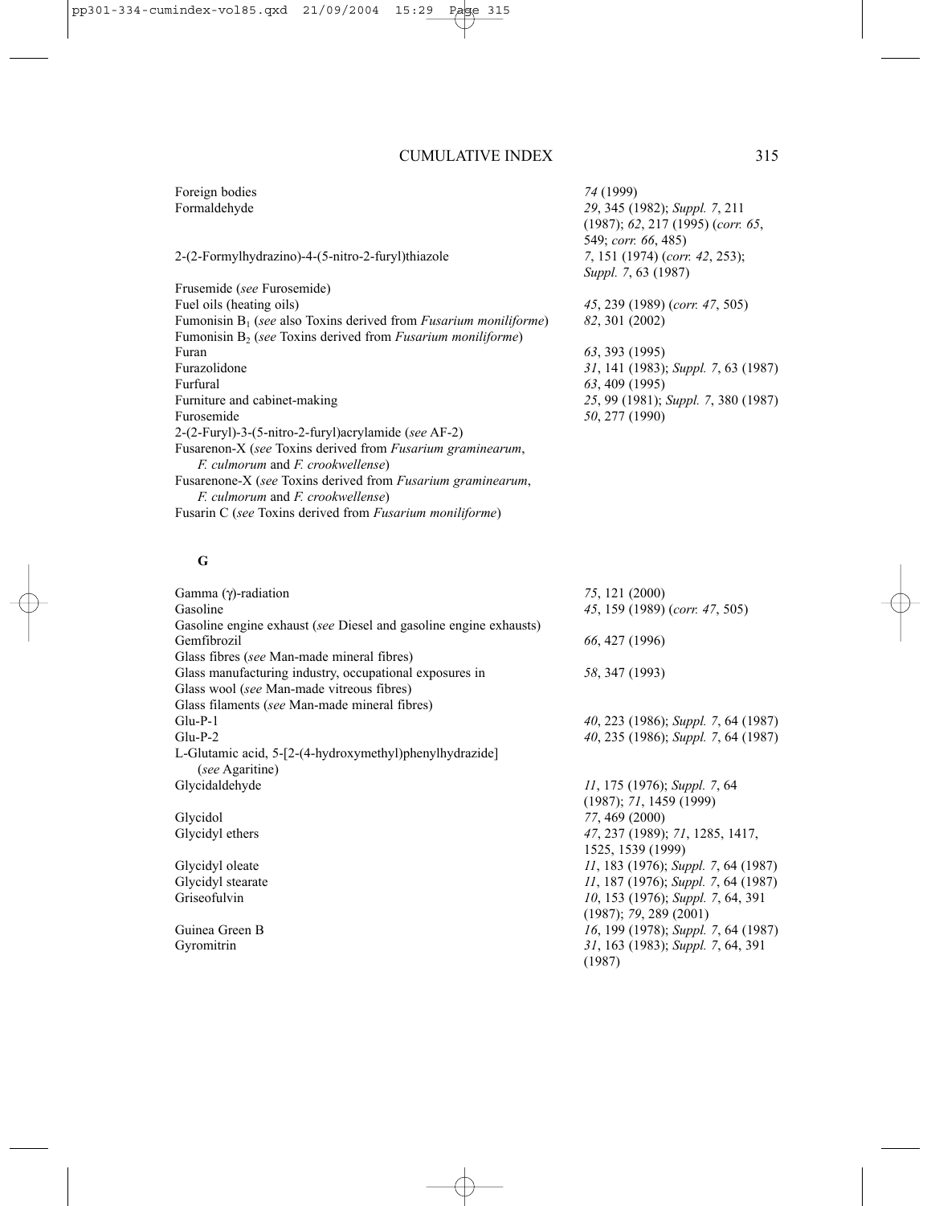| | |
|---|---|
| Foreign bodies | *74* (1999) |
| Formaldehyde | *29*, 345 (1982); *Suppl. 7*, 211 (1987); *62*, 217 (1995) (*corr. 65*, 549; *corr. 66*, 485) |
| 2-(2-Formylhydrazino)-4-(5-nitro-2-furyl)thiazole | *7*, 151 (1974) (*corr. 42*, 253); *Suppl. 7*, 63 (1987) |
| Frusemide (*see* Furosemide) | |
| Fuel oils (heating oils) | *45*, 239 (1989) (*corr. 47*, 505) |
| Fumonisin $B_1$ (*see* also Toxins derived from *Fusarium moniliforme*) | *82*, 301 (2002) |
| Fumonisin $B_2$ (*see* Toxins derived from *Fusarium moniliforme*) | |
| Furan | *63*, 393 (1995) |
| Furazolidone | *31*, 141 (1983); *Suppl. 7*, 63 (1987) |
| Furfural | *63*, 409 (1995) |
| Furniture and cabinet-making | *25*, 99 (1981); *Suppl. 7*, 380 (1987) |
| Furosemide | *50*, 277 (1990) |
| 2-(2-Furyl)-3-(5-nitro-2-furyl)acrylamide (*see* AF-2) | |
| Fusarenon-X (*see* Toxins derived from *Fusarium graminearum*, *F. culmorum* and *F. crookwellense*) | |
| Fusarenone-X (*see* Toxins derived from *Fusarium graminearum*, *F. culmorum* and *F. crookwellense*) | |
| Fusarin C (*see* Toxins derived from *Fusarium moniliforme*) | |

## G

| | |
|---|---|
| Gamma (γ)-radiation | *75*, 121 (2000) |
| Gasoline | *45*, 159 (1989) (*corr. 47*, 505) |
| Gasoline engine exhaust (*see* Diesel and gasoline engine exhausts) | |
| Gemfibrozil | *66*, 427 (1996) |
| Glass fibres (*see* Man-made mineral fibres) | |
| Glass manufacturing industry, occupational exposures in | *58*, 347 (1993) |
| Glass wool (*see* Man-made vitreous fibres) | |
| Glass filaments (*see* Man-made mineral fibres) | |
| Glu-P-1 | *40*, 223 (1986); *Suppl. 7*, 64 (1987) |
| Glu-P-2 | *40*, 235 (1986); *Suppl. 7*, 64 (1987) |
| L-Glutamic acid, 5-[2-(4-hydroxymethyl)phenylhydrazide] (*see* Agaritine) | |
| Glycidaldehyde | *11*, 175 (1976); *Suppl. 7*, 64 (1987); *71*, 1459 (1999) |
| Glycidol | *77*, 469 (2000) |
| Glycidyl ethers | *47*, 237 (1989); *71*, 1285, 1417, 1525, 1539 (1999) |
| Glycidyl oleate | *11*, 183 (1976); *Suppl. 7*, 64 (1987) |
| Glycidyl stearate | *11*, 187 (1976); *Suppl. 7*, 64 (1987) |
| Griseofulvin | *10*, 153 (1976); *Suppl. 7*, 64, 391 (1987); *79*, 289 (2001) |
| Guinea Green B | *16*, 199 (1978); *Suppl. 7*, 64 (1987) |
| Gyromitrin | *31*, 163 (1983); *Suppl. 7*, 64, 391 (1987) |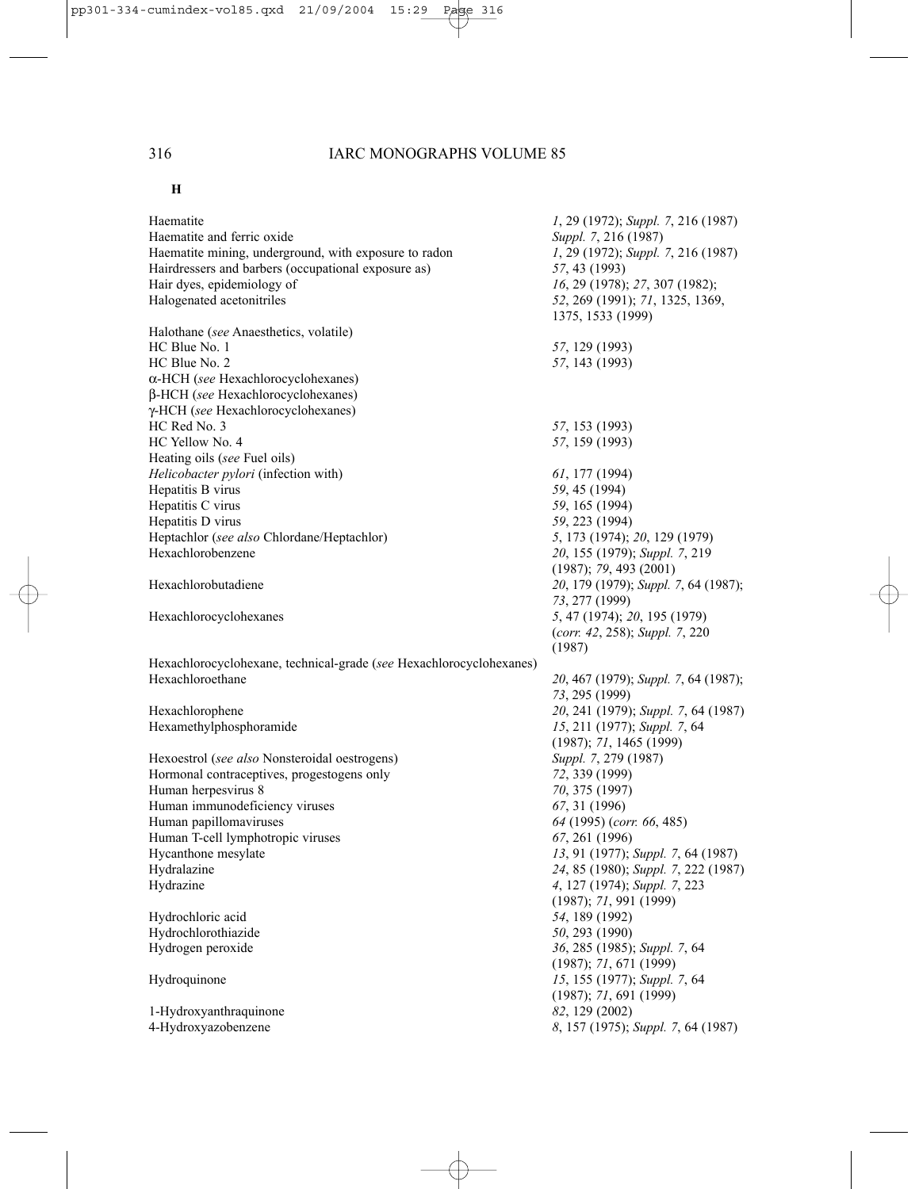## H

| | |
|---|---|
| Haematite | *1*, 29 (1972); *Suppl. 7*, 216 (1987) |
| Haematite and ferric oxide | *Suppl. 7*, 216 (1987) |
| Haematite mining, underground, with exposure to radon | *1*, 29 (1972); *Suppl. 7*, 216 (1987) |
| Hairdressers and barbers (occupational exposure as) | *57*, 43 (1993) |
| Hair dyes, epidemiology of | *16*, 29 (1978); *27*, 307 (1982); |
| Halogenated acetonitriles | *52*, 269 (1991); *71*, 1325, 1369, 1375, 1533 (1999) |
| Halothane (*see* Anaesthetics, volatile) | |
| HC Blue No. 1 | *57*, 129 (1993) |
| HC Blue No. 2 | *57*, 143 (1993) |
| α-HCH (*see* Hexachlorocyclohexanes) | |
| β-HCH (*see* Hexachlorocyclohexanes) | |
| γ-HCH (*see* Hexachlorocyclohexanes) | |
| HC Red No. 3 | *57*, 153 (1993) |
| HC Yellow No. 4 | *57*, 159 (1993) |
| Heating oils (*see* Fuel oils) | |
| *Helicobacter pylori* (infection with) | *61*, 177 (1994) |
| Hepatitis B virus | *59*, 45 (1994) |
| Hepatitis C virus | *59*, 165 (1994) |
| Hepatitis D virus | *59*, 223 (1994) |
| Heptachlor (*see also* Chlordane/Heptachlor) | *5*, 173 (1974); *20*, 129 (1979) |
| Hexachlorobenzene | *20*, 155 (1979); *Suppl. 7*, 219 (1987); *79*, 493 (2001) |
| Hexachlorobutadiene | *20*, 179 (1979); *Suppl. 7*, 64 (1987); *73*, 277 (1999) |
| Hexachlorocyclohexanes | *5*, 47 (1974); *20*, 195 (1979) (*corr. 42*, 258); *Suppl. 7*, 220 (1987) |
| Hexachlorocyclohexane, technical-grade (*see* Hexachlorocyclohexanes) | |
| Hexachloroethane | *20*, 467 (1979); *Suppl. 7*, 64 (1987); *73*, 295 (1999) |
| Hexachlorophene | *20*, 241 (1979); *Suppl. 7*, 64 (1987) |
| Hexamethylphosphoramide | *15*, 211 (1977); *Suppl. 7*, 64 (1987); *71*, 1465 (1999) |
| Hexoestrol (*see also* Nonsteroidal oestrogens) | *Suppl. 7*, 279 (1987) |
| Hormonal contraceptives, progestogens only | *72*, 339 (1999) |
| Human herpesvirus 8 | *70*, 375 (1997) |
| Human immunodeficiency viruses | *67*, 31 (1996) |
| Human papillomaviruses | *64* (1995) (*corr. 66*, 485) |
| Human T-cell lymphotropic viruses | *67*, 261 (1996) |
| Hycanthone mesylate | *13*, 91 (1977); *Suppl. 7*, 64 (1987) |
| Hydralazine | *24*, 85 (1980); *Suppl. 7*, 222 (1987) |
| Hydrazine | *4*, 127 (1974); *Suppl. 7*, 223 (1987); *71*, 991 (1999) |
| Hydrochloric acid | *54*, 189 (1992) |
| Hydrochlorothiazide | *50*, 293 (1990) |
| Hydrogen peroxide | *36*, 285 (1985); *Suppl. 7*, 64 (1987); *71*, 671 (1999) |
| Hydroquinone | *15*, 155 (1977); *Suppl. 7*, 64 (1987); *71*, 691 (1999) |
| 1-Hydroxyanthraquinone | *82*, 129 (2002) |
| 4-Hydroxyazobenzene | *8*, 157 (1975); *Suppl. 7*, 64 (1987) |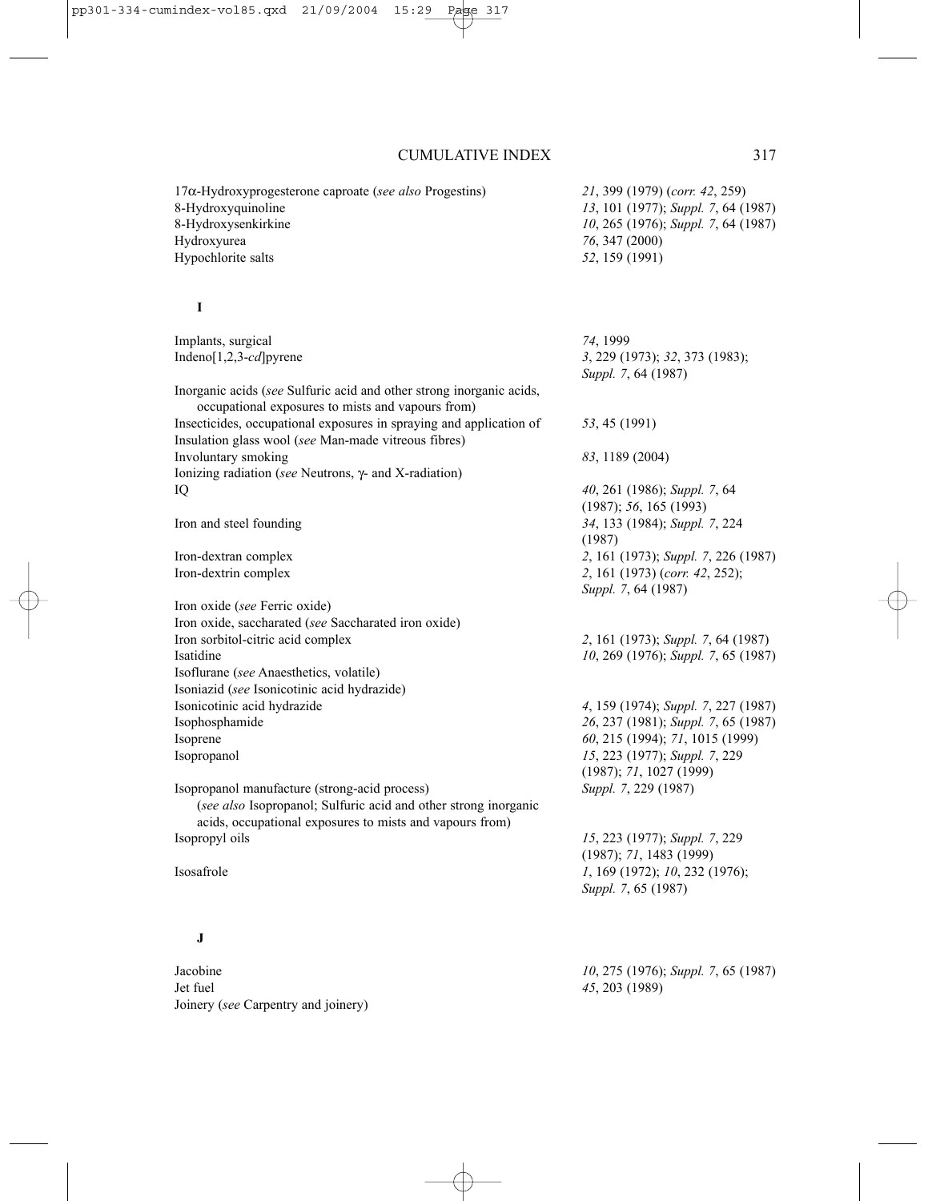| | |
|---|---|
| 17α-Hydroxyprogesterone caproate (*see also* Progestins) | *21*, 399 (1979) (*corr. 42*, 259) |
| 8-Hydroxyquinoline | *13*, 101 (1977); *Suppl. 7*, 64 (1987) |
| 8-Hydroxysenkirkine | *10*, 265 (1976); *Suppl. 7*, 64 (1987) |
| Hydroxyurea | *76*, 347 (2000) |
| Hypochlorite salts | *52*, 159 (1991) |

## I

| | |
|---|---|
| Implants, surgical | *74*, 1999 |
| Indeno[1,2,3-*cd*]pyrene | *3*, 229 (1973); *32*, 373 (1983); *Suppl. 7*, 64 (1987) |
| Inorganic acids (*see* Sulfuric acid and other strong inorganic acids, occupational exposures to mists and vapours from) | |
| Insecticides, occupational exposures in spraying and application of | *53*, 45 (1991) |
| Insulation glass wool (*see* Man-made vitreous fibres) | |
| Involuntary smoking | *83*, 1189 (2004) |
| Ionizing radiation (*see* Neutrons, γ- and X-radiation) | |
| IQ | *40*, 261 (1986); *Suppl. 7*, 64 (1987); *56*, 165 (1993) |
| Iron and steel founding | *34*, 133 (1984); *Suppl. 7*, 224 (1987) |
| Iron-dextran complex | *2*, 161 (1973); *Suppl. 7*, 226 (1987) |
| Iron-dextrin complex | *2*, 161 (1973) (*corr. 42*, 252); *Suppl. 7*, 64 (1987) |
| Iron oxide (*see* Ferric oxide) | |
| Iron oxide, saccharated (*see* Saccharated iron oxide) | |
| Iron sorbitol-citric acid complex | *2*, 161 (1973); *Suppl. 7*, 64 (1987) |
| Isatidine | *10*, 269 (1976); *Suppl. 7*, 65 (1987) |
| Isoflurane (*see* Anaesthetics, volatile) | |
| Isoniazid (*see* Isonicotinic acid hydrazide) | |
| Isonicotinic acid hydrazide | *4*, 159 (1974); *Suppl. 7*, 227 (1987) |
| Isophosphamide | *26*, 237 (1981); *Suppl. 7*, 65 (1987) |
| Isoprene | *60*, 215 (1994); *71*, 1015 (1999) |
| Isopropanol | *15*, 223 (1977); *Suppl. 7*, 229 (1987); *71*, 1027 (1999) |
| Isopropanol manufacture (strong-acid process) (*see also* Isopropanol; Sulfuric acid and other strong inorganic acids, occupational exposures to mists and vapours from) | *Suppl. 7*, 229 (1987) |
| Isopropyl oils | *15*, 223 (1977); *Suppl. 7*, 229 (1987); *71*, 1483 (1999) |
| Isosafrole | *1*, 169 (1972); *10*, 232 (1976); *Suppl. 7*, 65 (1987) |

## J

| | |
|---|---|
| Jacobine | *10*, 275 (1976); *Suppl. 7*, 65 (1987) |
| Jet fuel | *45*, 203 (1989) |
| Joinery (*see* Carpentry and joinery) | |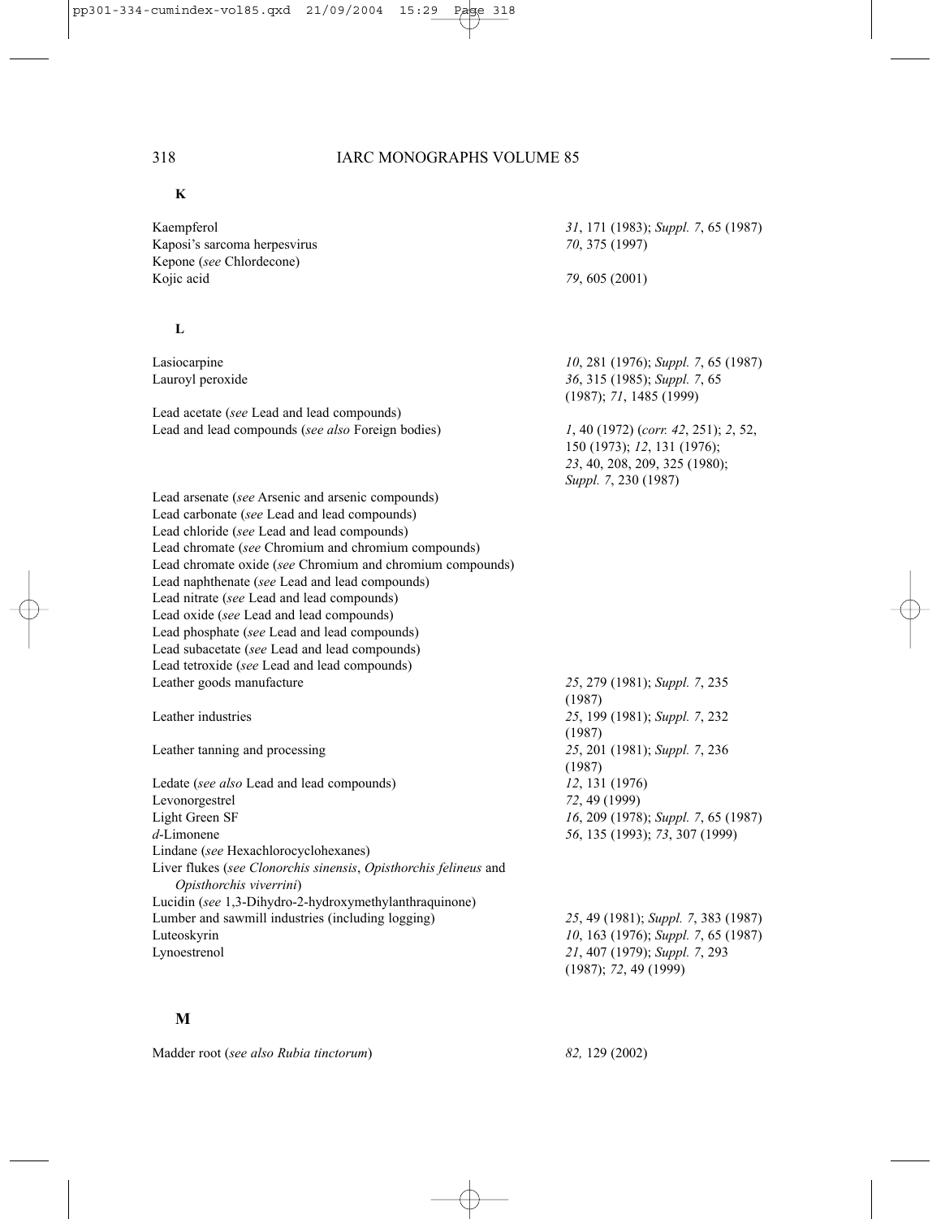## K

| | |
|---|---|
| Kaempferol | *31*, 171 (1983); *Suppl. 7*, 65 (1987) |
| Kaposi's sarcoma herpesvirus | *70*, 375 (1997) |
| Kepone (*see* Chlordecone) | |
| Kojic acid | *79*, 605 (2001) |

## L

| | |
|---|---|
| Lasiocarpine | *10*, 281 (1976); *Suppl. 7*, 65 (1987) |
| Lauroyl peroxide | *36*, 315 (1985); *Suppl. 7*, 65 (1987); *71*, 1485 (1999) |
| Lead acetate (*see* Lead and lead compounds) | |
| Lead and lead compounds (*see also* Foreign bodies) | *1*, 40 (1972) (*corr. 42*, 251); *2*, 52, 150 (1973); *12*, 131 (1976); *23*, 40, 208, 209, 325 (1980); *Suppl. 7*, 230 (1987) |
| Lead arsenate (*see* Arsenic and arsenic compounds) | |
| Lead carbonate (*see* Lead and lead compounds) | |
| Lead chloride (*see* Lead and lead compounds) | |
| Lead chromate (*see* Chromium and chromium compounds) | |
| Lead chromate oxide (*see* Chromium and chromium compounds) | |
| Lead naphthenate (*see* Lead and lead compounds) | |
| Lead nitrate (*see* Lead and lead compounds) | |
| Lead oxide (*see* Lead and lead compounds) | |
| Lead phosphate (*see* Lead and lead compounds) | |
| Lead subacetate (*see* Lead and lead compounds) | |
| Lead tetroxide (*see* Lead and lead compounds) | |
| Leather goods manufacture | *25*, 279 (1981); *Suppl. 7*, 235 (1987) |
| Leather industries | *25*, 199 (1981); *Suppl. 7*, 232 (1987) |
| Leather tanning and processing | *25*, 201 (1981); *Suppl. 7*, 236 (1987) |
| Ledate (*see also* Lead and lead compounds) | *12*, 131 (1976) |
| Levonorgestrel | *72*, 49 (1999) |
| Light Green SF | *16*, 209 (1978); *Suppl. 7*, 65 (1987) |
| *d*-Limonene | *56*, 135 (1993); *73*, 307 (1999) |
| Lindane (*see* Hexachlorocyclohexanes) | |
| Liver flukes (*see Clonorchis sinensis*, *Opisthorchis felineus* and *Opisthorchis viverrini*) | |
| Lucidin (*see* 1,3-Dihydro-2-hydroxymethylanthraquinone) | |
| Lumber and sawmill industries (including logging) | *25*, 49 (1981); *Suppl. 7*, 383 (1987) |
| Luteoskyrin | *10*, 163 (1976); *Suppl. 7*, 65 (1987) |
| Lynoestrenol | *21*, 407 (1979); *Suppl. 7*, 293 (1987); *72*, 49 (1999) |

## M

| | |
|---|---|
| Madder root (*see also Rubia tinctorum*) | *82,* 129 (2002) |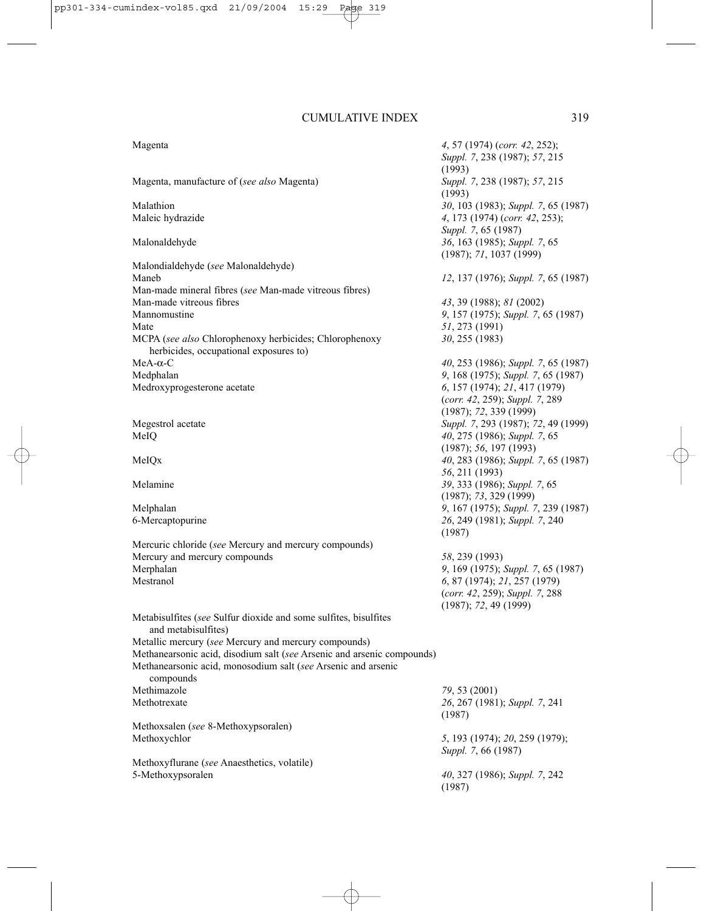| | |
|---|---|
| Magenta | *4*, 57 (1974) (*corr. 42*, 252); *Suppl. 7*, 238 (1987); *57*, 215 (1993) |
| Magenta, manufacture of (*see also* Magenta) | *Suppl. 7*, 238 (1987); *57*, 215 (1993) |
| Malathion | *30*, 103 (1983); *Suppl. 7*, 65 (1987) |
| Maleic hydrazide | *4*, 173 (1974) (*corr. 42*, 253); *Suppl. 7*, 65 (1987) |
| Malonaldehyde | *36*, 163 (1985); *Suppl. 7*, 65 (1987); *71*, 1037 (1999) |
| Malondialdehyde (*see* Malonaldehyde) | |
| Maneb | *12*, 137 (1976); *Suppl. 7*, 65 (1987) |
| Man-made mineral fibres (*see* Man-made vitreous fibres) | |
| Man-made vitreous fibres | *43*, 39 (1988); *81* (2002) |
| Mannomustine | *9*, 157 (1975); *Suppl. 7*, 65 (1987) |
| Mate | *51*, 273 (1991) |
| MCPA (*see also* Chlorophenoxy herbicides; Chlorophenoxy herbicides, occupational exposures to) | *30*, 255 (1983) |
| MeA-α-C | *40*, 253 (1986); *Suppl. 7*, 65 (1987) |
| Medphalan | *9*, 168 (1975); *Suppl. 7*, 65 (1987) |
| Medroxyprogesterone acetate | *6*, 157 (1974); *21*, 417 (1979) (*corr. 42*, 259); *Suppl. 7*, 289 (1987); *72*, 339 (1999) |
| Megestrol acetate | *Suppl. 7*, 293 (1987); *72*, 49 (1999) |
| MeIQ | *40*, 275 (1986); *Suppl. 7*, 65 (1987); *56*, 197 (1993) |
| MeIQx | *40*, 283 (1986); *Suppl. 7*, 65 (1987) *56*, 211 (1993) |
| Melamine | *39*, 333 (1986); *Suppl. 7*, 65 (1987); *73*, 329 (1999) |
| Melphalan | *9*, 167 (1975); *Suppl. 7*, 239 (1987) |
| 6-Mercaptopurine | *26*, 249 (1981); *Suppl. 7*, 240 (1987) |
| Mercuric chloride (*see* Mercury and mercury compounds) | |
| Mercury and mercury compounds | *58*, 239 (1993) |
| Merphalan | *9*, 169 (1975); *Suppl. 7*, 65 (1987) |
| Mestranol | *6*, 87 (1974); *21*, 257 (1979) (*corr. 42*, 259); *Suppl. 7*, 288 (1987); *72*, 49 (1999) |
| Metabisulfites (*see* Sulfur dioxide and some sulfites, bisulfites and metabisulfites) | |
| Metallic mercury (*see* Mercury and mercury compounds) | |
| Methanearsonic acid, disodium salt (*see* Arsenic and arsenic compounds) | |
| Methanearsonic acid, monosodium salt (*see* Arsenic and arsenic compounds | |
| Methimazole | *79*, 53 (2001) |
| Methotrexate | *26*, 267 (1981); *Suppl. 7*, 241 (1987) |
| Methoxsalen (*see* 8-Methoxypsoralen) | |
| Methoxychlor | *5*, 193 (1974); *20*, 259 (1979); *Suppl. 7*, 66 (1987) |
| Methoxyflurane (*see* Anaesthetics, volatile) | |
| 5-Methoxypsoralen | *40*, 327 (1986); *Suppl. 7*, 242 (1987) |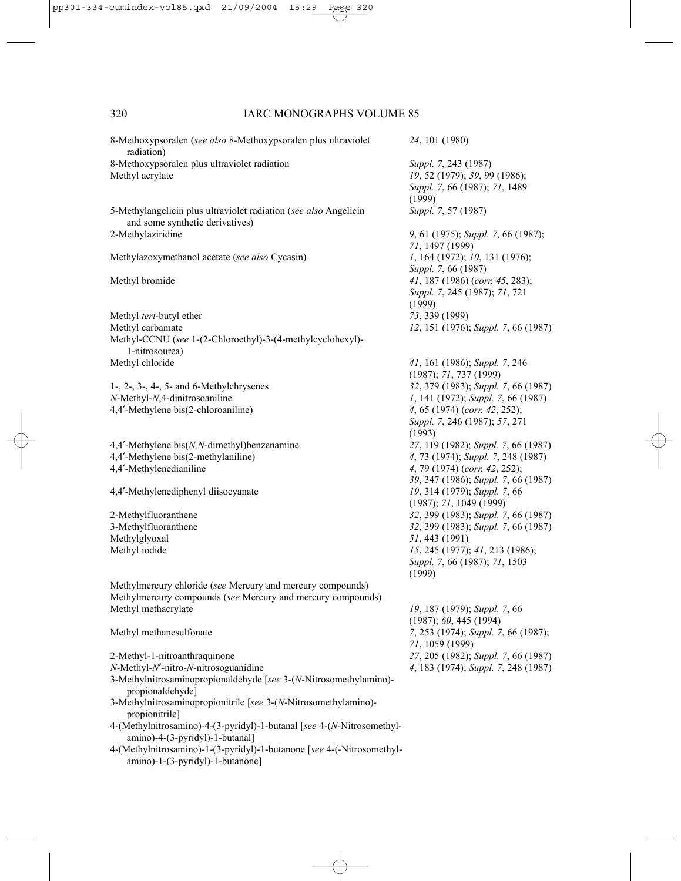| | |
|---|---|
| 8-Methoxypsoralen (*see also* 8-Methoxypsoralen plus ultraviolet radiation) | *24*, 101 (1980) |
| 8-Methoxypsoralen plus ultraviolet radiation | *Suppl. 7*, 243 (1987) |
| Methyl acrylate | *19*, 52 (1979); *39*, 99 (1986); *Suppl. 7*, 66 (1987); *71*, 1489 (1999) |
| 5-Methylangelicin plus ultraviolet radiation (*see also* Angelicin and some synthetic derivatives) | *Suppl. 7*, 57 (1987) |
| 2-Methylaziridine | *9*, 61 (1975); *Suppl. 7*, 66 (1987); *71*, 1497 (1999) |
| Methylazoxymethanol acetate (*see also* Cycasin) | *1*, 164 (1972); *10*, 131 (1976); *Suppl. 7*, 66 (1987) |
| Methyl bromide | *41*, 187 (1986) (*corr. 45*, 283); *Suppl. 7*, 245 (1987); *71*, 721 (1999) |
| Methyl *tert*-butyl ether | *73*, 339 (1999) |
| Methyl carbamate | *12*, 151 (1976); *Suppl. 7*, 66 (1987) |
| Methyl-CCNU (*see* 1-(2-Chloroethyl)-3-(4-methylcyclohexyl)-1-nitrosourea) | |
| Methyl chloride | *41*, 161 (1986); *Suppl. 7*, 246 (1987); *71*, 737 (1999) |
| 1-, 2-, 3-, 4-, 5- and 6-Methylchrysenes | *32*, 379 (1983); *Suppl. 7*, 66 (1987) |
| *N*-Methyl-*N*,4-dinitrosoaniline | *1*, 141 (1972); *Suppl. 7*, 66 (1987) |
| 4,4′-Methylene bis(2-chloroaniline) | *4*, 65 (1974) (*corr. 42*, 252); *Suppl. 7*, 246 (1987); *57*, 271 (1993) |
| 4,4′-Methylene bis(*N,N*-dimethyl)benzenamine | *27*, 119 (1982); *Suppl. 7*, 66 (1987) |
| 4,4′-Methylene bis(2-methylaniline) | *4*, 73 (1974); *Suppl. 7*, 248 (1987) |
| 4,4′-Methylenedianiline | *4*, 79 (1974) (*corr. 42*, 252); *39*, 347 (1986); *Suppl. 7*, 66 (1987) |
| 4,4′-Methylenediphenyl diisocyanate | *19*, 314 (1979); *Suppl. 7*, 66 (1987); *71*, 1049 (1999) |
| 2-Methylfluoranthene | *32*, 399 (1983); *Suppl. 7*, 66 (1987) |
| 3-Methylfluoranthene | *32*, 399 (1983); *Suppl. 7*, 66 (1987) |
| Methylglyoxal | *51*, 443 (1991) |
| Methyl iodide | *15*, 245 (1977); *41*, 213 (1986); *Suppl. 7*, 66 (1987); *71*, 1503 (1999) |
| Methylmercury chloride (*see* Mercury and mercury compounds) | |
| Methylmercury compounds (*see* Mercury and mercury compounds) | |
| Methyl methacrylate | *19*, 187 (1979); *Suppl. 7*, 66 (1987); *60*, 445 (1994) |
| Methyl methanesulfonate | *7*, 253 (1974); *Suppl. 7*, 66 (1987); *71*, 1059 (1999) |
| 2-Methyl-1-nitroanthraquinone | *27*, 205 (1982); *Suppl. 7*, 66 (1987) |
| *N*-Methyl-*N*′-nitro-*N*-nitrosoguanidine | *4*, 183 (1974); *Suppl. 7*, 248 (1987) |
| 3-Methylnitrosaminopropionaldehyde [*see* 3-(*N*-Nitrosomethylamino)-propionaldehyde] | |
| 3-Methylnitrosaminopropionitrile [*see* 3-(*N*-Nitrosomethylamino)-propionitrile] | |
| 4-(Methylnitrosamino)-4-(3-pyridyl)-1-butanal [*see* 4-(*N*-Nitrosomethyl-amino)-4-(3-pyridyl)-1-butanal] | |
| 4-(Methylnitrosamino)-1-(3-pyridyl)-1-butanone [*see* 4-(-Nitrosomethyl-amino)-1-(3-pyridyl)-1-butanone] | |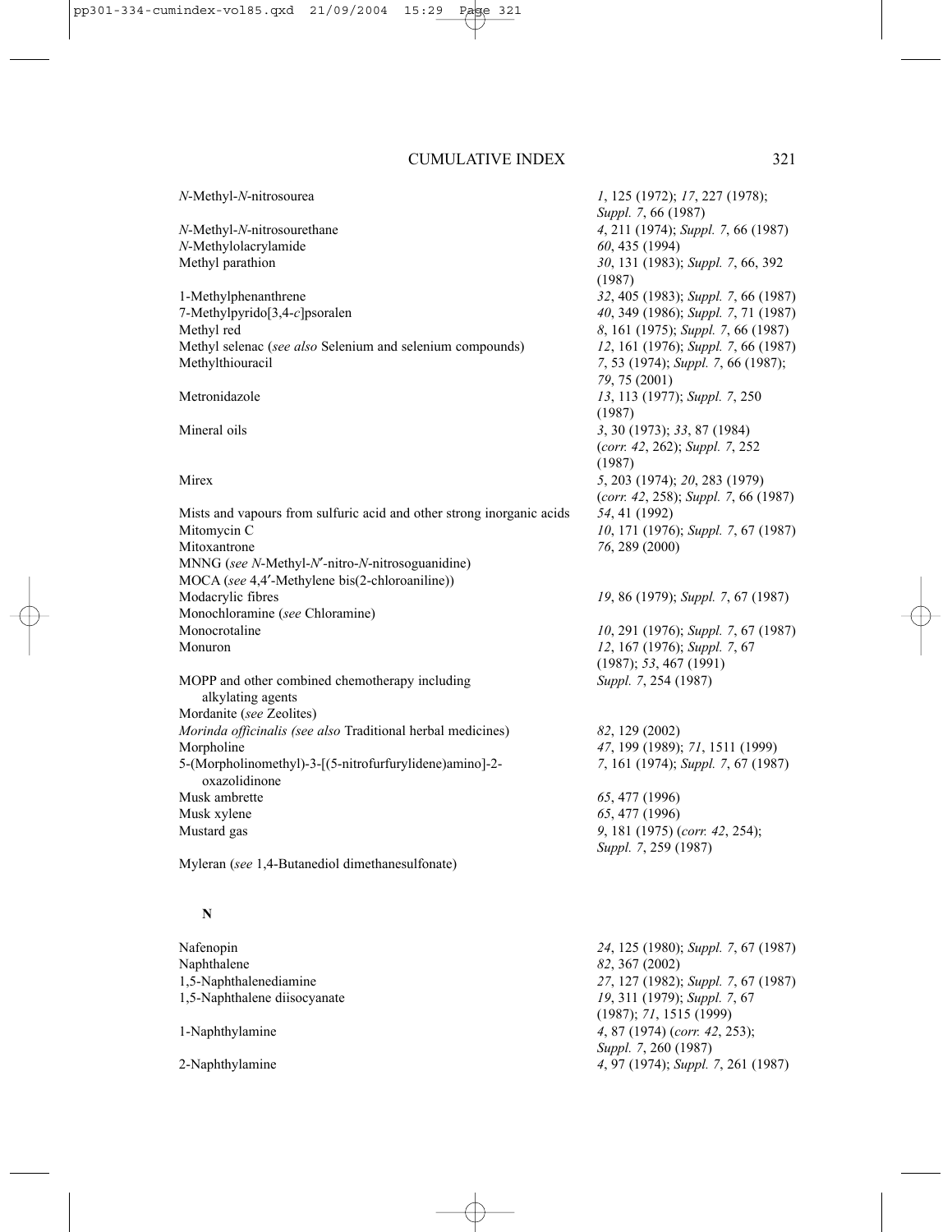| | |
|---|---|
| *N*-Methyl-*N*-nitrosourea | *1*, 125 (1972); *17*, 227 (1978); *Suppl. 7*, 66 (1987) |
| *N*-Methyl-*N*-nitrosourethane | *4*, 211 (1974); *Suppl. 7*, 66 (1987) |
| *N*-Methylolacrylamide | *60*, 435 (1994) |
| Methyl parathion | *30*, 131 (1983); *Suppl. 7*, 66, 392 (1987) |
| 1-Methylphenanthrene | *32*, 405 (1983); *Suppl. 7*, 66 (1987) |
| 7-Methylpyrido[3,4-*c*]psoralen | *40*, 349 (1986); *Suppl. 7*, 71 (1987) |
| Methyl red | *8*, 161 (1975); *Suppl. 7*, 66 (1987) |
| Methyl selenac (*see also* Selenium and selenium compounds) | *12*, 161 (1976); *Suppl. 7*, 66 (1987) |
| Methylthiouracil | *7*, 53 (1974); *Suppl. 7*, 66 (1987); *79*, 75 (2001) |
| Metronidazole | *13*, 113 (1977); *Suppl. 7*, 250 (1987) |
| Mineral oils | *3*, 30 (1973); *33*, 87 (1984) (*corr. 42*, 262); *Suppl. 7*, 252 (1987) |
| Mirex | *5*, 203 (1974); *20*, 283 (1979) (*corr. 42*, 258); *Suppl. 7*, 66 (1987) |
| Mists and vapours from sulfuric acid and other strong inorganic acids | *54*, 41 (1992) |
| Mitomycin C | *10*, 171 (1976); *Suppl. 7*, 67 (1987) |
| Mitoxantrone | *76*, 289 (2000) |
| MNNG (*see N*-Methyl-*N*′-nitro-*N*-nitrosoguanidine) | |
| MOCA (*see* 4,4′-Methylene bis(2-chloroaniline)) | |
| Modacrylic fibres | *19*, 86 (1979); *Suppl. 7*, 67 (1987) |
| Monochloramine (*see* Chloramine) | |
| Monocrotaline | *10*, 291 (1976); *Suppl. 7*, 67 (1987) |
| Monuron | *12*, 167 (1976); *Suppl. 7*, 67 (1987); *53*, 467 (1991) |
| MOPP and other combined chemotherapy including alkylating agents | *Suppl. 7*, 254 (1987) |
| Mordanite (*see* Zeolites) | |
| *Morinda officinalis (see also* Traditional herbal medicines) | *82*, 129 (2002) |
| Morpholine | *47*, 199 (1989); *71*, 1511 (1999) |
| 5-(Morpholinomethyl)-3-[(5-nitrofurfurylidene)amino]-2-oxazolidinone | *7*, 161 (1974); *Suppl. 7*, 67 (1987) |
| Musk ambrette | *65*, 477 (1996) |
| Musk xylene | *65*, 477 (1996) |
| Mustard gas | *9*, 181 (1975) (*corr. 42*, 254); *Suppl. 7*, 259 (1987) |
| Myleran (*see* 1,4-Butanediol dimethanesulfonate) | |

## N

| | |
|---|---|
| Nafenopin | *24*, 125 (1980); *Suppl. 7*, 67 (1987) |
| Naphthalene | *82*, 367 (2002) |
| 1,5-Naphthalenediamine | *27*, 127 (1982); *Suppl. 7*, 67 (1987) |
| 1,5-Naphthalene diisocyanate | *19*, 311 (1979); *Suppl. 7*, 67 (1987); *71*, 1515 (1999) |
| 1-Naphthylamine | *4*, 87 (1974) (*corr. 42*, 253); *Suppl. 7*, 260 (1987) |
| 2-Naphthylamine | *4*, 97 (1974); *Suppl. 7*, 261 (1987) |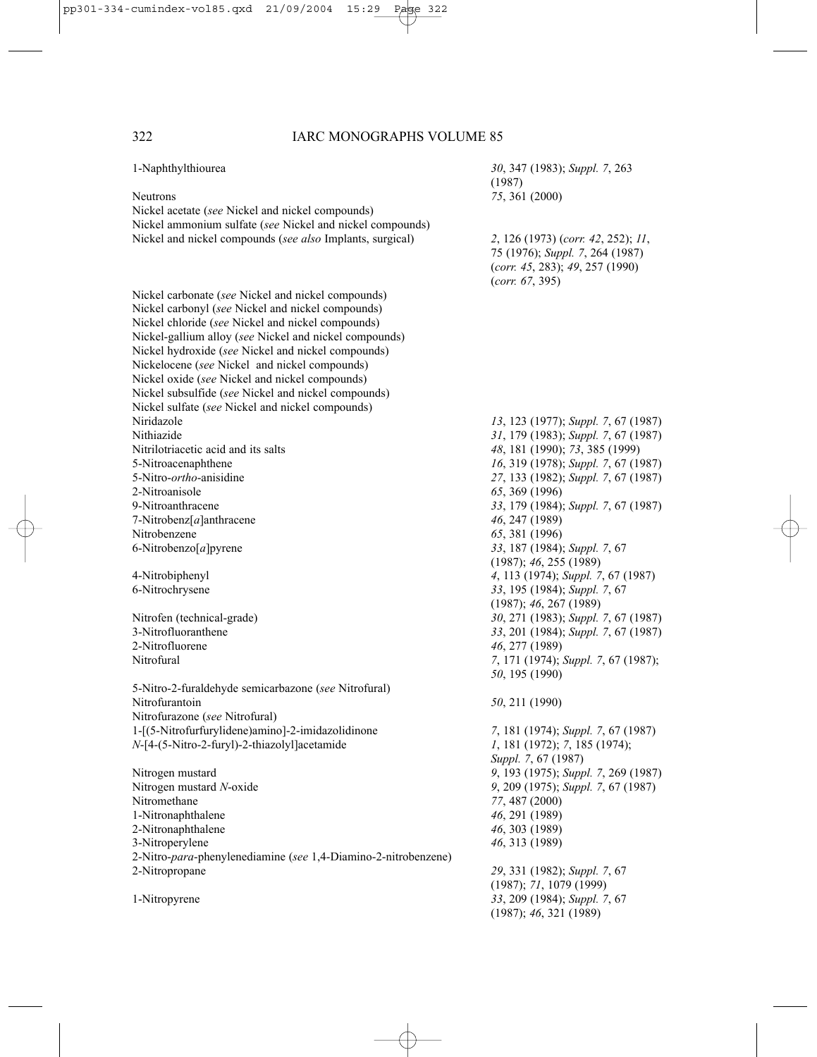| | |
|---|---|
| 1-Naphthylthiourea | *30*, 347 (1983); *Suppl. 7*, 263 (1987) |
| Neutrons | *75*, 361 (2000) |
| Nickel acetate (*see* Nickel and nickel compounds) | |
| Nickel ammonium sulfate (*see* Nickel and nickel compounds) | |
| Nickel and nickel compounds (*see also* Implants, surgical) | *2*, 126 (1973) (*corr. 42*, 252); *11*, 75 (1976); *Suppl. 7*, 264 (1987) (*corr. 45*, 283); *49*, 257 (1990) (*corr. 67*, 395) |
| Nickel carbonate (*see* Nickel and nickel compounds) | |
| Nickel carbonyl (*see* Nickel and nickel compounds) | |
| Nickel chloride (*see* Nickel and nickel compounds) | |
| Nickel-gallium alloy (*see* Nickel and nickel compounds) | |
| Nickel hydroxide (*see* Nickel and nickel compounds) | |
| Nickelocene (*see* Nickel and nickel compounds) | |
| Nickel oxide (*see* Nickel and nickel compounds) | |
| Nickel subsulfide (*see* Nickel and nickel compounds) | |
| Nickel sulfate (*see* Nickel and nickel compounds) | |
| Niridazole | *13*, 123 (1977); *Suppl. 7*, 67 (1987) |
| Nithiazide | *31*, 179 (1983); *Suppl. 7*, 67 (1987) |
| Nitrilotriacetic acid and its salts | *48*, 181 (1990); *73*, 385 (1999) |
| 5-Nitroacenaphthene | *16*, 319 (1978); *Suppl. 7*, 67 (1987) |
| 5-Nitro-*ortho*-anisidine | *27*, 133 (1982); *Suppl. 7*, 67 (1987) |
| 2-Nitroanisole | *65*, 369 (1996) |
| 9-Nitroanthracene | *33*, 179 (1984); *Suppl. 7*, 67 (1987) |
| 7-Nitrobenz[*a*]anthracene | *46*, 247 (1989) |
| Nitrobenzene | *65*, 381 (1996) |
| 6-Nitrobenzo[*a*]pyrene | *33*, 187 (1984); *Suppl. 7*, 67 (1987); *46*, 255 (1989) |
| 4-Nitrobiphenyl | *4*, 113 (1974); *Suppl. 7*, 67 (1987) |
| 6-Nitrochrysene | *33*, 195 (1984); *Suppl. 7*, 67 (1987); *46*, 267 (1989) |
| Nitrofen (technical-grade) | *30*, 271 (1983); *Suppl. 7*, 67 (1987) |
| 3-Nitrofluoranthene | *33*, 201 (1984); *Suppl. 7*, 67 (1987) |
| 2-Nitrofluorene | *46*, 277 (1989) |
| Nitrofural | *7*, 171 (1974); *Suppl. 7*, 67 (1987); *50*, 195 (1990) |
| 5-Nitro-2-furaldehyde semicarbazone (*see* Nitrofural) | |
| Nitrofurantoin | *50*, 211 (1990) |
| Nitrofurazone (*see* Nitrofural) | |
| 1-[(5-Nitrofurfurylidene)amino]-2-imidazolidinone | *7*, 181 (1974); *Suppl. 7*, 67 (1987) |
| *N*-[4-(5-Nitro-2-furyl)-2-thiazolyl]acetamide | *1*, 181 (1972); *7*, 185 (1974); *Suppl. 7*, 67 (1987) |
| Nitrogen mustard | *9*, 193 (1975); *Suppl. 7*, 269 (1987) |
| Nitrogen mustard *N*-oxide | *9*, 209 (1975); *Suppl. 7*, 67 (1987) |
| Nitromethane | *77*, 487 (2000) |
| 1-Nitronaphthalene | *46*, 291 (1989) |
| 2-Nitronaphthalene | *46*, 303 (1989) |
| 3-Nitroperylene | *46*, 313 (1989) |
| 2-Nitro-*para*-phenylenediamine (*see* 1,4-Diamino-2-nitrobenzene) | |
| 2-Nitropropane | *29*, 331 (1982); *Suppl. 7*, 67 (1987); *71*, 1079 (1999) |
| 1-Nitropyrene | *33*, 209 (1984); *Suppl. 7*, 67 (1987); *46*, 321 (1989) |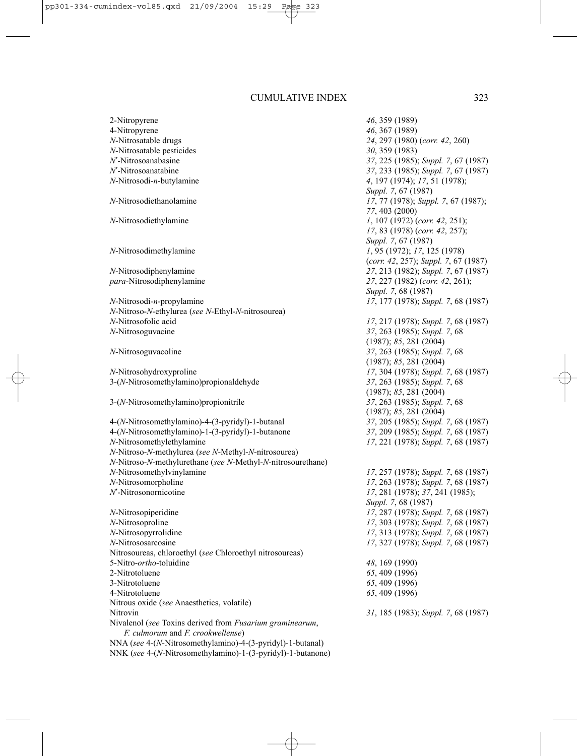| | |
|---|---|
| 2-Nitropyrene | *46*, 359 (1989) |
| 4-Nitropyrene | *46*, 367 (1989) |
| *N*-Nitrosatable drugs | *24*, 297 (1980) (*corr. 42*, 260) |
| *N*-Nitrosatable pesticides | *30*, 359 (1983) |
| *N*′-Nitrosoanabasine | *37*, 225 (1985); *Suppl. 7*, 67 (1987) |
| *N*′-Nitrosoanatabine | *37*, 233 (1985); *Suppl. 7*, 67 (1987) |
| *N*-Nitrosodi-*n*-butylamine | *4*, 197 (1974); *17*, 51 (1978); *Suppl. 7*, 67 (1987) |
| *N*-Nitrosodiethanolamine | *17*, 77 (1978); *Suppl. 7*, 67 (1987); *77*, 403 (2000) |
| *N*-Nitrosodiethylamine | *1*, 107 (1972) (*corr. 42*, 251); *17*, 83 (1978) (*corr. 42*, 257); *Suppl. 7*, 67 (1987) |
| *N*-Nitrosodimethylamine | *1*, 95 (1972); *17*, 125 (1978) (*corr. 42*, 257); *Suppl. 7*, 67 (1987) |
| *N*-Nitrosodiphenylamine | *27*, 213 (1982); *Suppl. 7*, 67 (1987) |
| *para*-Nitrosodiphenylamine | *27*, 227 (1982) (*corr. 42*, 261); *Suppl. 7*, 68 (1987) |
| *N*-Nitrosodi-*n*-propylamine | *17*, 177 (1978); *Suppl. 7*, 68 (1987) |
| *N*-Nitroso-*N*-ethylurea (*see N*-Ethyl-*N*-nitrosourea) | |
| *N*-Nitrosofolic acid | *17*, 217 (1978); *Suppl. 7*, 68 (1987) |
| *N*-Nitrosoguvacine | *37*, 263 (1985); *Suppl. 7*, 68 (1987); *85*, 281 (2004) |
| *N*-Nitrosoguvacoline | *37*, 263 (1985); *Suppl. 7*, 68 (1987); *85*, 281 (2004) |
| *N*-Nitrosohydroxyproline | *17*, 304 (1978); *Suppl. 7*, 68 (1987) |
| 3-(*N*-Nitrosomethylamino)propionaldehyde | *37*, 263 (1985); *Suppl. 7*, 68 (1987); *85*, 281 (2004) |
| 3-(*N*-Nitrosomethylamino)propionitrile | *37*, 263 (1985); *Suppl. 7*, 68 (1987); *85*, 281 (2004) |
| 4-(*N*-Nitrosomethylamino)-4-(3-pyridyl)-1-butanal | *37*, 205 (1985); *Suppl. 7*, 68 (1987) |
| 4-(*N*-Nitrosomethylamino)-1-(3-pyridyl)-1-butanone | *37*, 209 (1985); *Suppl. 7*, 68 (1987) |
| *N*-Nitrosomethylethylamine | *17*, 221 (1978); *Suppl. 7*, 68 (1987) |
| *N*-Nitroso-*N*-methylurea (*see N*-Methyl-*N*-nitrosourea) | |
| *N*-Nitroso-*N*-methylurethane (*see N*-Methyl-*N*-nitrosourethane) | |
| *N*-Nitrosomethylvinylamine | *17*, 257 (1978); *Suppl. 7*, 68 (1987) |
| *N*-Nitrosomorpholine | *17*, 263 (1978); *Suppl. 7*, 68 (1987) |
| *N*′-Nitrosonornicotine | *17*, 281 (1978); *37*, 241 (1985); *Suppl. 7*, 68 (1987) |
| *N*-Nitrosopiperidine | *17*, 287 (1978); *Suppl. 7*, 68 (1987) |
| *N*-Nitrosoproline | *17*, 303 (1978); *Suppl. 7*, 68 (1987) |
| *N*-Nitrosopyrrolidine | *17*, 313 (1978); *Suppl. 7*, 68 (1987) |
| *N*-Nitrososarcosine | *17*, 327 (1978); *Suppl. 7*, 68 (1987) |
| Nitrosoureas, chloroethyl (*see* Chloroethyl nitrosoureas) | |
| 5-Nitro-*ortho*-toluidine | *48*, 169 (1990) |
| 2-Nitrotoluene | *65*, 409 (1996) |
| 3-Nitrotoluene | *65*, 409 (1996) |
| 4-Nitrotoluene | *65*, 409 (1996) |
| Nitrous oxide (*see* Anaesthetics, volatile) | |
| Nitrovin | *31*, 185 (1983); *Suppl. 7*, 68 (1987) |
| Nivalenol (*see* Toxins derived from *Fusarium graminearum*, *F. culmorum* and *F. crookwellense*) | |
| NNA (*see* 4-(*N*-Nitrosomethylamino)-4-(3-pyridyl)-1-butanal) | |
| NNK (*see* 4-(*N*-Nitrosomethylamino)-1-(3-pyridyl)-1-butanone) | |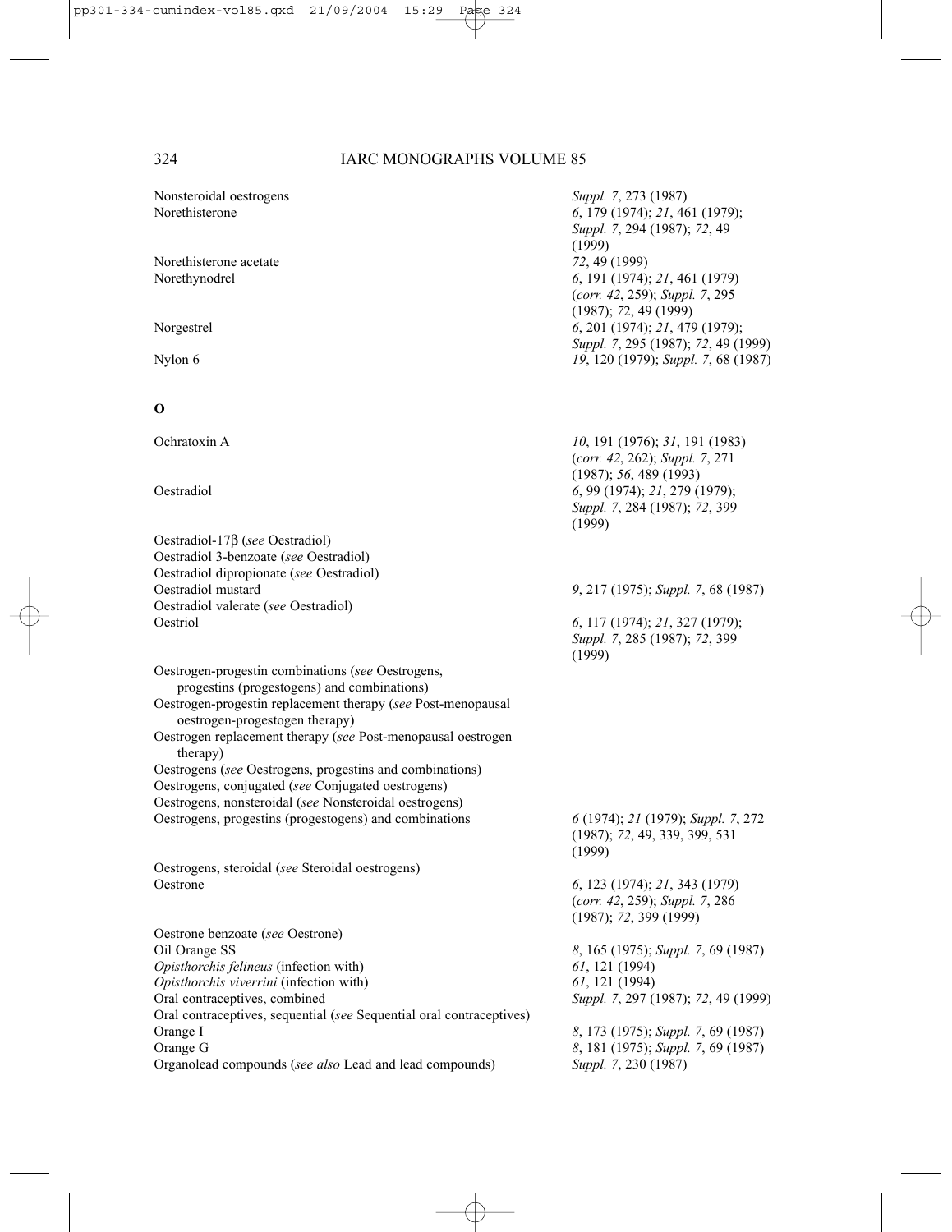| | |
|---|---|
| Nonsteroidal oestrogens | *Suppl. 7*, 273 (1987) |
| Norethisterone | *6*, 179 (1974); *21*, 461 (1979); *Suppl. 7*, 294 (1987); *72*, 49 (1999) |
| Norethisterone acetate | *72*, 49 (1999) |
| Norethynodrel | *6*, 191 (1974); *21*, 461 (1979) (*corr. 42*, 259); *Suppl. 7*, 295 (1987); *72*, 49 (1999) |
| Norgestrel | *6*, 201 (1974); *21*, 479 (1979); *Suppl. 7*, 295 (1987); *72*, 49 (1999) |
| Nylon 6 | *19*, 120 (1979); *Suppl. 7*, 68 (1987) |

**O**

| | |
|---|---|
| Ochratoxin A | *10*, 191 (1976); *31*, 191 (1983) (*corr. 42*, 262); *Suppl. 7*, 271 (1987); *56*, 489 (1993) |
| Oestradiol | *6*, 99 (1974); *21*, 279 (1979); *Suppl. 7*, 284 (1987); *72*, 399 (1999) |
| Oestradiol-17β (*see* Oestradiol) | |
| Oestradiol 3-benzoate (*see* Oestradiol) | |
| Oestradiol dipropionate (*see* Oestradiol) | |
| Oestradiol mustard | *9*, 217 (1975); *Suppl. 7*, 68 (1987) |
| Oestradiol valerate (*see* Oestradiol) | |
| Oestriol | *6*, 117 (1974); *21*, 327 (1979); *Suppl. 7*, 285 (1987); *72*, 399 (1999) |
| Oestrogen-progestin combinations (*see* Oestrogens, progestins (progestogens) and combinations) | |
| Oestrogen-progestin replacement therapy (*see* Post-menopausal oestrogen-progestogen therapy) | |
| Oestrogen replacement therapy (*see* Post-menopausal oestrogen therapy) | |
| Oestrogens (*see* Oestrogens, progestins and combinations) | |
| Oestrogens, conjugated (*see* Conjugated oestrogens) | |
| Oestrogens, nonsteroidal (*see* Nonsteroidal oestrogens) | |
| Oestrogens, progestins (progestogens) and combinations | *6* (1974); *21* (1979); *Suppl. 7*, 272 (1987); *72*, 49, 339, 399, 531 (1999) |
| Oestrogens, steroidal (*see* Steroidal oestrogens) | |
| Oestrone | *6*, 123 (1974); *21*, 343 (1979) (*corr. 42*, 259); *Suppl. 7*, 286 (1987); *72*, 399 (1999) |
| Oestrone benzoate (*see* Oestrone) | |
| Oil Orange SS | *8*, 165 (1975); *Suppl. 7*, 69 (1987) |
| *Opisthorchis felineus* (infection with) | *61*, 121 (1994) |
| *Opisthorchis viverrini* (infection with) | *61*, 121 (1994) |
| Oral contraceptives, combined | *Suppl. 7*, 297 (1987); *72*, 49 (1999) |
| Oral contraceptives, sequential (*see* Sequential oral contraceptives) | |
| Orange I | *8*, 173 (1975); *Suppl. 7*, 69 (1987) |
| Orange G | *8*, 181 (1975); *Suppl. 7*, 69 (1987) |
| Organolead compounds (*see also* Lead and lead compounds) | *Suppl. 7*, 230 (1987) |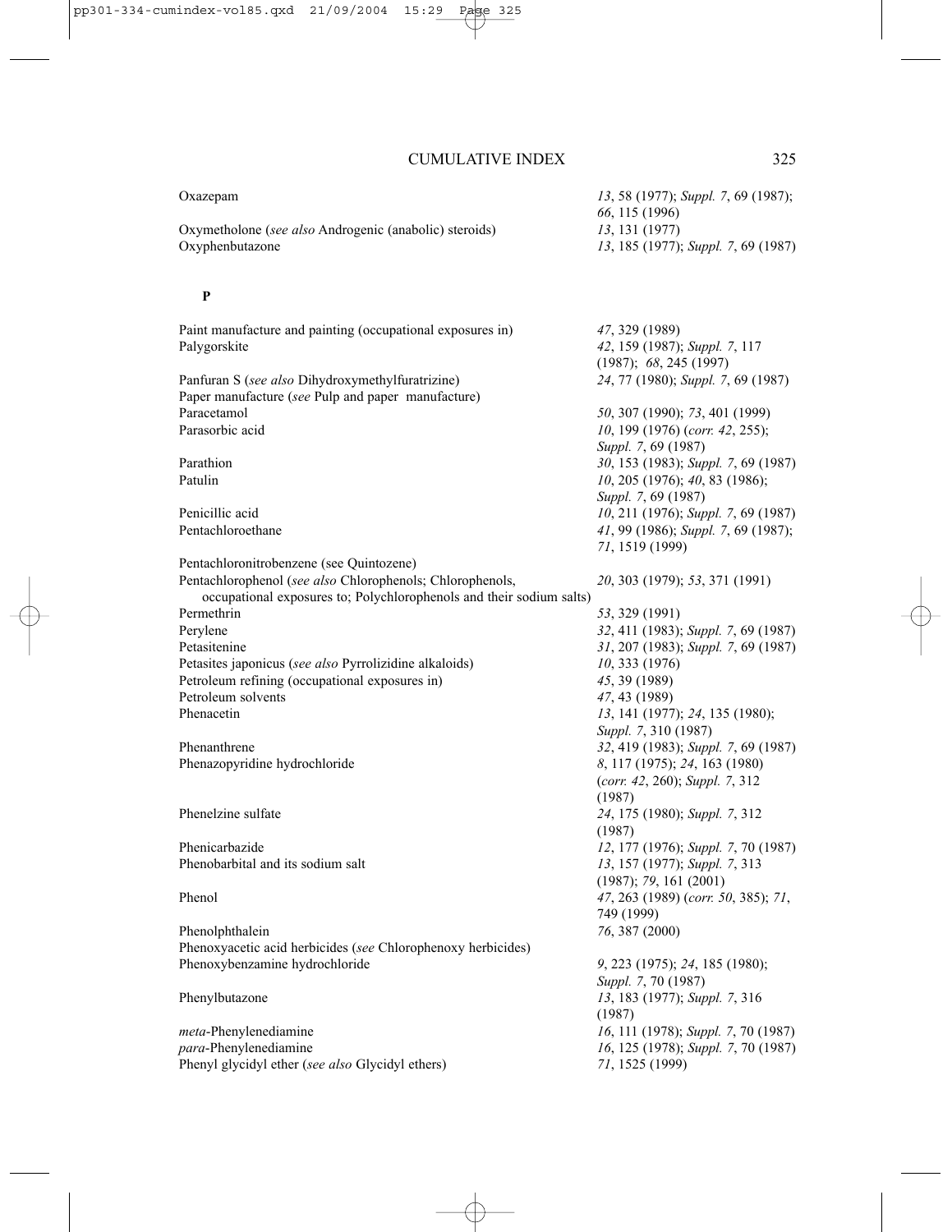| | |
|---|---|
| Oxazepam | *13*, 58 (1977); *Suppl. 7*, 69 (1987); *66*, 115 (1996) |
| Oxymetholone (*see also* Androgenic (anabolic) steroids) | *13*, 131 (1977) |
| Oxyphenbutazone | *13*, 185 (1977); *Suppl. 7*, 69 (1987) |

**P**

| | |
|---|---|
| Paint manufacture and painting (occupational exposures in) | *47*, 329 (1989) |
| Palygorskite | *42*, 159 (1987); *Suppl. 7*, 117 (1987); *68*, 245 (1997) |
| Panfuran S (*see also* Dihydroxymethylfuratrizine) | *24*, 77 (1980); *Suppl. 7*, 69 (1987) |
| Paper manufacture (*see* Pulp and paper manufacture) | |
| Paracetamol | *50*, 307 (1990); *73*, 401 (1999) |
| Parasorbic acid | *10*, 199 (1976) (*corr. 42*, 255); *Suppl. 7*, 69 (1987) |
| Parathion | *30*, 153 (1983); *Suppl. 7*, 69 (1987) |
| Patulin | *10*, 205 (1976); *40*, 83 (1986); *Suppl. 7*, 69 (1987) |
| Penicillic acid | *10*, 211 (1976); *Suppl. 7*, 69 (1987) |
| Pentachloroethane | *41*, 99 (1986); *Suppl. 7*, 69 (1987); *71*, 1519 (1999) |
| Pentachloronitrobenzene (see Quintozene) | |
| Pentachlorophenol (*see also* Chlorophenols; Chlorophenols, occupational exposures to; Polychlorophenols and their sodium salts) | *20*, 303 (1979); *53*, 371 (1991) |
| Permethrin | *53*, 329 (1991) |
| Perylene | *32*, 411 (1983); *Suppl. 7*, 69 (1987) |
| Petasitenine | *31*, 207 (1983); *Suppl. 7*, 69 (1987) |
| Petasites japonicus (*see also* Pyrrolizidine alkaloids) | *10*, 333 (1976) |
| Petroleum refining (occupational exposures in) | *45*, 39 (1989) |
| Petroleum solvents | *47*, 43 (1989) |
| Phenacetin | *13*, 141 (1977); *24*, 135 (1980); *Suppl. 7*, 310 (1987) |
| Phenanthrene | *32*, 419 (1983); *Suppl. 7*, 69 (1987) |
| Phenazopyridine hydrochloride | *8*, 117 (1975); *24*, 163 (1980) (*corr. 42*, 260); *Suppl. 7*, 312 (1987) |
| Phenelzine sulfate | *24*, 175 (1980); *Suppl. 7*, 312 (1987) |
| Phenicarbazide | *12*, 177 (1976); *Suppl. 7*, 70 (1987) |
| Phenobarbital and its sodium salt | *13*, 157 (1977); *Suppl. 7*, 313 (1987); *79*, 161 (2001) |
| Phenol | *47*, 263 (1989) (*corr. 50*, 385); *71*, 749 (1999) |
| Phenolphthalein | *76*, 387 (2000) |
| Phenoxyacetic acid herbicides (*see* Chlorophenoxy herbicides) | |
| Phenoxybenzamine hydrochloride | *9*, 223 (1975); *24*, 185 (1980); *Suppl. 7*, 70 (1987) |
| Phenylbutazone | *13*, 183 (1977); *Suppl. 7*, 316 (1987) |
| *meta*-Phenylenediamine | *16*, 111 (1978); *Suppl. 7*, 70 (1987) |
| *para*-Phenylenediamine | *16*, 125 (1978); *Suppl. 7*, 70 (1987) |
| Phenyl glycidyl ether (*see also* Glycidyl ethers) | *71*, 1525 (1999) |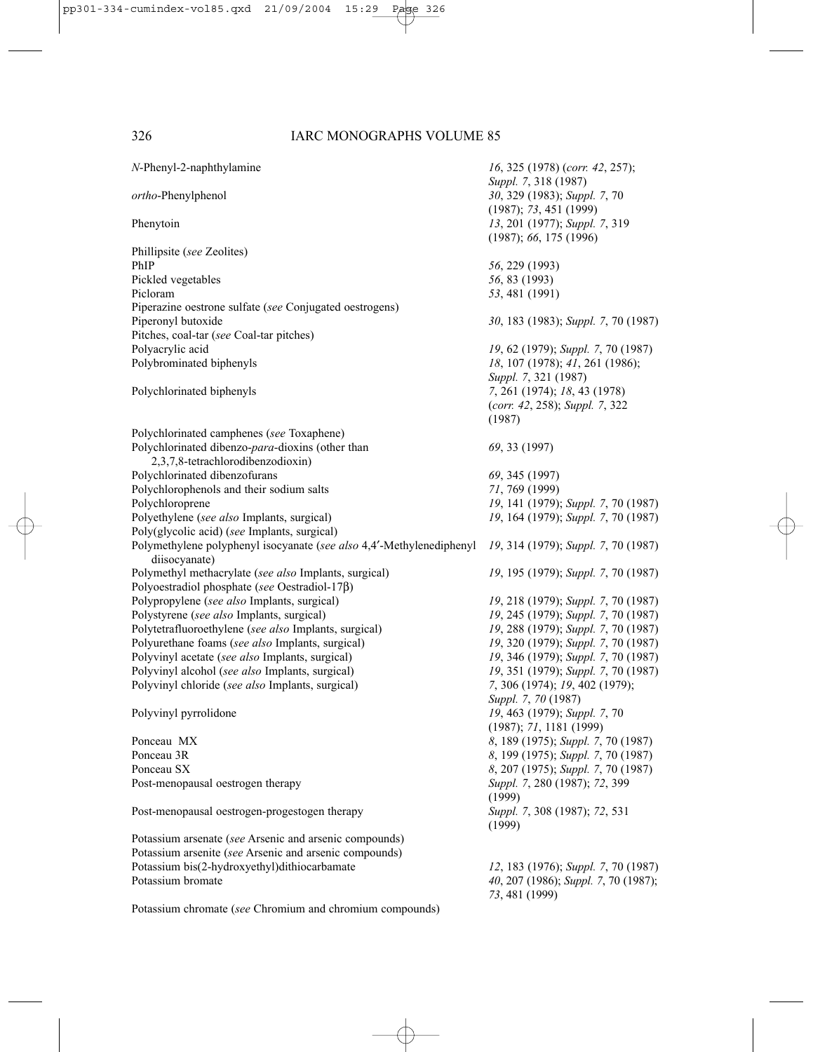| | |
|---|---|
| *N*-Phenyl-2-naphthylamine | *16*, 325 (1978) (*corr. 42*, 257); *Suppl. 7*, 318 (1987) |
| *ortho*-Phenylphenol | *30*, 329 (1983); *Suppl. 7*, 70 (1987); *73*, 451 (1999) |
| Phenytoin | *13*, 201 (1977); *Suppl. 7*, 319 (1987); *66*, 175 (1996) |
| Phillipsite (*see* Zeolites) | |
| PhIP | *56*, 229 (1993) |
| Pickled vegetables | *56*, 83 (1993) |
| Picloram | *53*, 481 (1991) |
| Piperazine oestrone sulfate (*see* Conjugated oestrogens) | |
| Piperonyl butoxide | *30*, 183 (1983); *Suppl. 7*, 70 (1987) |
| Pitches, coal-tar (*see* Coal-tar pitches) | |
| Polyacrylic acid | *19*, 62 (1979); *Suppl. 7*, 70 (1987) |
| Polybrominated biphenyls | *18*, 107 (1978); *41*, 261 (1986); *Suppl. 7*, 321 (1987) |
| Polychlorinated biphenyls | *7*, 261 (1974); *18*, 43 (1978) (*corr. 42*, 258); *Suppl. 7*, 322 (1987) |
| Polychlorinated camphenes (*see* Toxaphene) | |
| Polychlorinated dibenzo-*para*-dioxins (other than 2,3,7,8-tetrachlorodibenzodioxin) | *69*, 33 (1997) |
| Polychlorinated dibenzofurans | *69*, 345 (1997) |
| Polychlorophenols and their sodium salts | *71*, 769 (1999) |
| Polychloroprene | *19*, 141 (1979); *Suppl. 7*, 70 (1987) |
| Polyethylene (*see also* Implants, surgical) | *19*, 164 (1979); *Suppl. 7*, 70 (1987) |
| Poly(glycolic acid) (*see* Implants, surgical) | |
| Polymethylene polyphenyl isocyanate (*see also* 4,4′-Methylenediphenyl diisocyanate) | *19*, 314 (1979); *Suppl. 7*, 70 (1987) |
| Polymethyl methacrylate (*see also* Implants, surgical) | *19*, 195 (1979); *Suppl. 7*, 70 (1987) |
| Polyoestradiol phosphate (*see* Oestradiol-17β) | |
| Polypropylene (*see also* Implants, surgical) | *19*, 218 (1979); *Suppl. 7*, 70 (1987) |
| Polystyrene (*see also* Implants, surgical) | *19*, 245 (1979); *Suppl. 7*, 70 (1987) |
| Polytetrafluoroethylene (*see also* Implants, surgical) | *19*, 288 (1979); *Suppl. 7*, 70 (1987) |
| Polyurethane foams (*see also* Implants, surgical) | *19*, 320 (1979); *Suppl. 7*, 70 (1987) |
| Polyvinyl acetate (*see also* Implants, surgical) | *19*, 346 (1979); *Suppl. 7*, 70 (1987) |
| Polyvinyl alcohol (*see also* Implants, surgical) | *19*, 351 (1979); *Suppl. 7*, 70 (1987) |
| Polyvinyl chloride (*see also* Implants, surgical) | *7*, 306 (1974); *19*, 402 (1979); *Suppl. 7*, *70* (1987) |
| Polyvinyl pyrrolidone | *19*, 463 (1979); *Suppl. 7*, 70 (1987); *71*, 1181 (1999) |
| Ponceau MX | *8*, 189 (1975); *Suppl. 7*, 70 (1987) |
| Ponceau 3R | *8*, 199 (1975); *Suppl. 7*, 70 (1987) |
| Ponceau SX | *8*, 207 (1975); *Suppl. 7*, 70 (1987) |
| Post-menopausal oestrogen therapy | *Suppl. 7*, 280 (1987); *72*, 399 (1999) |
| Post-menopausal oestrogen-progestogen therapy | *Suppl. 7*, 308 (1987); *72*, 531 (1999) |
| Potassium arsenate (*see* Arsenic and arsenic compounds) | |
| Potassium arsenite (*see* Arsenic and arsenic compounds) | |
| Potassium bis(2-hydroxyethyl)dithiocarbamate | *12*, 183 (1976); *Suppl. 7*, 70 (1987) |
| Potassium bromate | *40*, 207 (1986); *Suppl. 7*, 70 (1987); *73*, 481 (1999) |
| Potassium chromate (*see* Chromium and chromium compounds) | |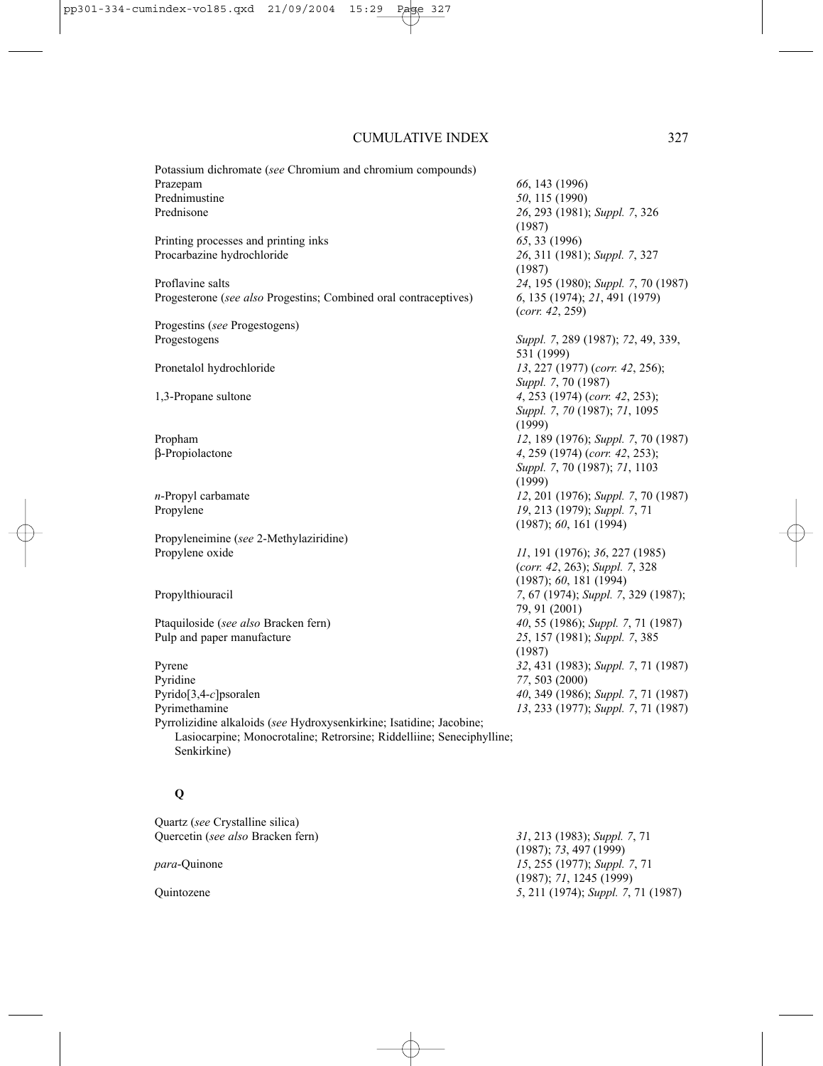Potassium dichromate (*see* Chromium and chromium compounds)

| | |
|---|---|
| Prazepam | *66*, 143 (1996) |
| Prednimustine | *50*, 115 (1990) |
| Prednisone | *26*, 293 (1981); *Suppl. 7*, 326 (1987) |
| Printing processes and printing inks | *65*, 33 (1996) |
| Procarbazine hydrochloride | *26*, 311 (1981); *Suppl. 7*, 327 (1987) |
| Proflavine salts | *24*, 195 (1980); *Suppl. 7*, 70 (1987) |
| Progesterone (*see also* Progestins; Combined oral contraceptives) | *6*, 135 (1974); *21*, 491 (1979) (*corr. 42*, 259) |
| Progestins (*see* Progestogens) | |
| Progestogens | *Suppl. 7*, 289 (1987); *72*, 49, 339, 531 (1999) |
| Pronetalol hydrochloride | *13*, 227 (1977) (*corr. 42*, 256); *Suppl. 7*, 70 (1987) |
| 1,3-Propane sultone | *4*, 253 (1974) (*corr. 42*, 253); *Suppl. 7*, *70* (1987); *71*, 1095 (1999) |
| Propham | *12*, 189 (1976); *Suppl. 7*, 70 (1987) |
| β-Propiolactone | *4*, 259 (1974) (*corr. 42*, 253); *Suppl. 7*, 70 (1987); *71*, 1103 (1999) |
| *n*-Propyl carbamate | *12*, 201 (1976); *Suppl. 7*, 70 (1987) |
| Propylene | *19*, 213 (1979); *Suppl. 7*, 71 (1987); *60*, 161 (1994) |
| Propyleneimine (*see* 2-Methylaziridine) | |
| Propylene oxide | *11*, 191 (1976); *36*, 227 (1985) (*corr. 42*, 263); *Suppl. 7*, 328 (1987); *60*, 181 (1994) |
| Propylthiouracil | *7*, 67 (1974); *Suppl. 7*, 329 (1987); 79, 91 (2001) |
| Ptaquiloside (*see also* Bracken fern) | *40*, 55 (1986); *Suppl. 7*, 71 (1987) |
| Pulp and paper manufacture | *25*, 157 (1981); *Suppl. 7*, 385 (1987) |
| Pyrene | *32*, 431 (1983); *Suppl. 7*, 71 (1987) |
| Pyridine | *77*, 503 (2000) |
| Pyrido[3,4-*c*]psoralen | *40*, 349 (1986); *Suppl. 7*, 71 (1987) |
| Pyrimethamine | *13*, 233 (1977); *Suppl. 7*, 71 (1987) |

Pyrrolizidine alkaloids (*see* Hydroxysenkirkine; Isatidine; Jacobine; Lasiocarpine; Monocrotaline; Retrorsine; Riddelliine; Seneciphylline; Senkirkine)

## Q

Quartz (*see* Crystalline silica)

| | |
|---|---|
| Quercetin (*see also* Bracken fern) | *31*, 213 (1983); *Suppl. 7*, 71 (1987); *73*, 497 (1999) |
| *para*-Quinone | *15*, 255 (1977); *Suppl. 7*, 71 (1987); *71*, 1245 (1999) |
| Quintozene | *5*, 211 (1974); *Suppl. 7*, 71 (1987) |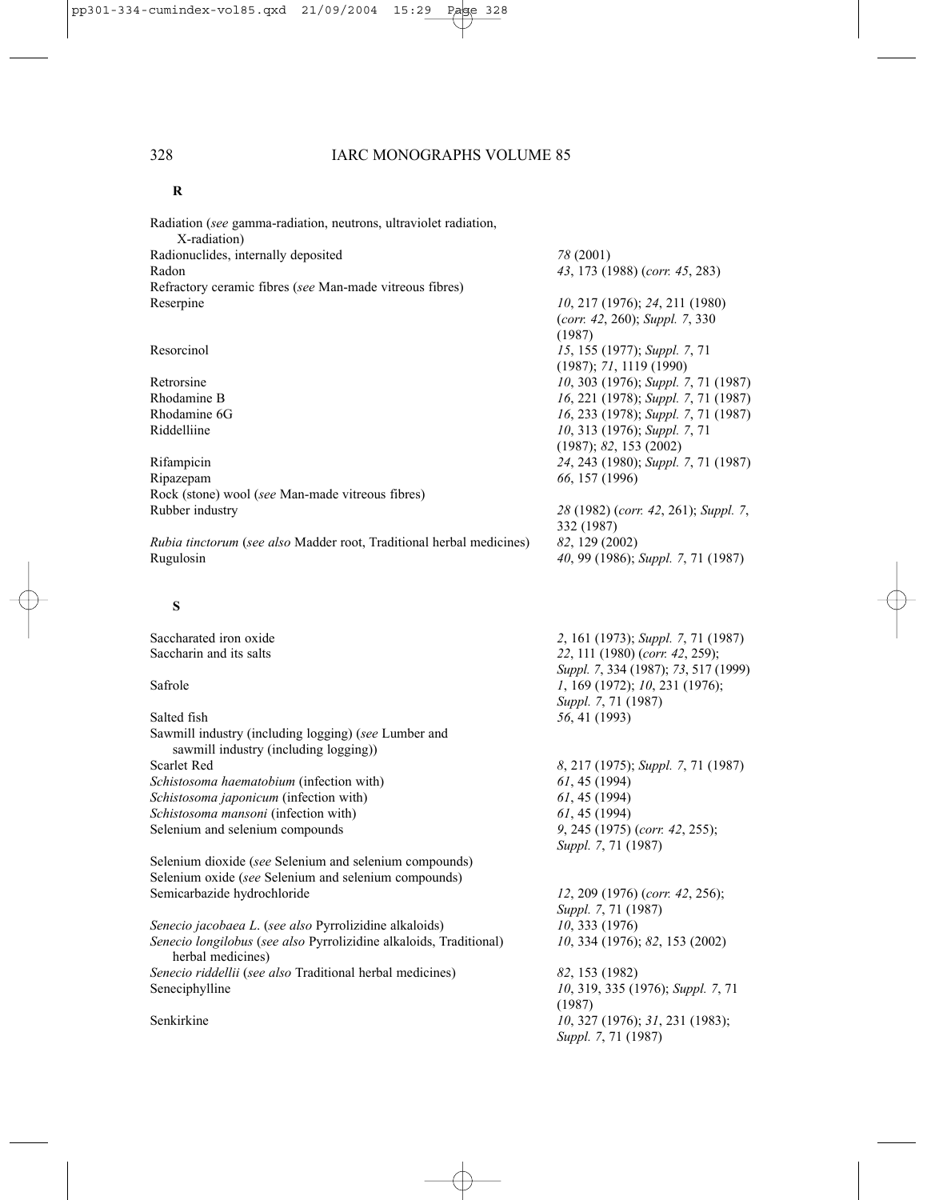**R**

| | |
|---|---|
| Radiation (*see* gamma-radiation, neutrons, ultraviolet radiation, X-radiation) | |
| Radionuclides, internally deposited | *78* (2001) |
| Radon | *43*, 173 (1988) (*corr. 45*, 283) |
| Refractory ceramic fibres (*see* Man-made vitreous fibres) | |
| Reserpine | *10*, 217 (1976); *24*, 211 (1980) (*corr. 42*, 260); *Suppl. 7*, 330 (1987) |
| Resorcinol | *15*, 155 (1977); *Suppl. 7*, 71 (1987); *71*, 1119 (1990) |
| Retrorsine | *10*, 303 (1976); *Suppl. 7*, 71 (1987) |
| Rhodamine B | *16*, 221 (1978); *Suppl. 7*, 71 (1987) |
| Rhodamine 6G | *16*, 233 (1978); *Suppl. 7*, 71 (1987) |
| Riddelliine | *10*, 313 (1976); *Suppl. 7*, 71 (1987); *82*, 153 (2002) |
| Rifampicin | *24*, 243 (1980); *Suppl. 7*, 71 (1987) |
| Ripazepam | *66*, 157 (1996) |
| Rock (stone) wool (*see* Man-made vitreous fibres) | |
| Rubber industry | *28* (1982) (*corr. 42*, 261); *Suppl. 7*, 332 (1987) |
| *Rubia tinctorum* (*see also* Madder root, Traditional herbal medicines) | *82*, 129 (2002) |
| Rugulosin | *40*, 99 (1986); *Suppl. 7*, 71 (1987) |

**S**

| | |
|---|---|
| Saccharated iron oxide | *2*, 161 (1973); *Suppl. 7*, 71 (1987) |
| Saccharin and its salts | *22*, 111 (1980) (*corr. 42*, 259); *Suppl. 7*, 334 (1987); *73*, 517 (1999) |
| Safrole | *1*, 169 (1972); *10*, 231 (1976); *Suppl. 7*, 71 (1987) |
| Salted fish | *56*, 41 (1993) |
| Sawmill industry (including logging) (*see* Lumber and sawmill industry (including logging)) | |
| Scarlet Red | *8*, 217 (1975); *Suppl. 7*, 71 (1987) |
| *Schistosoma haematobium* (infection with) | *61*, 45 (1994) |
| *Schistosoma japonicum* (infection with) | *61*, 45 (1994) |
| *Schistosoma mansoni* (infection with) | *61*, 45 (1994) |
| Selenium and selenium compounds | *9*, 245 (1975) (*corr. 42*, 255); *Suppl. 7*, 71 (1987) |
| Selenium dioxide (*see* Selenium and selenium compounds) | |
| Selenium oxide (*see* Selenium and selenium compounds) | |
| Semicarbazide hydrochloride | *12*, 209 (1976) (*corr. 42*, 256); *Suppl. 7*, 71 (1987) |
| *Senecio jacobaea L.* (*see also* Pyrrolizidine alkaloids) | *10*, 333 (1976) |
| *Senecio longilobus* (*see also* Pyrrolizidine alkaloids, Traditional) herbal medicines) | *10*, 334 (1976); *82*, 153 (2002) |
| *Senecio riddellii* (*see also* Traditional herbal medicines) | *82*, 153 (1982) |
| Seneciphylline | *10*, 319, 335 (1976); *Suppl. 7*, 71 (1987) |
| Senkirkine | *10*, 327 (1976); *31*, 231 (1983); *Suppl. 7*, 71 (1987) |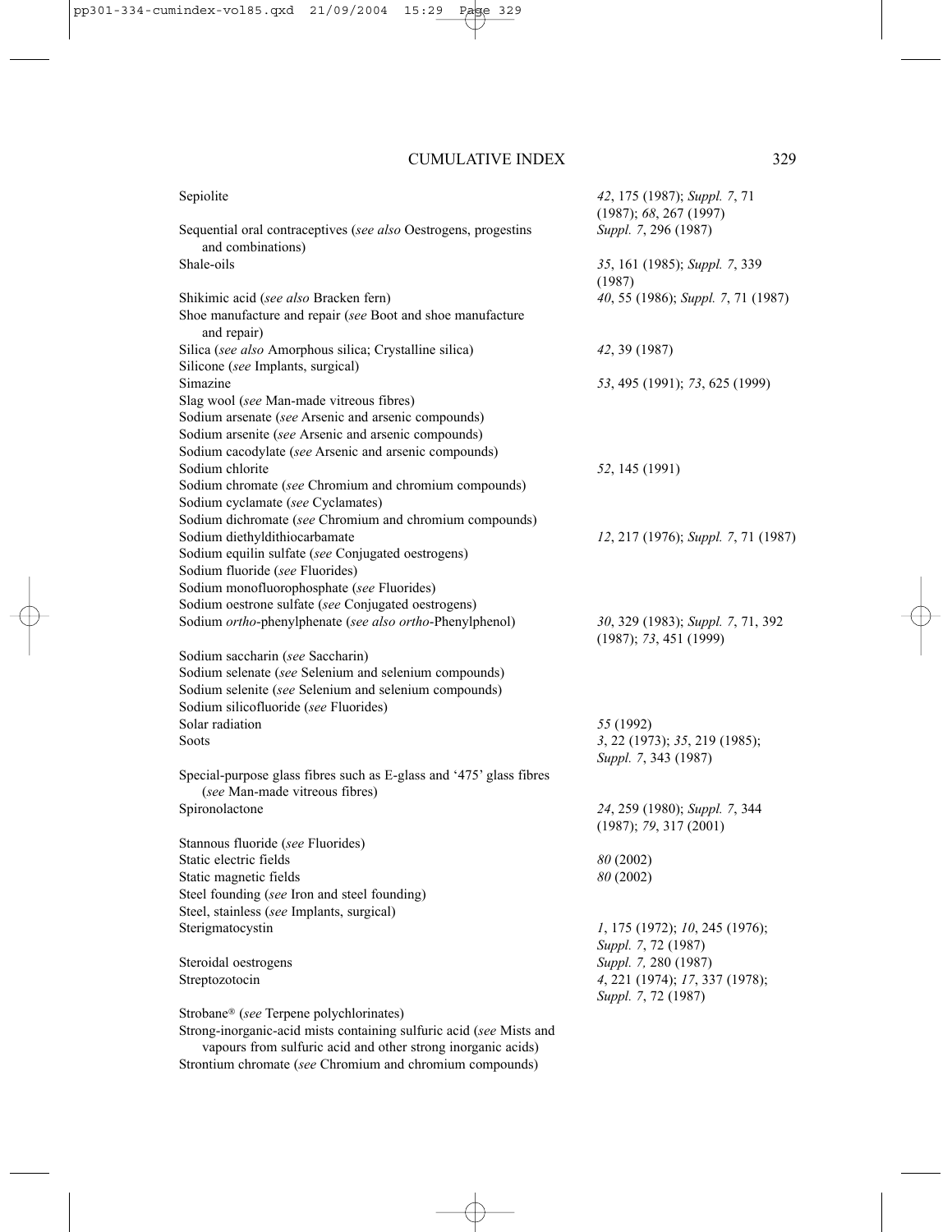| | |
|---|---|
| Sepiolite | *42*, 175 (1987); *Suppl. 7*, 71 (1987); *68*, 267 (1997) |
| Sequential oral contraceptives (*see also* Oestrogens, progestins and combinations) | *Suppl. 7*, 296 (1987) |
| Shale-oils | *35*, 161 (1985); *Suppl. 7*, 339 (1987) |
| Shikimic acid (*see also* Bracken fern) | *40*, 55 (1986); *Suppl. 7*, 71 (1987) |
| Shoe manufacture and repair (*see* Boot and shoe manufacture and repair) | |
| Silica (*see also* Amorphous silica; Crystalline silica) | *42*, 39 (1987) |
| Silicone (*see* Implants, surgical) | |
| Simazine | *53*, 495 (1991); *73*, 625 (1999) |
| Slag wool (*see* Man-made vitreous fibres) | |
| Sodium arsenate (*see* Arsenic and arsenic compounds) | |
| Sodium arsenite (*see* Arsenic and arsenic compounds) | |
| Sodium cacodylate (*see* Arsenic and arsenic compounds) | |
| Sodium chlorite | *52*, 145 (1991) |
| Sodium chromate (*see* Chromium and chromium compounds) | |
| Sodium cyclamate (*see* Cyclamates) | |
| Sodium dichromate (*see* Chromium and chromium compounds) | |
| Sodium diethyldithiocarbamate | *12*, 217 (1976); *Suppl. 7*, 71 (1987) |
| Sodium equilin sulfate (*see* Conjugated oestrogens) | |
| Sodium fluoride (*see* Fluorides) | |
| Sodium monofluorophosphate (*see* Fluorides) | |
| Sodium oestrone sulfate (*see* Conjugated oestrogens) | |
| Sodium *ortho*-phenylphenate (*see also* *ortho*-Phenylphenol) | *30*, 329 (1983); *Suppl. 7*, 71, 392 (1987); *73*, 451 (1999) |
| Sodium saccharin (*see* Saccharin) | |
| Sodium selenate (*see* Selenium and selenium compounds) | |
| Sodium selenite (*see* Selenium and selenium compounds) | |
| Sodium silicofluoride (*see* Fluorides) | |
| Solar radiation | *55* (1992) |
| Soots | *3*, 22 (1973); *35*, 219 (1985); *Suppl. 7*, 343 (1987) |
| Special-purpose glass fibres such as E-glass and '475' glass fibres (*see* Man-made vitreous fibres) | |
| Spironolactone | *24*, 259 (1980); *Suppl. 7*, 344 (1987); *79*, 317 (2001) |
| Stannous fluoride (*see* Fluorides) | |
| Static electric fields | *80* (2002) |
| Static magnetic fields | *80* (2002) |
| Steel founding (*see* Iron and steel founding) | |
| Steel, stainless (*see* Implants, surgical) | |
| Sterigmatocystin | *1*, 175 (1972); *10*, 245 (1976); *Suppl. 7*, 72 (1987) |
| Steroidal oestrogens | *Suppl. 7,* 280 (1987) |
| Streptozotocin | *4*, 221 (1974); *17*, 337 (1978); *Suppl. 7*, 72 (1987) |
| Strobane® (*see* Terpene polychlorinates) | |
| Strong-inorganic-acid mists containing sulfuric acid (*see* Mists and vapours from sulfuric acid and other strong inorganic acids) | |
| Strontium chromate (*see* Chromium and chromium compounds) | |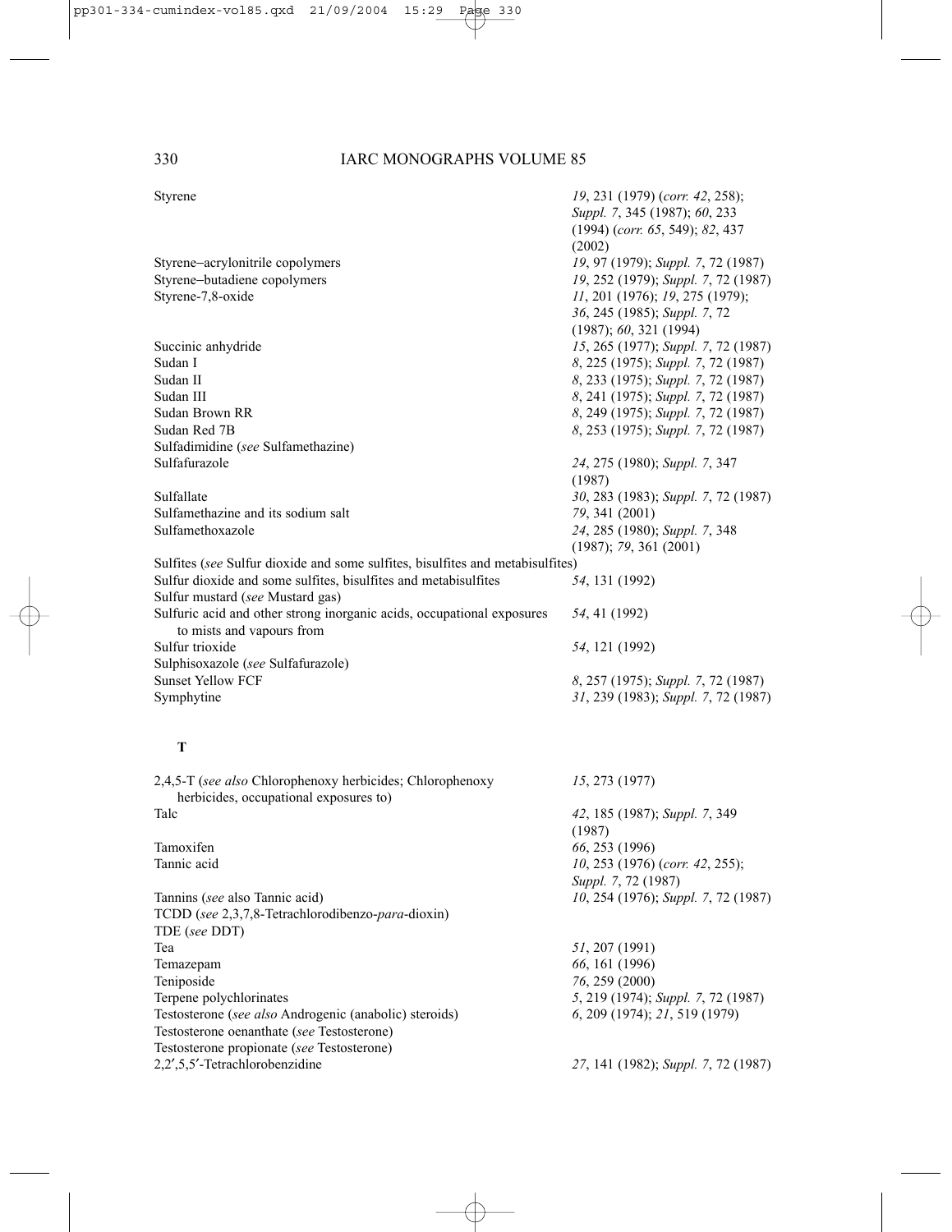| | |
|---|---|
| Styrene | *19*, 231 (1979) (*corr. 42*, 258); *Suppl. 7*, 345 (1987); *60*, 233 (1994) (*corr. 65*, 549); *82*, 437 (2002) |
| Styrene–acrylonitrile copolymers | *19*, 97 (1979); *Suppl. 7*, 72 (1987) |
| Styrene–butadiene copolymers | *19*, 252 (1979); *Suppl. 7*, 72 (1987) |
| Styrene-7,8-oxide | *11*, 201 (1976); *19*, 275 (1979); *36*, 245 (1985); *Suppl. 7*, 72 (1987); *60*, 321 (1994) |
| Succinic anhydride | *15*, 265 (1977); *Suppl. 7*, 72 (1987) |
| Sudan I | *8*, 225 (1975); *Suppl. 7*, 72 (1987) |
| Sudan II | *8*, 233 (1975); *Suppl. 7*, 72 (1987) |
| Sudan III | *8*, 241 (1975); *Suppl. 7*, 72 (1987) |
| Sudan Brown RR | *8*, 249 (1975); *Suppl. 7*, 72 (1987) |
| Sudan Red 7B | *8*, 253 (1975); *Suppl. 7*, 72 (1987) |
| Sulfadimidine (*see* Sulfamethazine) | |
| Sulfafurazole | *24*, 275 (1980); *Suppl. 7*, 347 (1987) |
| Sulfallate | *30*, 283 (1983); *Suppl. 7*, 72 (1987) |
| Sulfamethazine and its sodium salt | *79*, 341 (2001) |
| Sulfamethoxazole | *24*, 285 (1980); *Suppl. 7*, 348 (1987); *79*, 361 (2001) |
| Sulfites (*see* Sulfur dioxide and some sulfites, bisulfites and metabisulfites) | |
| Sulfur dioxide and some sulfites, bisulfites and metabisulfites | *54*, 131 (1992) |
| Sulfur mustard (*see* Mustard gas) | |
| Sulfuric acid and other strong inorganic acids, occupational exposures to mists and vapours from | *54*, 41 (1992) |
| Sulfur trioxide | *54*, 121 (1992) |
| Sulphisoxazole (*see* Sulfafurazole) | |
| Sunset Yellow FCF | *8*, 257 (1975); *Suppl. 7*, 72 (1987) |
| Symphytine | *31*, 239 (1983); *Suppl. 7*, 72 (1987) |

**T**

| | |
|---|---|
| 2,4,5-T (*see also* Chlorophenoxy herbicides; Chlorophenoxy herbicides, occupational exposures to) | *15*, 273 (1977) |
| Talc | *42*, 185 (1987); *Suppl. 7*, 349 (1987) |
| Tamoxifen | *66*, 253 (1996) |
| Tannic acid | *10*, 253 (1976) (*corr. 42*, 255); *Suppl. 7*, 72 (1987) |
| Tannins (*see* also Tannic acid) | *10*, 254 (1976); *Suppl. 7*, 72 (1987) |
| TCDD (*see* 2,3,7,8-Tetrachlorodibenzo-*para*-dioxin) | |
| TDE (*see* DDT) | |
| Tea | *51*, 207 (1991) |
| Temazepam | *66*, 161 (1996) |
| Teniposide | *76*, 259 (2000) |
| Terpene polychlorinates | *5*, 219 (1974); *Suppl. 7*, 72 (1987) |
| Testosterone (*see also* Androgenic (anabolic) steroids) | *6*, 209 (1974); *21*, 519 (1979) |
| Testosterone oenanthate (*see* Testosterone) | |
| Testosterone propionate (*see* Testosterone) | |
| 2,2′,5,5′-Tetrachlorobenzidine | *27*, 141 (1982); *Suppl. 7*, 72 (1987) |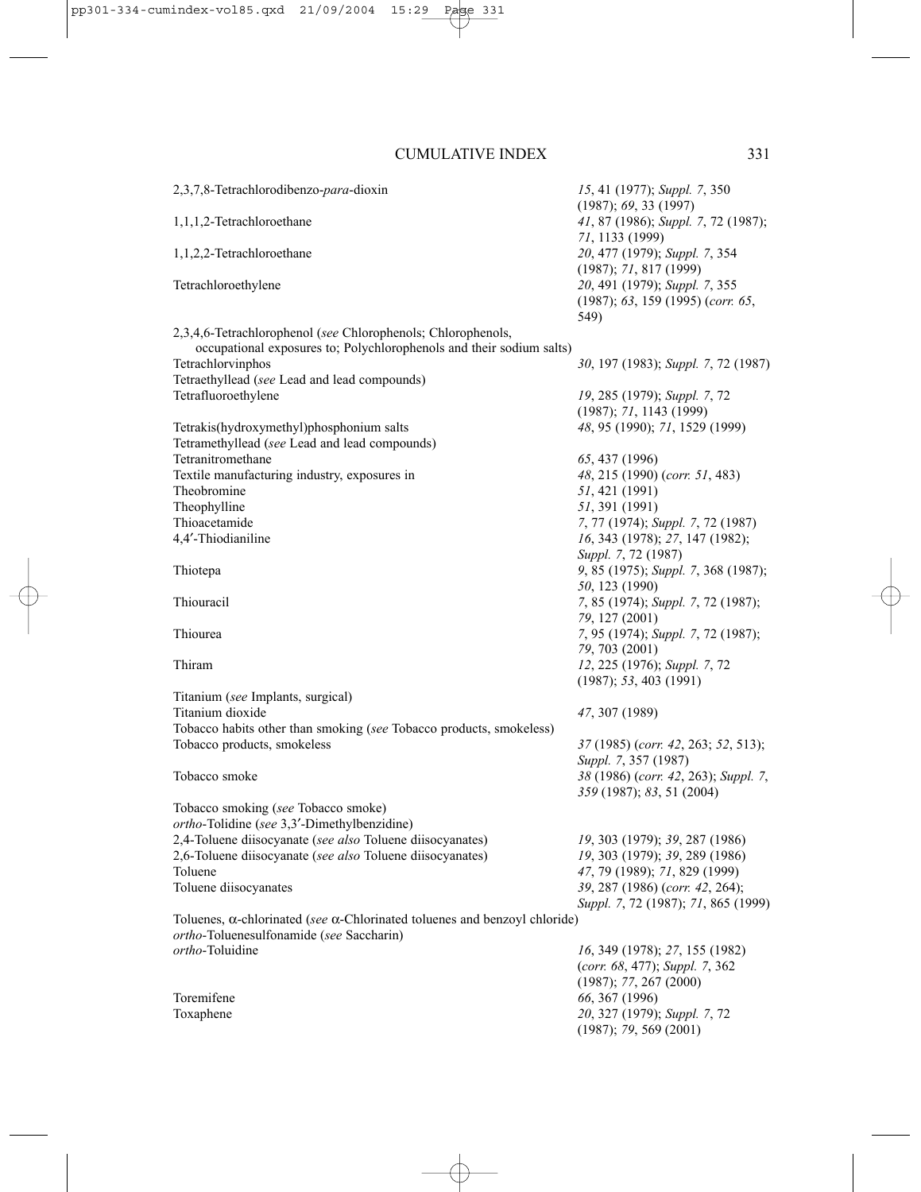| | |
|---|---|
| 2,3,7,8-Tetrachlorodibenzo-*para*-dioxin | *15*, 41 (1977); *Suppl. 7*, 350 (1987); *69*, 33 (1997) |
| 1,1,1,2-Tetrachloroethane | *41*, 87 (1986); *Suppl. 7*, 72 (1987); *71*, 1133 (1999) |
| 1,1,2,2-Tetrachloroethane | *20*, 477 (1979); *Suppl. 7*, 354 (1987); *71*, 817 (1999) |
| Tetrachloroethylene | *20*, 491 (1979); *Suppl. 7*, 355 (1987); *63*, 159 (1995) (*corr. 65*, 549) |
| 2,3,4,6-Tetrachlorophenol (*see* Chlorophenols; Chlorophenols, occupational exposures to; Polychlorophenols and their sodium salts) | |
| Tetrachlorvinphos | *30*, 197 (1983); *Suppl. 7*, 72 (1987) |
| Tetraethyllead (*see* Lead and lead compounds) | |
| Tetrafluoroethylene | *19*, 285 (1979); *Suppl. 7*, 72 (1987); *71*, 1143 (1999) |
| Tetrakis(hydroxymethyl)phosphonium salts | *48*, 95 (1990); *71*, 1529 (1999) |
| Tetramethyllead (*see* Lead and lead compounds) | |
| Tetranitromethane | *65*, 437 (1996) |
| Textile manufacturing industry, exposures in | *48*, 215 (1990) (*corr. 51*, 483) |
| Theobromine | *51*, 421 (1991) |
| Theophylline | *51*, 391 (1991) |
| Thioacetamide | *7*, 77 (1974); *Suppl. 7*, 72 (1987) |
| 4,4′-Thiodianiline | *16*, 343 (1978); *27*, 147 (1982); *Suppl. 7*, 72 (1987) |
| Thiotepa | *9*, 85 (1975); *Suppl. 7*, 368 (1987); *50*, 123 (1990) |
| Thiouracil | *7*, 85 (1974); *Suppl. 7*, 72 (1987); *79*, 127 (2001) |
| Thiourea | *7*, 95 (1974); *Suppl. 7*, 72 (1987); *79*, 703 (2001) |
| Thiram | *12*, 225 (1976); *Suppl. 7*, 72 (1987); *53*, 403 (1991) |
| Titanium (*see* Implants, surgical) | |
| Titanium dioxide | *47*, 307 (1989) |
| Tobacco habits other than smoking (*see* Tobacco products, smokeless) | |
| Tobacco products, smokeless | *37* (1985) (*corr. 42*, 263; *52*, 513); *Suppl. 7*, 357 (1987) |
| Tobacco smoke | *38* (1986) (*corr. 42*, 263); *Suppl. 7*, *359* (1987); *83*, 51 (2004) |
| Tobacco smoking (*see* Tobacco smoke) | |
| *ortho*-Tolidine (*see* 3,3′-Dimethylbenzidine) | |
| 2,4-Toluene diisocyanate (*see also* Toluene diisocyanates) | *19*, 303 (1979); *39*, 287 (1986) |
| 2,6-Toluene diisocyanate (*see also* Toluene diisocyanates) | *19*, 303 (1979); *39*, 289 (1986) |
| Toluene | *47*, 79 (1989); *71*, 829 (1999) |
| Toluene diisocyanates | *39*, 287 (1986) (*corr. 42*, 264); *Suppl. 7*, 72 (1987); *71*, 865 (1999) |
| Toluenes, α-chlorinated (*see* α-Chlorinated toluenes and benzoyl chloride) | |
| *ortho*-Toluenesulfonamide (*see* Saccharin) | |
| *ortho*-Toluidine | *16*, 349 (1978); *27*, 155 (1982) (*corr. 68*, 477); *Suppl. 7*, 362 (1987); *77*, 267 (2000) |
| Toremifene | *66*, 367 (1996) |
| Toxaphene | *20*, 327 (1979); *Suppl. 7*, 72 (1987); *79*, 569 (2001) |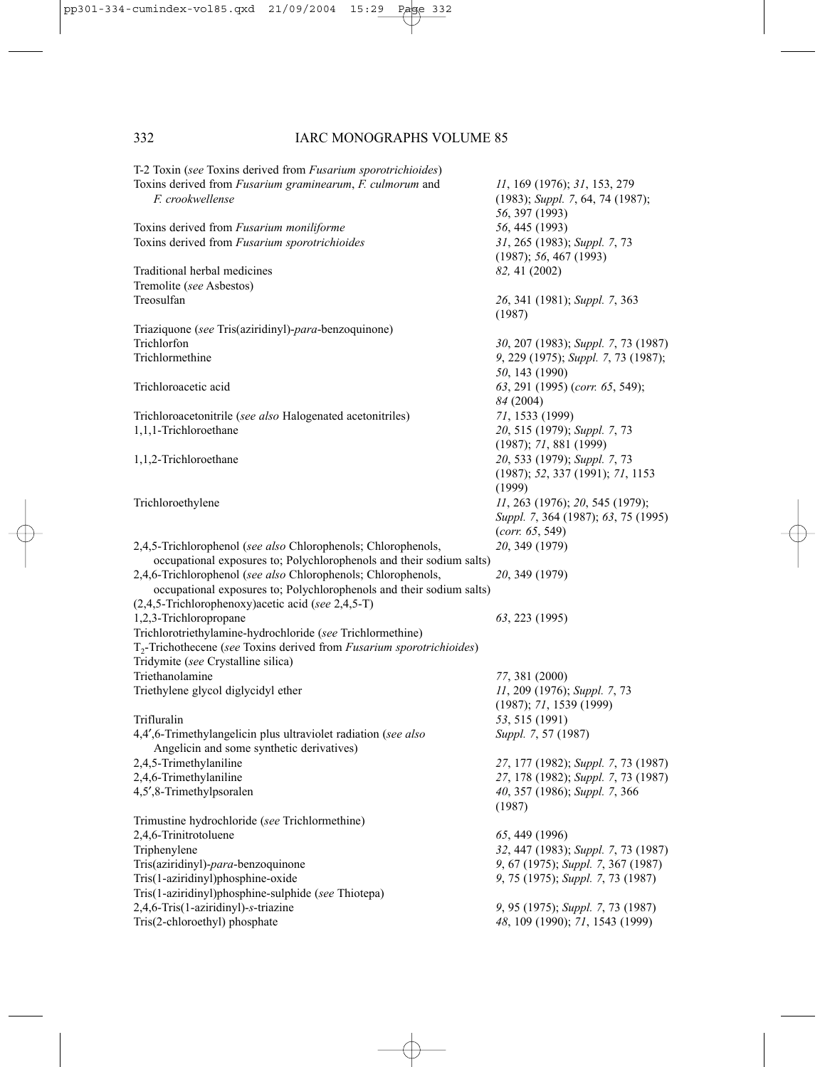| | |
|---|---|
| T-2 Toxin (*see* Toxins derived from *Fusarium sporotrichioides*) | |
| Toxins derived from *Fusarium graminearum*, *F. culmorum* and *F. crookwellense* | *11*, 169 (1976); *31*, 153, 279 (1983); *Suppl. 7*, 64, 74 (1987); *56*, 397 (1993) |
| Toxins derived from *Fusarium moniliforme* | *56*, 445 (1993) |
| Toxins derived from *Fusarium sporotrichioides* | *31*, 265 (1983); *Suppl. 7*, 73 (1987); *56*, 467 (1993) |
| Traditional herbal medicines | *82,* 41 (2002) |
| Tremolite (*see* Asbestos) | |
| Treosulfan | *26*, 341 (1981); *Suppl. 7*, 363 (1987) |
| Triaziquone (*see* Tris(aziridinyl)-*para*-benzoquinone) | |
| Trichlorfon | *30*, 207 (1983); *Suppl. 7*, 73 (1987) |
| Trichlormethine | *9*, 229 (1975); *Suppl. 7*, 73 (1987); *50*, 143 (1990) |
| Trichloroacetic acid | *63*, 291 (1995) (*corr. 65*, 549); *84* (2004) |
| Trichloroacetonitrile (*see also* Halogenated acetonitriles) | *71*, 1533 (1999) |
| 1,1,1-Trichloroethane | *20*, 515 (1979); *Suppl. 7*, 73 (1987); *71*, 881 (1999) |
| 1,1,2-Trichloroethane | *20*, 533 (1979); *Suppl. 7*, 73 (1987); *52*, 337 (1991); *71*, 1153 (1999) |
| Trichloroethylene | *11*, 263 (1976); *20*, 545 (1979); *Suppl. 7*, 364 (1987); *63*, 75 (1995) (*corr. 65*, 549) |
| 2,4,5-Trichlorophenol (*see also* Chlorophenols; Chlorophenols, occupational exposures to; Polychlorophenols and their sodium salts) | *20*, 349 (1979) |
| 2,4,6-Trichlorophenol (*see also* Chlorophenols; Chlorophenols, occupational exposures to; Polychlorophenols and their sodium salts) | *20*, 349 (1979) |
| (2,4,5-Trichlorophenoxy)acetic acid (*see* 2,4,5-T) | |
| 1,2,3-Trichloropropane | *63*, 223 (1995) |
| Trichlorotriethylamine-hydrochloride (*see* Trichlormethine) | |
| $T_2$-Trichothecene (*see* Toxins derived from *Fusarium sporotrichioides*) | |
| Tridymite (*see* Crystalline silica) | |
| Triethanolamine | *77*, 381 (2000) |
| Triethylene glycol diglycidyl ether | *11*, 209 (1976); *Suppl. 7*, 73 (1987); *71*, 1539 (1999) |
| Trifluralin | *53*, 515 (1991) |
| 4,4′,6-Trimethylangelicin plus ultraviolet radiation (*see also* Angelicin and some synthetic derivatives) | *Suppl. 7*, 57 (1987) |
| 2,4,5-Trimethylaniline | *27*, 177 (1982); *Suppl. 7*, 73 (1987) |
| 2,4,6-Trimethylaniline | *27*, 178 (1982); *Suppl. 7*, 73 (1987) |
| 4,5′,8-Trimethylpsoralen | *40*, 357 (1986); *Suppl. 7*, 366 (1987) |
| Trimustine hydrochloride (*see* Trichlormethine) | |
| 2,4,6-Trinitrotoluene | *65*, 449 (1996) |
| Triphenylene | *32*, 447 (1983); *Suppl. 7*, 73 (1987) |
| Tris(aziridinyl)-*para*-benzoquinone | *9*, 67 (1975); *Suppl. 7*, 367 (1987) |
| Tris(1-aziridinyl)phosphine-oxide | *9*, 75 (1975); *Suppl. 7*, 73 (1987) |
| Tris(1-aziridinyl)phosphine-sulphide (*see* Thiotepa) | |
| 2,4,6-Tris(1-aziridinyl)-*s*-triazine | *9*, 95 (1975); *Suppl. 7*, 73 (1987) |
| Tris(2-chloroethyl) phosphate | *48*, 109 (1990); *71*, 1543 (1999) |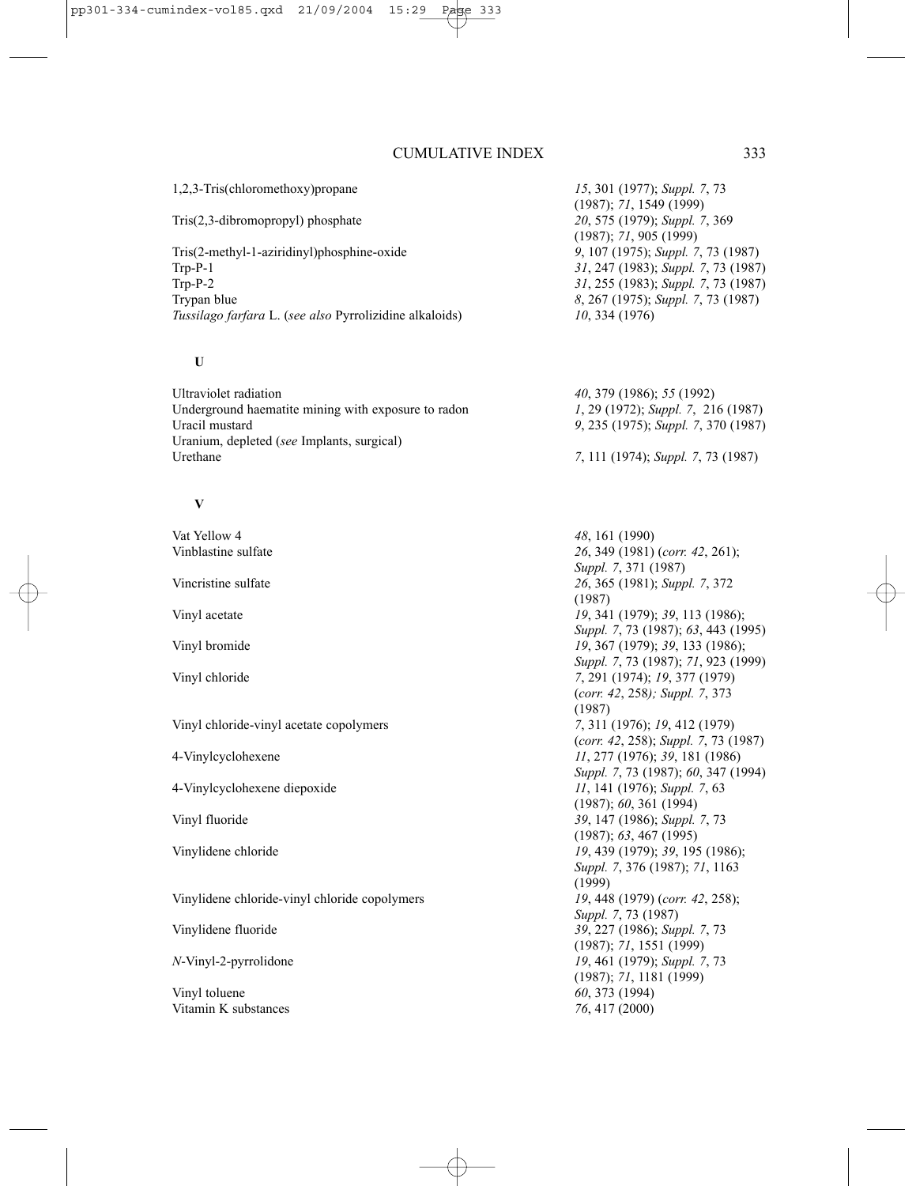| | |
|---|---|
| 1,2,3-Tris(chloromethoxy)propane | *15*, 301 (1977); *Suppl. 7*, 73 (1987); *71*, 1549 (1999) |
| Tris(2,3-dibromopropyl) phosphate | *20*, 575 (1979); *Suppl. 7*, 369 (1987); *71*, 905 (1999) |
| Tris(2-methyl-1-aziridinyl)phosphine-oxide | *9*, 107 (1975); *Suppl. 7*, 73 (1987) |
| Trp-P-1 | *31*, 247 (1983); *Suppl. 7*, 73 (1987) |
| Trp-P-2 | *31*, 255 (1983); *Suppl. 7*, 73 (1987) |
| Trypan blue | *8*, 267 (1975); *Suppl. 7*, 73 (1987) |
| *Tussilago farfara* L. (*see also* Pyrrolizidine alkaloids) | *10*, 334 (1976) |

**U**

| | |
|---|---|
| Ultraviolet radiation | *40*, 379 (1986); *55* (1992) |
| Underground haematite mining with exposure to radon | *1*, 29 (1972); *Suppl. 7*, 216 (1987) |
| Uracil mustard | *9*, 235 (1975); *Suppl. 7*, 370 (1987) |
| Uranium, depleted (*see* Implants, surgical) | |
| Urethane | *7*, 111 (1974); *Suppl. 7*, 73 (1987) |

**V**

| | |
|---|---|
| Vat Yellow 4 | *48*, 161 (1990) |
| Vinblastine sulfate | *26*, 349 (1981) (*corr. 42*, 261); *Suppl. 7*, 371 (1987) |
| Vincristine sulfate | *26*, 365 (1981); *Suppl. 7*, 372 (1987) |
| Vinyl acetate | *19*, 341 (1979); *39*, 113 (1986); *Suppl. 7*, 73 (1987); *63*, 443 (1995) |
| Vinyl bromide | *19*, 367 (1979); *39*, 133 (1986); *Suppl. 7*, 73 (1987); *71*, 923 (1999) |
| Vinyl chloride | *7*, 291 (1974); *19*, 377 (1979) (*corr. 42*, 258); *Suppl. 7*, 373 (1987) |
| Vinyl chloride-vinyl acetate copolymers | *7*, 311 (1976); *19*, 412 (1979) (*corr. 42*, 258); *Suppl. 7*, 73 (1987) |
| 4-Vinylcyclohexene | *11*, 277 (1976); *39*, 181 (1986) *Suppl. 7*, 73 (1987); *60*, 347 (1994) |
| 4-Vinylcyclohexene diepoxide | *11*, 141 (1976); *Suppl. 7*, 63 (1987); *60*, 361 (1994) |
| Vinyl fluoride | *39*, 147 (1986); *Suppl. 7*, 73 (1987); *63*, 467 (1995) |
| Vinylidene chloride | *19*, 439 (1979); *39*, 195 (1986); *Suppl. 7*, 376 (1987); *71*, 1163 (1999) |
| Vinylidene chloride-vinyl chloride copolymers | *19*, 448 (1979) (*corr. 42*, 258); *Suppl. 7*, 73 (1987) |
| Vinylidene fluoride | *39*, 227 (1986); *Suppl. 7*, 73 (1987); *71*, 1551 (1999) |
| *N*-Vinyl-2-pyrrolidone | *19*, 461 (1979); *Suppl. 7*, 73 (1987); *71*, 1181 (1999) |
| Vinyl toluene | *60*, 373 (1994) |
| Vitamin K substances | *76*, 417 (2000) |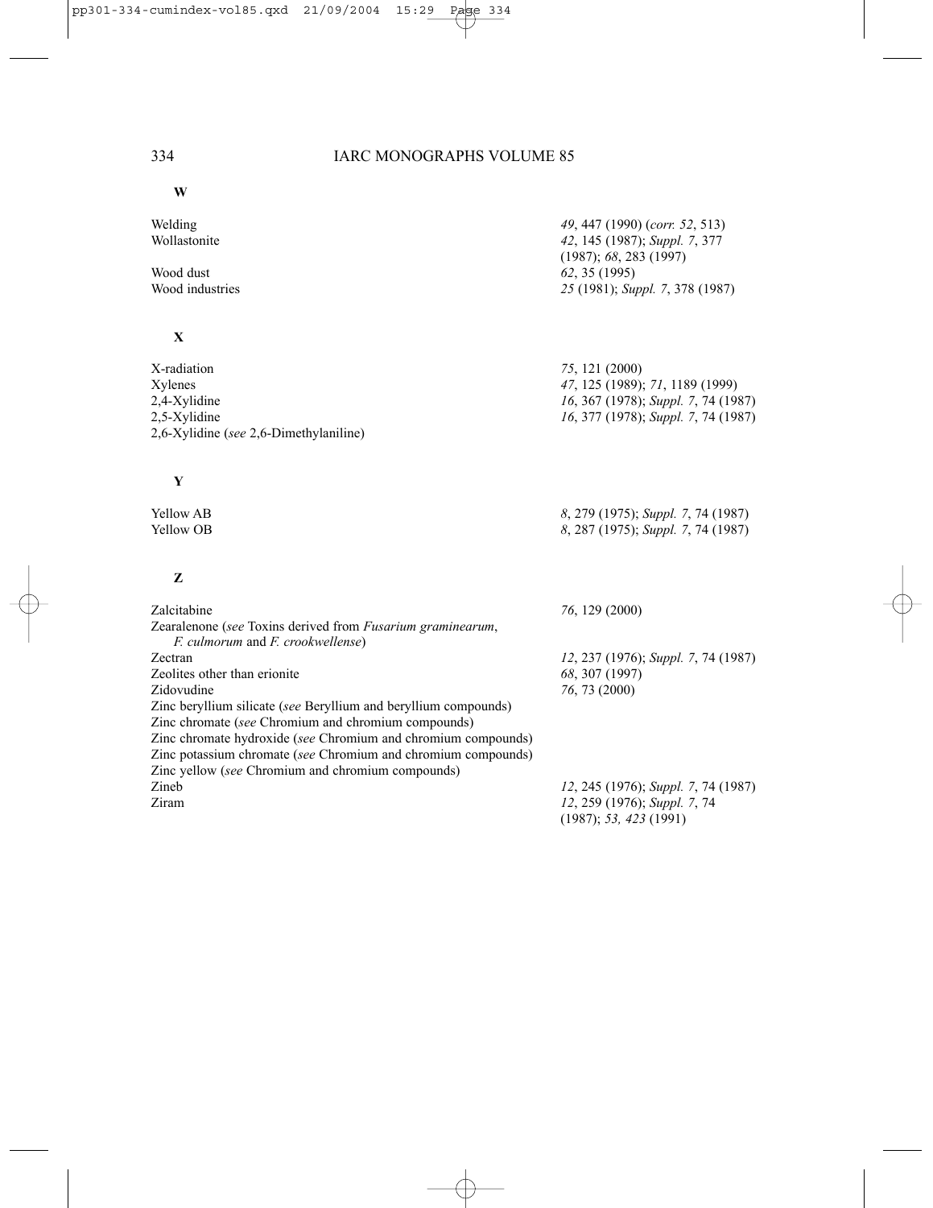**W**

| | |
|---|---|
| Welding | *49*, 447 (1990) (*corr. 52*, 513) |
| Wollastonite | *42*, 145 (1987); *Suppl. 7*, 377 (1987); *68*, 283 (1997) |
| Wood dust | *62*, 35 (1995) |
| Wood industries | *25* (1981); *Suppl. 7*, 378 (1987) |

**X**

| | |
|---|---|
| X-radiation | *75*, 121 (2000) |
| Xylenes | *47*, 125 (1989); *71*, 1189 (1999) |
| 2,4-Xylidine | *16*, 367 (1978); *Suppl. 7*, 74 (1987) |
| 2,5-Xylidine | *16*, 377 (1978); *Suppl. 7*, 74 (1987) |
| 2,6-Xylidine (*see* 2,6-Dimethylaniline) | |

**Y**

| | |
|---|---|
| Yellow AB | *8*, 279 (1975); *Suppl. 7*, 74 (1987) |
| Yellow OB | *8*, 287 (1975); *Suppl. 7*, 74 (1987) |

**Z**

| | |
|---|---|
| Zalcitabine | *76*, 129 (2000) |
| Zearalenone (*see* Toxins derived from *Fusarium graminearum*, *F. culmorum* and *F. crookwellense*) | |
| Zectran | *12*, 237 (1976); *Suppl. 7*, 74 (1987) |
| Zeolites other than erionite | *68*, 307 (1997) |
| Zidovudine | *76*, 73 (2000) |
| Zinc beryllium silicate (*see* Beryllium and beryllium compounds) | |
| Zinc chromate (*see* Chromium and chromium compounds) | |
| Zinc chromate hydroxide (*see* Chromium and chromium compounds) | |
| Zinc potassium chromate (*see* Chromium and chromium compounds) | |
| Zinc yellow (*see* Chromium and chromium compounds) | |
| Zineb | *12*, 245 (1976); *Suppl. 7*, 74 (1987) |
| Ziram | *12*, 259 (1976); *Suppl. 7*, 74 (1987); *53, 423* (1991) |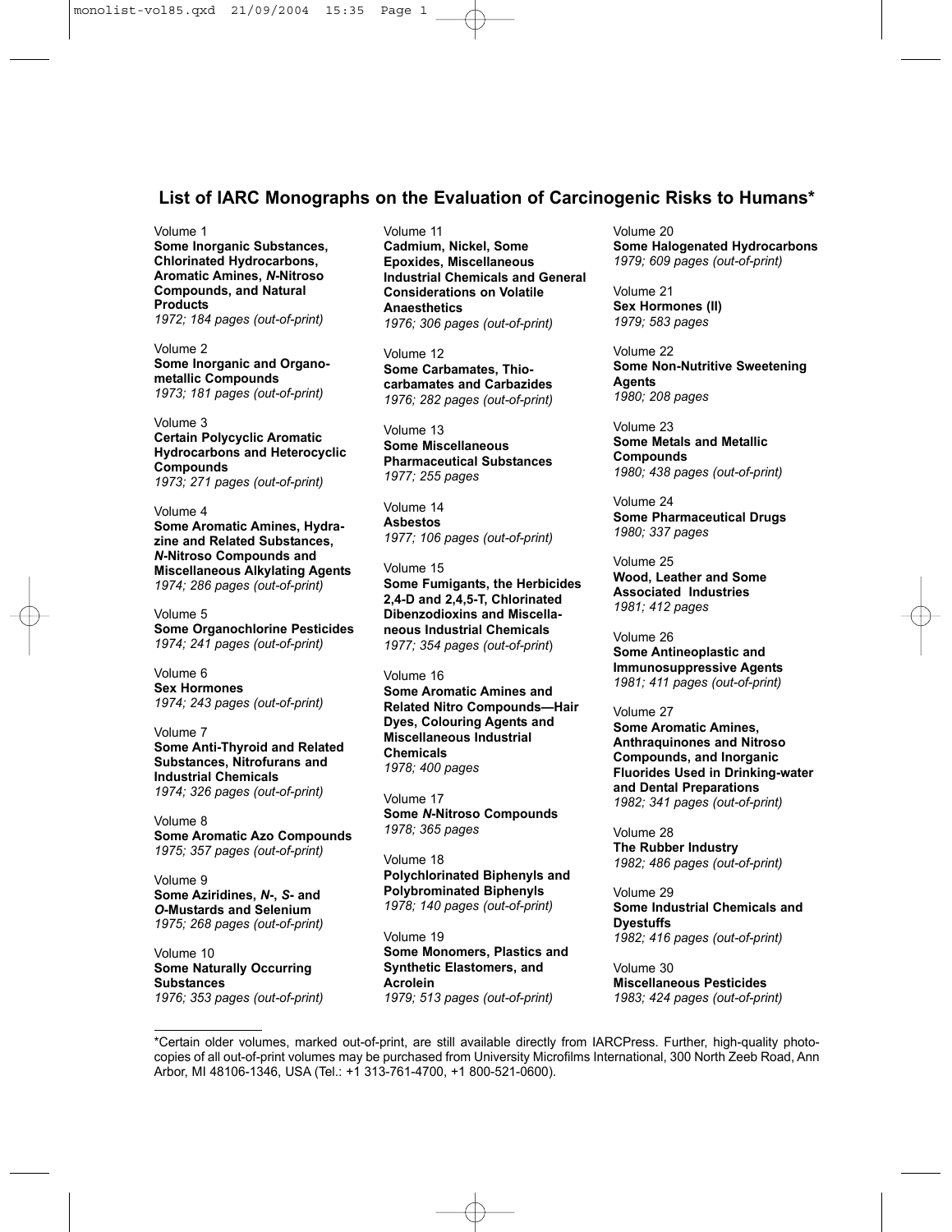## List of IARC Monographs on the Evaluation of Carcinogenic Risks to Humans*

Volume 1
**Some Inorganic Substances, Chlorinated Hydrocarbons, Aromatic Amines, *N*-Nitroso Compounds, and Natural Products**
*1972; 184 pages (out-of-print)*

Volume 2
**Some Inorganic and Organometallic Compounds**
*1973; 181 pages (out-of-print)*

Volume 3
**Certain Polycyclic Aromatic Hydrocarbons and Heterocyclic Compounds**
*1973; 271 pages (out-of-print)*

Volume 4
**Some Aromatic Amines, Hydrazine and Related Substances, *N*-Nitroso Compounds and Miscellaneous Alkylating Agents**
*1974; 286 pages (out-of-print)*

Volume 5
**Some Organochlorine Pesticides**
*1974; 241 pages (out-of-print)*

Volume 6
**Sex Hormones**
*1974; 243 pages (out-of-print)*

Volume 7
**Some Anti-Thyroid and Related Substances, Nitrofurans and Industrial Chemicals**
*1974; 326 pages (out-of-print)*

Volume 8
**Some Aromatic Azo Compounds**
*1975; 357 pages (out-of-print)*

Volume 9
**Some Aziridines, *N*-, *S*- and *O*-Mustards and Selenium**
*1975; 268 pages (out-of-print)*

Volume 10
**Some Naturally Occurring Substances**
*1976; 353 pages (out-of-print)*

Volume 11
**Cadmium, Nickel, Some Epoxides, Miscellaneous Industrial Chemicals and General Considerations on Volatile Anaesthetics**
*1976; 306 pages (out-of-print)*

Volume 12
**Some Carbamates, Thiocarbamates and Carbazides**
*1976; 282 pages (out-of-print)*

Volume 13
**Some Miscellaneous Pharmaceutical Substances**
*1977; 255 pages*

Volume 14
**Asbestos**
*1977; 106 pages (out-of-print)*

Volume 15
**Some Fumigants, the Herbicides 2,4-D and 2,4,5-T, Chlorinated Dibenzodioxins and Miscellaneous Industrial Chemicals**
*1977; 354 pages (out-of-print)*

Volume 16
**Some Aromatic Amines and Related Nitro Compounds—Hair Dyes, Colouring Agents and Miscellaneous Industrial Chemicals**
*1978; 400 pages*

Volume 17
**Some *N*-Nitroso Compounds**
*1978; 365 pages*

Volume 18
**Polychlorinated Biphenyls and Polybrominated Biphenyls**
*1978; 140 pages (out-of-print)*

Volume 19
**Some Monomers, Plastics and Synthetic Elastomers, and Acrolein**
*1979; 513 pages (out-of-print)*

Volume 20
**Some Halogenated Hydrocarbons**
*1979; 609 pages (out-of-print)*

Volume 21
**Sex Hormones (II)**
*1979; 583 pages*

Volume 22
**Some Non-Nutritive Sweetening Agents**
*1980; 208 pages*

Volume 23
**Some Metals and Metallic Compounds**
*1980; 438 pages (out-of-print)*

Volume 24
**Some Pharmaceutical Drugs**
*1980; 337 pages*

Volume 25
**Wood, Leather and Some Associated Industries**
*1981; 412 pages*

Volume 26
**Some Antineoplastic and Immunosuppressive Agents**
*1981; 411 pages (out-of-print)*

Volume 27
**Some Aromatic Amines, Anthraquinones and Nitroso Compounds, and Inorganic Fluorides Used in Drinking-water and Dental Preparations**
*1982; 341 pages (out-of-print)*

Volume 28
**The Rubber Industry**
*1982; 486 pages (out-of-print)*

Volume 29
**Some Industrial Chemicals and Dyestuffs**
*1982; 416 pages (out-of-print)*

Volume 30
**Miscellaneous Pesticides**
*1983; 424 pages (out-of-print)*

*Certain older volumes, marked out-of-print, are still available directly from IARCPress. Further, high-quality photocopies of all out-of-print volumes may be purchased from University Microfilms International, 300 North Zeeb Road, Ann Arbor, MI 48106-1346, USA (Tel.: +1 313-761-4700, +1 800-521-0600).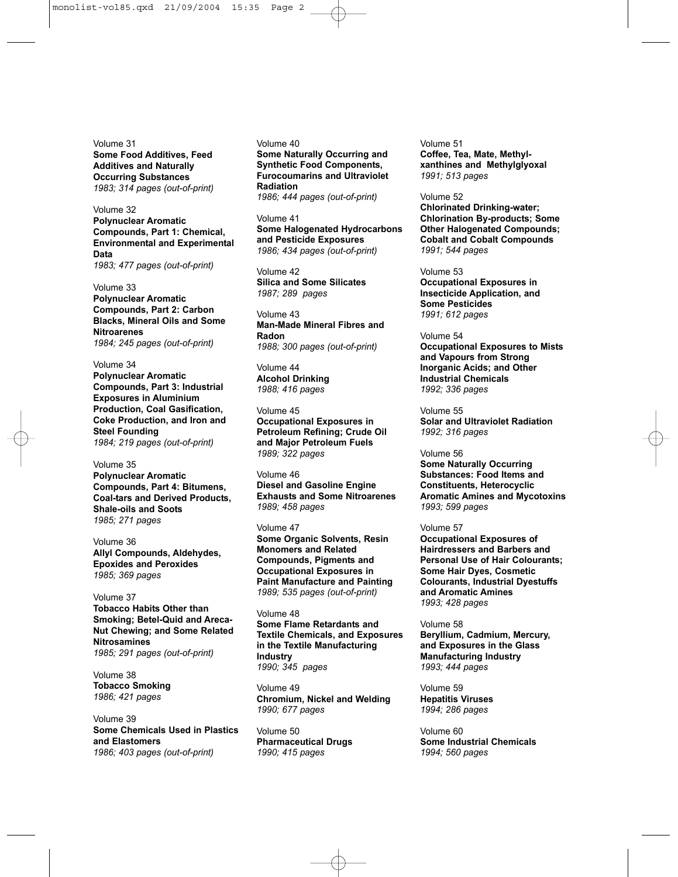Volume 31
**Some Food Additives, Feed Additives and Naturally Occurring Substances**
*1983; 314 pages (out-of-print)*

Volume 32
**Polynuclear Aromatic Compounds, Part 1: Chemical, Environmental and Experimental Data**
*1983; 477 pages (out-of-print)*

Volume 33
**Polynuclear Aromatic Compounds, Part 2: Carbon Blacks, Mineral Oils and Some Nitroarenes**
*1984; 245 pages (out-of-print)*

Volume 34
**Polynuclear Aromatic Compounds, Part 3: Industrial Exposures in Aluminium Production, Coal Gasification, Coke Production, and Iron and Steel Founding**
*1984; 219 pages (out-of-print)*

Volume 35
**Polynuclear Aromatic Compounds, Part 4: Bitumens, Coal-tars and Derived Products, Shale-oils and Soots**
*1985; 271 pages*

Volume 36
**Allyl Compounds, Aldehydes, Epoxides and Peroxides**
*1985; 369 pages*

Volume 37
**Tobacco Habits Other than Smoking; Betel-Quid and Areca-Nut Chewing; and Some Related Nitrosamines**
*1985; 291 pages (out-of-print)*

Volume 38
**Tobacco Smoking**
*1986; 421 pages*

Volume 39
**Some Chemicals Used in Plastics and Elastomers**
*1986; 403 pages (out-of-print)*

Volume 40
**Some Naturally Occurring and Synthetic Food Components, Furocoumarins and Ultraviolet Radiation**
*1986; 444 pages (out-of-print)*

Volume 41
**Some Halogenated Hydrocarbons and Pesticide Exposures**
*1986; 434 pages (out-of-print)*

Volume 42
**Silica and Some Silicates**
*1987; 289 pages*

Volume 43
**Man-Made Mineral Fibres and Radon**
*1988; 300 pages (out-of-print)*

Volume 44
**Alcohol Drinking**
*1988; 416 pages*

Volume 45
**Occupational Exposures in Petroleum Refining; Crude Oil and Major Petroleum Fuels**
*1989; 322 pages*

Volume 46
**Diesel and Gasoline Engine Exhausts and Some Nitroarenes**
*1989; 458 pages*

Volume 47
**Some Organic Solvents, Resin Monomers and Related Compounds, Pigments and Occupational Exposures in Paint Manufacture and Painting**
*1989; 535 pages (out-of-print)*

Volume 48
**Some Flame Retardants and Textile Chemicals, and Exposures in the Textile Manufacturing Industry**
*1990; 345 pages*

Volume 49
**Chromium, Nickel and Welding**
*1990; 677 pages*

Volume 50
**Pharmaceutical Drugs**
*1990; 415 pages*

Volume 51
**Coffee, Tea, Mate, Methyl-xanthines and Methylglyoxal**
*1991; 513 pages*

Volume 52
**Chlorinated Drinking-water; Chlorination By-products; Some Other Halogenated Compounds; Cobalt and Cobalt Compounds**
*1991; 544 pages*

Volume 53
**Occupational Exposures in Insecticide Application, and Some Pesticides**
*1991; 612 pages*

Volume 54
**Occupational Exposures to Mists and Vapours from Strong Inorganic Acids; and Other Industrial Chemicals**
*1992; 336 pages*

Volume 55
**Solar and Ultraviolet Radiation**
*1992; 316 pages*

Volume 56
**Some Naturally Occurring Substances: Food Items and Constituents, Heterocyclic Aromatic Amines and Mycotoxins**
*1993; 599 pages*

Volume 57
**Occupational Exposures of Hairdressers and Barbers and Personal Use of Hair Colourants; Some Hair Dyes, Cosmetic Colourants, Industrial Dyestuffs and Aromatic Amines**
*1993; 428 pages*

Volume 58
**Beryllium, Cadmium, Mercury, and Exposures in the Glass Manufacturing Industry**
*1993; 444 pages*

Volume 59
**Hepatitis Viruses**
*1994; 286 pages*

Volume 60
**Some Industrial Chemicals**
*1994; 560 pages*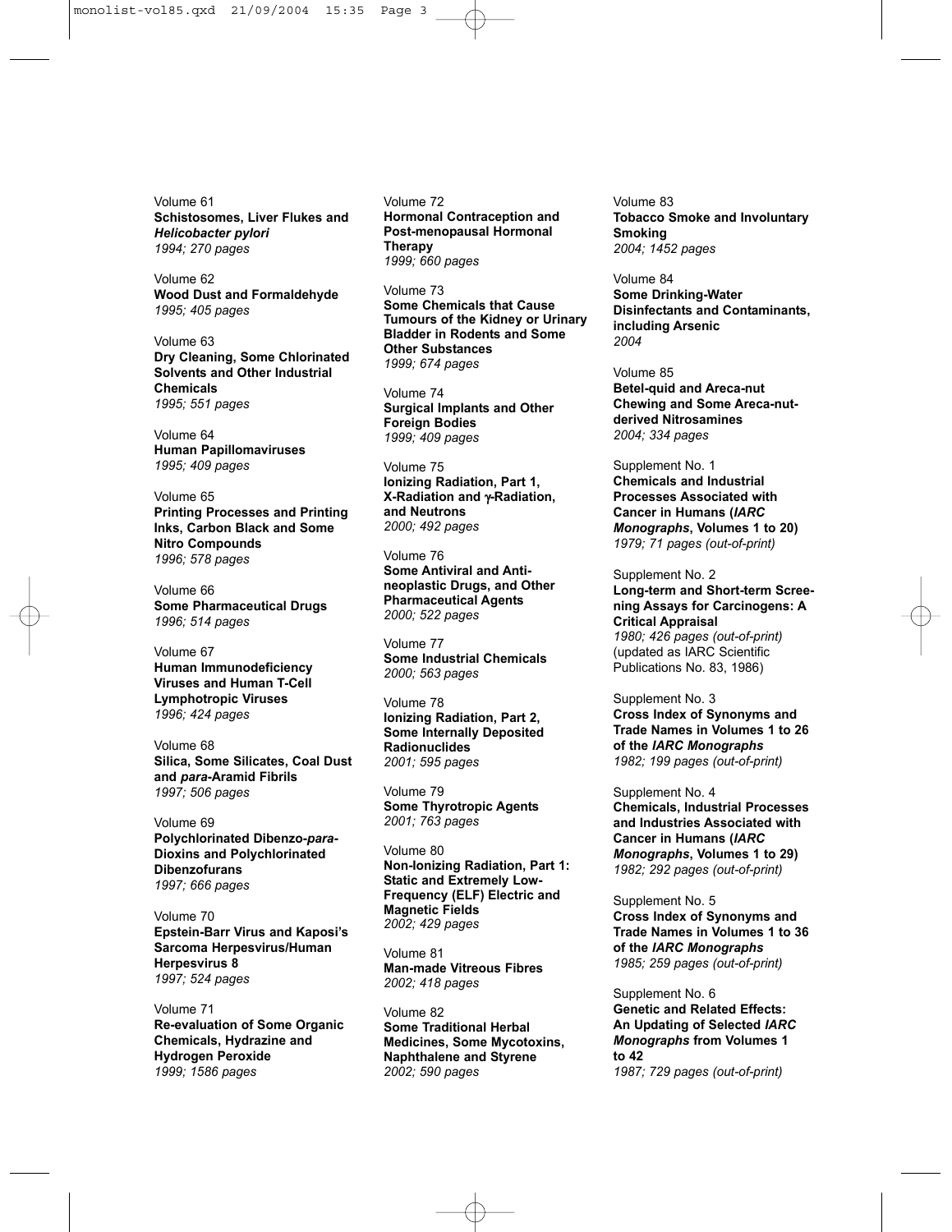Volume 61
**Schistosomes, Liver Flukes and *Helicobacter pylori***
*1994; 270 pages*

Volume 62
**Wood Dust and Formaldehyde**
*1995; 405 pages*

Volume 63
**Dry Cleaning, Some Chlorinated Solvents and Other Industrial Chemicals**
*1995; 551 pages*

Volume 64
**Human Papillomaviruses**
*1995; 409 pages*

Volume 65
**Printing Processes and Printing Inks, Carbon Black and Some Nitro Compounds**
*1996; 578 pages*

Volume 66
**Some Pharmaceutical Drugs**
*1996; 514 pages*

Volume 67
**Human Immunodeficiency Viruses and Human T-Cell Lymphotropic Viruses**
*1996; 424 pages*

Volume 68
**Silica, Some Silicates, Coal Dust and *para*-Aramid Fibrils**
*1997; 506 pages*

Volume 69
**Polychlorinated Dibenzo-*para*-Dioxins and Polychlorinated Dibenzofurans**
*1997; 666 pages*

Volume 70
**Epstein-Barr Virus and Kaposi's Sarcoma Herpesvirus/Human Herpesvirus 8**
*1997; 524 pages*

Volume 71
**Re-evaluation of Some Organic Chemicals, Hydrazine and Hydrogen Peroxide**
*1999; 1586 pages*

Volume 72
**Hormonal Contraception and Post-menopausal Hormonal Therapy**
*1999; 660 pages*

Volume 73
**Some Chemicals that Cause Tumours of the Kidney or Urinary Bladder in Rodents and Some Other Substances**
*1999; 674 pages*

Volume 74
**Surgical Implants and Other Foreign Bodies**
*1999; 409 pages*

Volume 75
**Ionizing Radiation, Part 1, X-Radiation and γ-Radiation, and Neutrons**
*2000; 492 pages*

Volume 76
**Some Antiviral and Antineoplastic Drugs, and Other Pharmaceutical Agents**
*2000; 522 pages*

Volume 77
**Some Industrial Chemicals**
*2000; 563 pages*

Volume 78
**Ionizing Radiation, Part 2, Some Internally Deposited Radionuclides**
*2001; 595 pages*

Volume 79
**Some Thyrotropic Agents**
*2001; 763 pages*

Volume 80
**Non-Ionizing Radiation, Part 1: Static and Extremely Low-Frequency (ELF) Electric and Magnetic Fields**
*2002; 429 pages*

Volume 81
**Man-made Vitreous Fibres**
*2002; 418 pages*

Volume 82
**Some Traditional Herbal Medicines, Some Mycotoxins, Naphthalene and Styrene**
*2002; 590 pages*

Volume 83
**Tobacco Smoke and Involuntary Smoking**
*2004; 1452 pages*

Volume 84
**Some Drinking-Water Disinfectants and Contaminants, including Arsenic**
*2004*

Volume 85
**Betel-quid and Areca-nut Chewing and Some Areca-nut-derived Nitrosamines**
*2004; 334 pages*

Supplement No. 1
**Chemicals and Industrial Processes Associated with Cancer in Humans (*IARC Monographs*, Volumes 1 to 20)**
*1979; 71 pages (out-of-print)*

Supplement No. 2
**Long-term and Short-term Screening Assays for Carcinogens: A Critical Appraisal**
*1980; 426 pages (out-of-print)*
(updated as IARC Scientific Publications No. 83, 1986)

Supplement No. 3
**Cross Index of Synonyms and Trade Names in Volumes 1 to 26 of the *IARC Monographs***
*1982; 199 pages (out-of-print)*

Supplement No. 4
**Chemicals, Industrial Processes and Industries Associated with Cancer in Humans (*IARC Monographs*, Volumes 1 to 29)**
*1982; 292 pages (out-of-print)*

Supplement No. 5
**Cross Index of Synonyms and Trade Names in Volumes 1 to 36 of the *IARC Monographs***
*1985; 259 pages (out-of-print)*

Supplement No. 6
**Genetic and Related Effects: An Updating of Selected *IARC Monographs* from Volumes 1 to 42**
*1987; 729 pages (out-of-print)*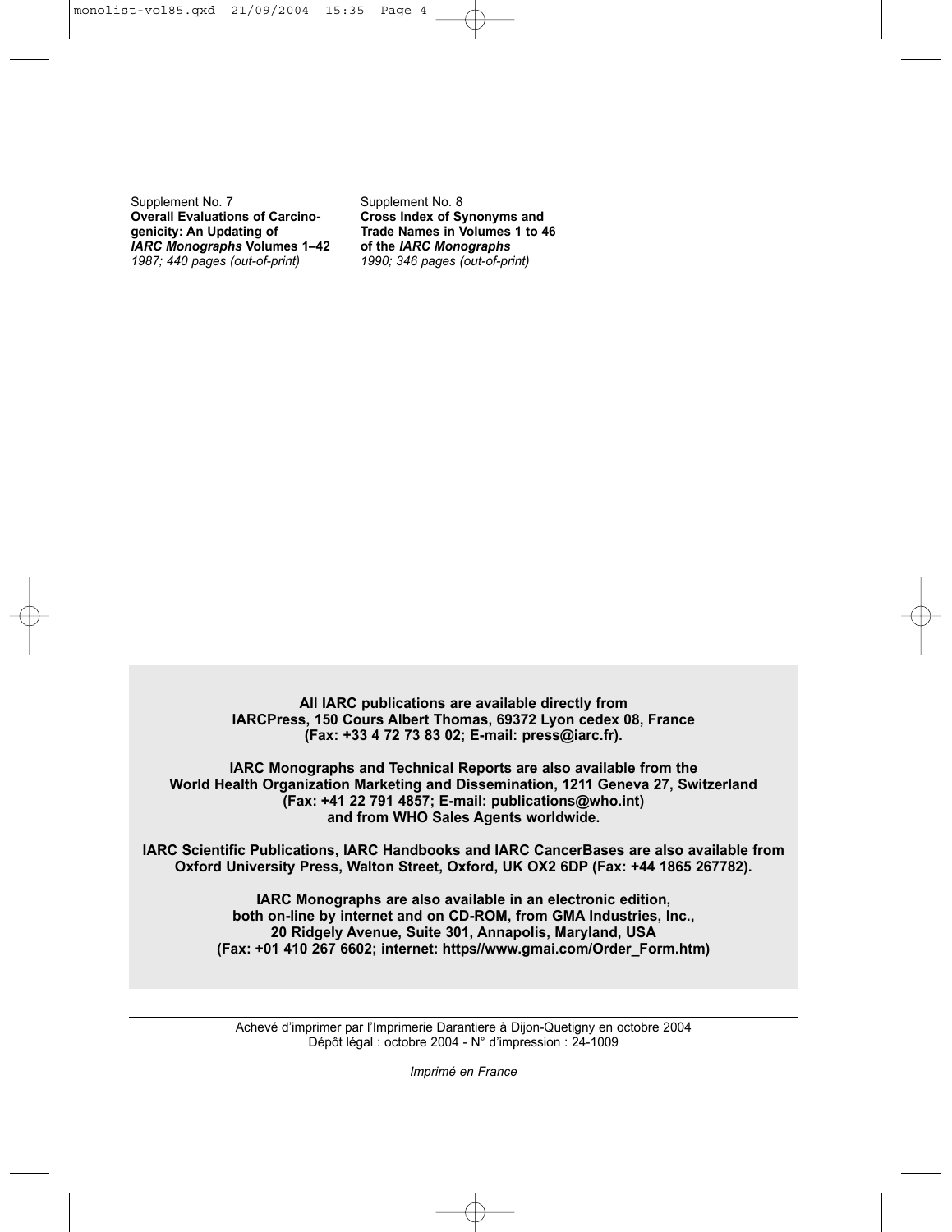Supplement No. 7
**Overall Evaluations of Carcinogenicity: An Updating of *IARC Monographs* Volumes 1–42**
*1987; 440 pages (out-of-print)*

Supplement No. 8
**Cross Index of Synonyms and Trade Names in Volumes 1 to 46 of the *IARC Monographs***
*1990; 346 pages (out-of-print)*

**All IARC publications are available directly from IARCPress, 150 Cours Albert Thomas, 69372 Lyon cedex 08, France (Fax: +33 4 72 73 83 02; E-mail: press@iarc.fr).**

**IARC Monographs and Technical Reports are also available from the World Health Organization Marketing and Dissemination, 1211 Geneva 27, Switzerland (Fax: +41 22 791 4857; E-mail: publications@who.int) and from WHO Sales Agents worldwide.**

**IARC Scientific Publications, IARC Handbooks and IARC CancerBases are also available from Oxford University Press, Walton Street, Oxford, UK OX2 6DP (Fax: +44 1865 267782).**

**IARC Monographs are also available in an electronic edition, both on-line by internet and on CD-ROM, from GMA Industries, Inc., 20 Ridgely Avenue, Suite 301, Annapolis, Maryland, USA (Fax: +01 410 267 6602; internet: https//www.gmai.com/Order_Form.htm)**

---

Achevé d'imprimer par l'Imprimerie Darantiere à Dijon-Quetigny en octobre 2004
Dépôt légal : octobre 2004 - N° d'impression : 24-1009

*Imprimé en France*